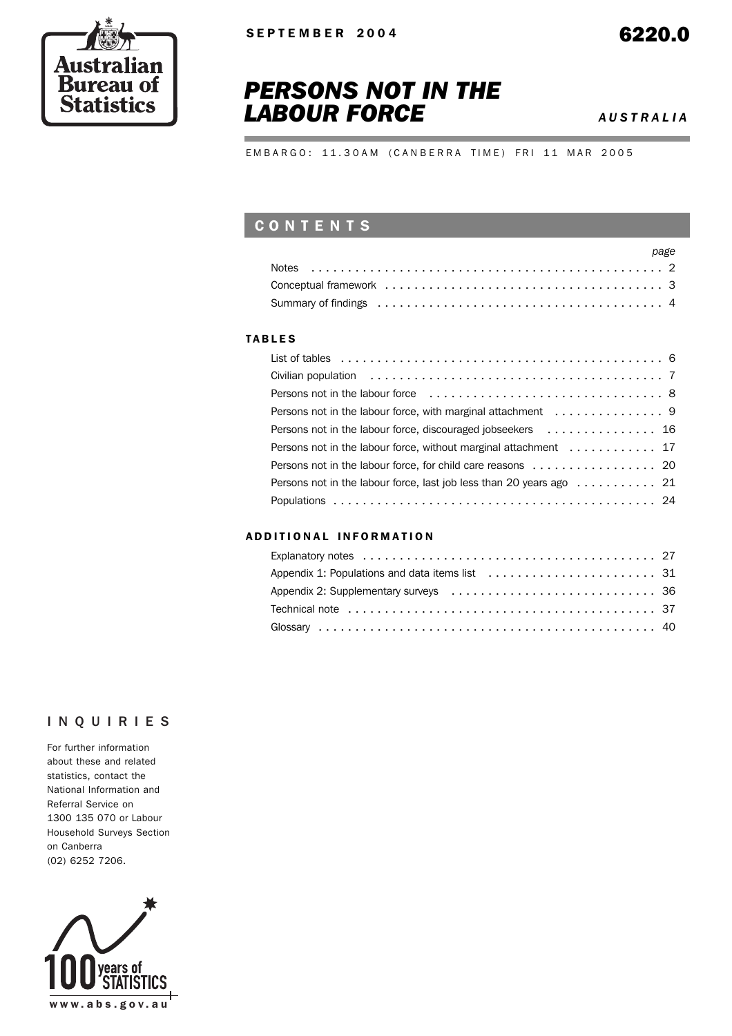Australian Bureau of Statistics

SEPTEMBER 2004

6220.0

# PERSONS NOT IN THE LABOUR FORCE

*AUSTRALIA*

EMBARGO: 11.30AM (CANBERRA TIME) FRI 11 MAR 2005

## CONTENTS

| | page |
|---|---|
| Notes | 2 |
| Conceptual framework | 3 |
| Summary of findings | 4 |

### TABLES

| | |
|---|---|
| List of tables | 6 |
| Civilian population | 7 |
| Persons not in the labour force | 8 |
| Persons not in the labour force, with marginal attachment | 9 |
| Persons not in the labour force, discouraged jobseekers | 16 |
| Persons not in the labour force, without marginal attachment | 17 |
| Persons not in the labour force, for child care reasons | 20 |
| Persons not in the labour force, last job less than 20 years ago | 21 |
| Populations | 24 |

### ADDITIONAL INFORMATION

| | |
|---|---|
| Explanatory notes | 27 |
| Appendix 1: Populations and data items list | 31 |
| Appendix 2: Supplementary surveys | 36 |
| Technical note | 37 |
| Glossary | 40 |

## INQUIRIES

For further information about these and related statistics, contact the National Information and Referral Service on 1300 135 070 or Labour Household Surveys Section on Canberra (02) 6252 7206.

100 years of STATISTICS

www.abs.gov.au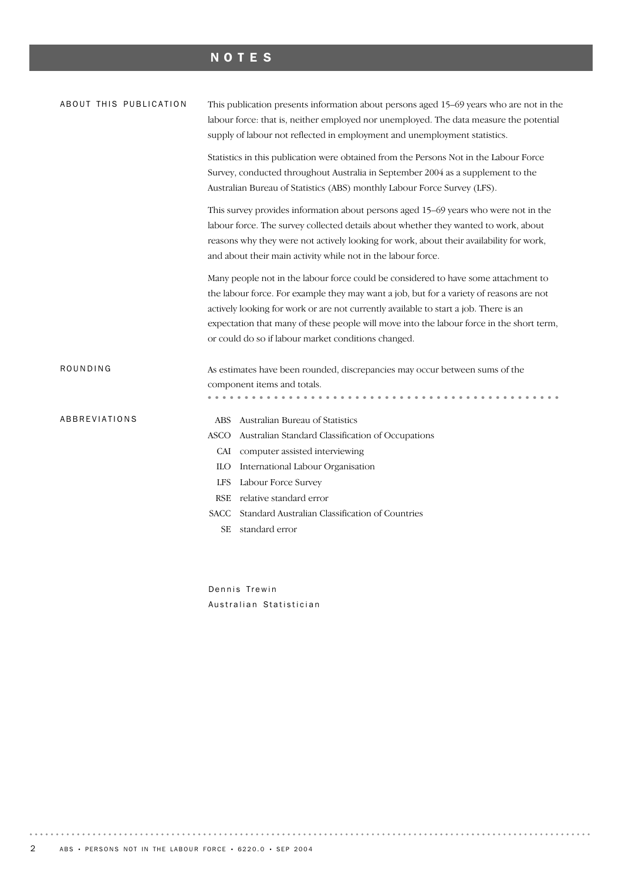# NOTES

## ABOUT THIS PUBLICATION

This publication presents information about persons aged 15–69 years who are not in the labour force: that is, neither employed nor unemployed. The data measure the potential supply of labour not reflected in employment and unemployment statistics.

Statistics in this publication were obtained from the Persons Not in the Labour Force Survey, conducted throughout Australia in September 2004 as a supplement to the Australian Bureau of Statistics (ABS) monthly Labour Force Survey (LFS).

This survey provides information about persons aged 15–69 years who were not in the labour force. The survey collected details about whether they wanted to work, about reasons why they were not actively looking for work, about their availability for work, and about their main activity while not in the labour force.

Many people not in the labour force could be considered to have some attachment to the labour force. For example they may want a job, but for a variety of reasons are not actively looking for work or are not currently available to start a job. There is an expectation that many of these people will move into the labour force in the short term, or could do so if labour market conditions changed.

## ROUNDING

As estimates have been rounded, discrepancies may occur between sums of the component items and totals.

## ABBREVIATIONS

| | |
|---|---|
| ABS | Australian Bureau of Statistics |
| ASCO | Australian Standard Classification of Occupations |
| CAI | computer assisted interviewing |
| ILO | International Labour Organisation |
| LFS | Labour Force Survey |
| RSE | relative standard error |
| SACC | Standard Australian Classification of Countries |
| SE | standard error |

Dennis Trewin
Australian Statistician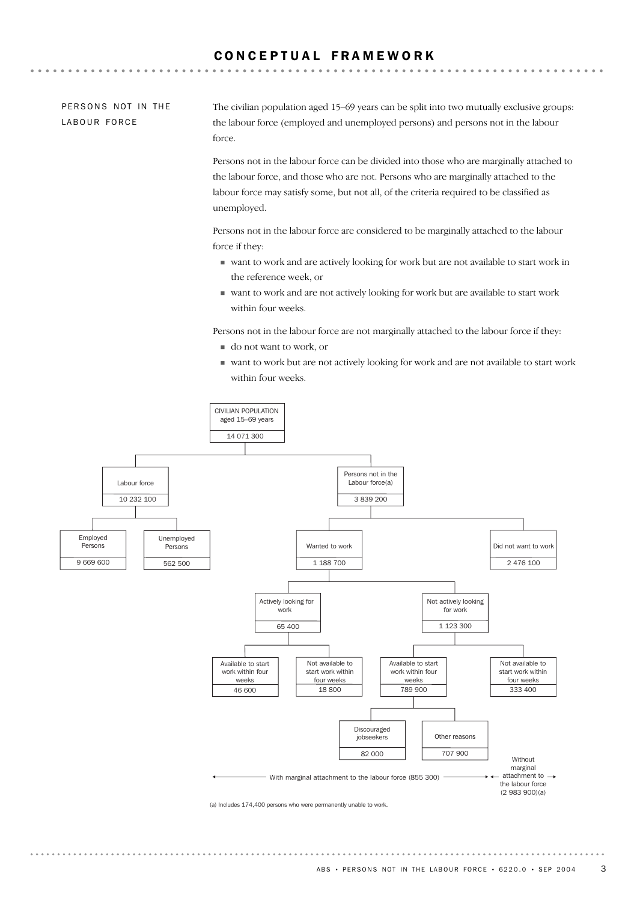# CONCEPTUAL FRAMEWORK

## PERSONS NOT IN THE LABOUR FORCE

The civilian population aged 15–69 years can be split into two mutually exclusive groups: the labour force (employed and unemployed persons) and persons not in the labour force.

Persons not in the labour force can be divided into those who are marginally attached to the labour force, and those who are not. Persons who are marginally attached to the labour force may satisfy some, but not all, of the criteria required to be classified as unemployed.

Persons not in the labour force are considered to be marginally attached to the labour force if they:

- want to work and are actively looking for work but are not available to start work in the reference week, or
- want to work and are not actively looking for work but are available to start work within four weeks.

Persons not in the labour force are not marginally attached to the labour force if they:

- do not want to work, or
- want to work but are not actively looking for work and are not available to start work within four weeks.

CIVILIAN POPULATION aged 15–69 years
14 071 300

Labour force
10 232 100

Persons not in the Labour force(a)
3 839 200

Employed Persons
9 669 600

Unemployed Persons
562 500

Wanted to work
1 188 700

Did not want to work
2 476 100

Actively looking for work
65 400

Not actively looking for work
1 123 300

Available to start work within four weeks
46 600

Not available to start work within four weeks
18 800

Available to start work within four weeks
789 900

Not available to start work within four weeks
333 400

Discouraged jobseekers
82 000

Other reasons
707 900

With marginal attachment to the labour force (855 300)

Without marginal attachment to the labour force (2 983 900)(a)

(a) Includes 174,400 persons who were permanently unable to work.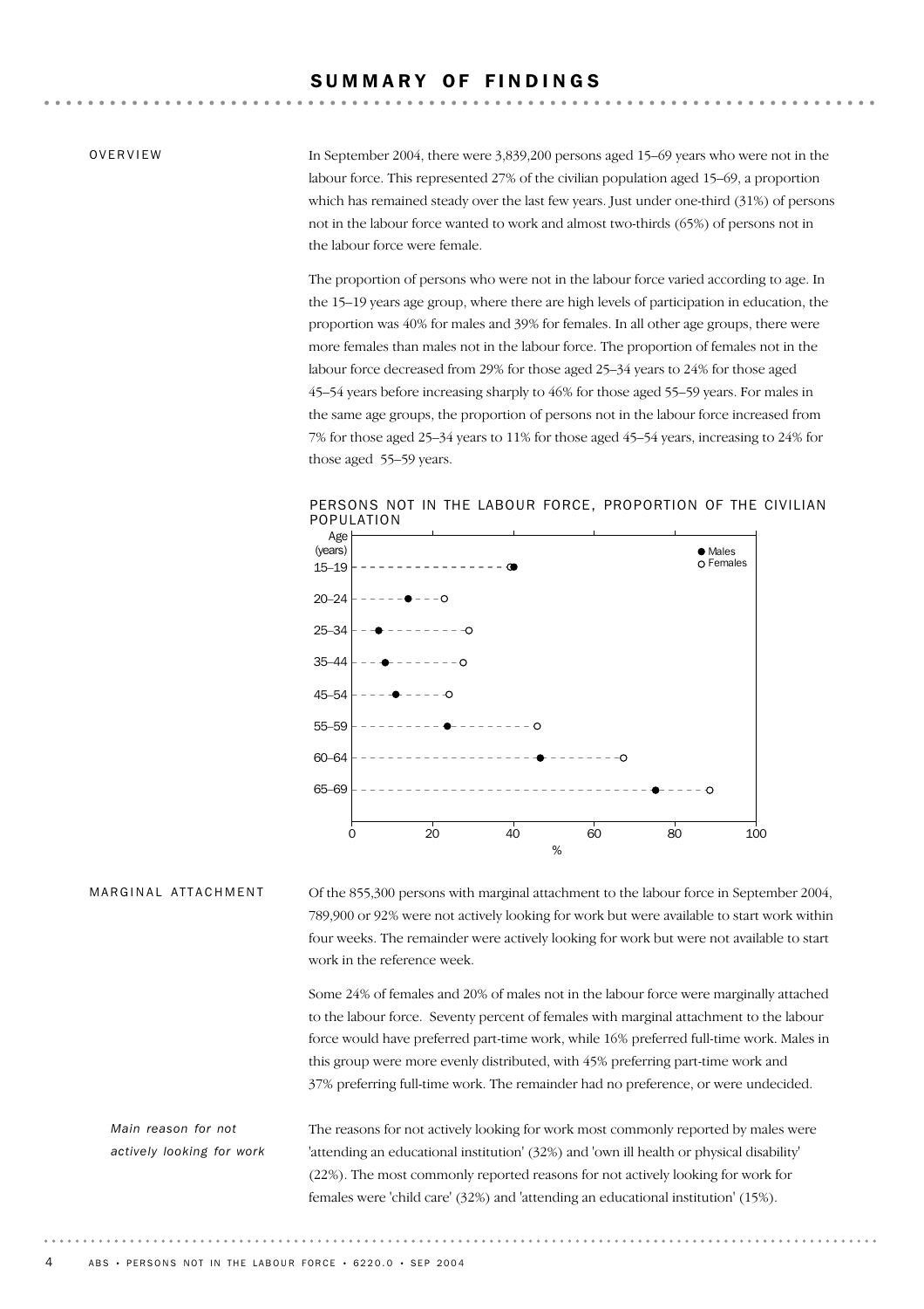# SUMMARY OF FINDINGS

## OVERVIEW

In September 2004, there were 3,839,200 persons aged 15–69 years who were not in the labour force. This represented 27% of the civilian population aged 15–69, a proportion which has remained steady over the last few years. Just under one-third (31%) of persons not in the labour force wanted to work and almost two-thirds (65%) of persons not in the labour force were female.

The proportion of persons who were not in the labour force varied according to age. In the 15–19 years age group, where there are high levels of participation in education, the proportion was 40% for males and 39% for females. In all other age groups, there were more females than males not in the labour force. The proportion of females not in the labour force decreased from 29% for those aged 25–34 years to 24% for those aged 45–54 years before increasing sharply to 46% for those aged 55–59 years. For males in the same age groups, the proportion of persons not in the labour force increased from 7% for those aged 25–34 years to 11% for those aged 45–54 years, increasing to 24% for those aged 55–59 years.

PERSONS NOT IN THE LABOUR FORCE, PROPORTION OF THE CIVILIAN POPULATION

Age (years)
15–19
20–24
25–34
35–44
45–54
55–59
60–64
65–69

Males
Females

0
20
40
60
80
100
%

## MARGINAL ATTACHMENT

Of the 855,300 persons with marginal attachment to the labour force in September 2004, 789,900 or 92% were not actively looking for work but were available to start work within four weeks. The remainder were actively looking for work but were not available to start work in the reference week.

Some 24% of females and 20% of males not in the labour force were marginally attached to the labour force. Seventy percent of females with marginal attachment to the labour force would have preferred part-time work, while 16% preferred full-time work. Males in this group were more evenly distributed, with 45% preferring part-time work and 37% preferring full-time work. The remainder had no preference, or were undecided.

### *Main reason for not actively looking for work*

The reasons for not actively looking for work most commonly reported by males were 'attending an educational institution' (32%) and 'own ill health or physical disability' (22%). The most commonly reported reasons for not actively looking for work for females were 'child care' (32%) and 'attending an educational institution' (15%).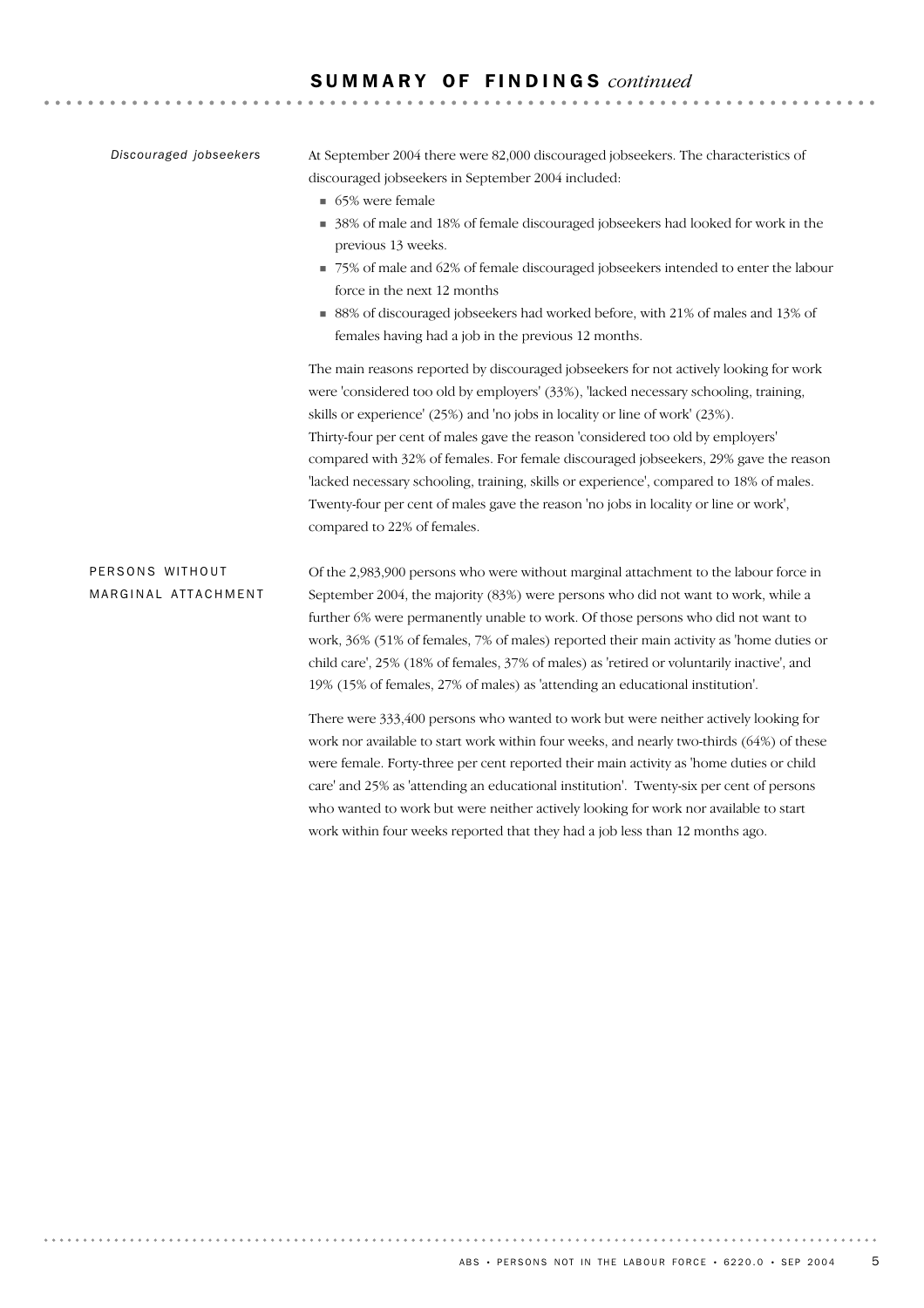## SUMMARY OF FINDINGS *continued*

*Discouraged jobseekers*

At September 2004 there were 82,000 discouraged jobseekers. The characteristics of discouraged jobseekers in September 2004 included:

- 65% were female
- 38% of male and 18% of female discouraged jobseekers had looked for work in the previous 13 weeks.
- 75% of male and 62% of female discouraged jobseekers intended to enter the labour force in the next 12 months
- 88% of discouraged jobseekers had worked before, with 21% of males and 13% of females having had a job in the previous 12 months.

The main reasons reported by discouraged jobseekers for not actively looking for work were 'considered too old by employers' (33%), 'lacked necessary schooling, training, skills or experience' (25%) and 'no jobs in locality or line of work' (23%). Thirty-four per cent of males gave the reason 'considered too old by employers' compared with 32% of females. For female discouraged jobseekers, 29% gave the reason 'lacked necessary schooling, training, skills or experience', compared to 18% of males. Twenty-four per cent of males gave the reason 'no jobs in locality or line or work', compared to 22% of females.

### PERSONS WITHOUT MARGINAL ATTACHMENT

Of the 2,983,900 persons who were without marginal attachment to the labour force in September 2004, the majority (83%) were persons who did not want to work, while a further 6% were permanently unable to work. Of those persons who did not want to work, 36% (51% of females, 7% of males) reported their main activity as 'home duties or child care', 25% (18% of females, 37% of males) as 'retired or voluntarily inactive', and 19% (15% of females, 27% of males) as 'attending an educational institution'.

There were 333,400 persons who wanted to work but were neither actively looking for work nor available to start work within four weeks, and nearly two-thirds (64%) of these were female. Forty-three per cent reported their main activity as 'home duties or child care' and 25% as 'attending an educational institution'. Twenty-six per cent of persons who wanted to work but were neither actively looking for work nor available to start work within four weeks reported that they had a job less than 12 months ago.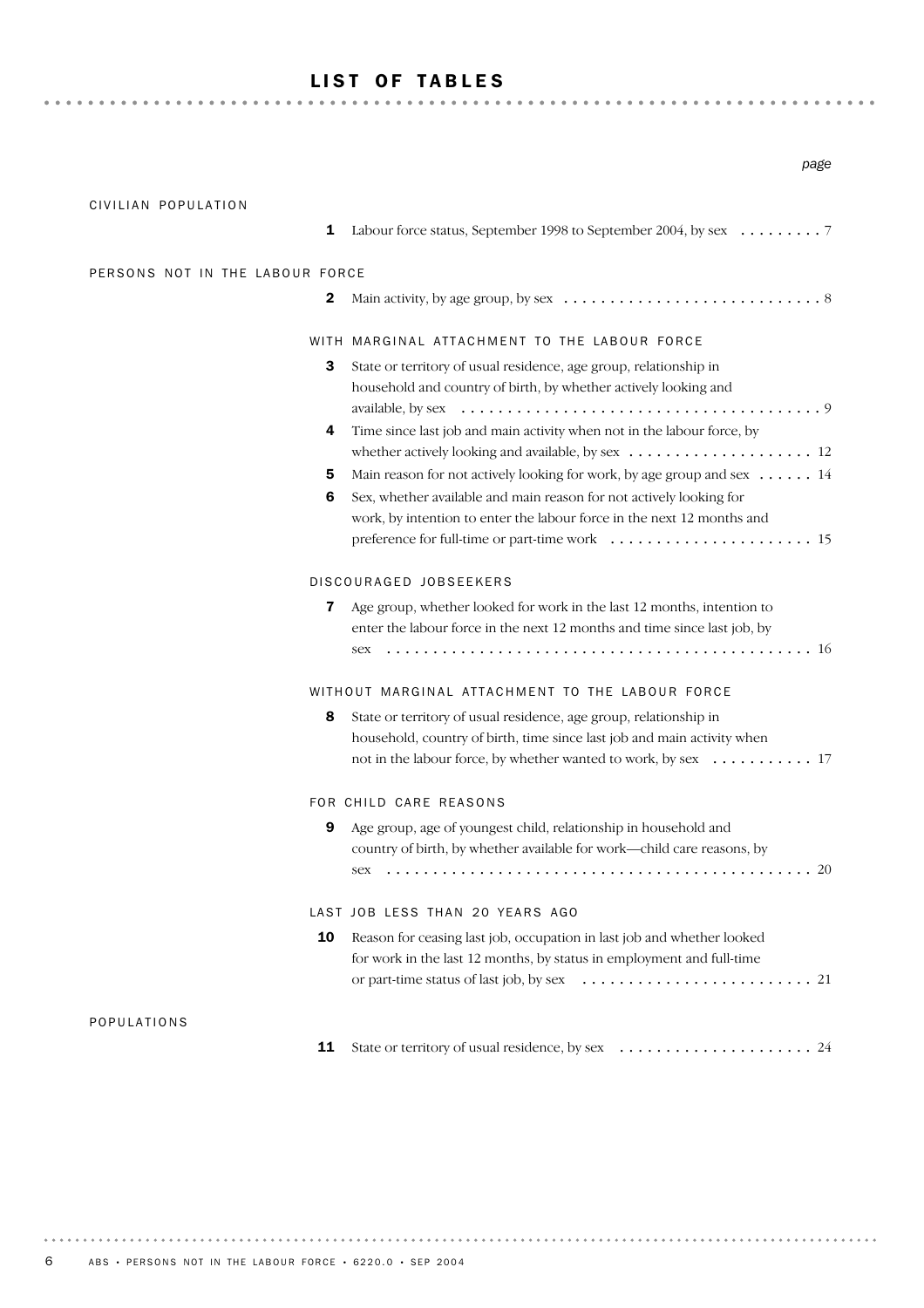# LIST OF TABLES

*page*

CIVILIAN POPULATION

**1** Labour force status, September 1998 to September 2004, by sex . . . . . . . . . 7

PERSONS NOT IN THE LABOUR FORCE

**2** Main activity, by age group, by sex . . . . . . . . . . . . . . . . . . . . . . . . . . . . 8

WITH MARGINAL ATTACHMENT TO THE LABOUR FORCE

**3** State or territory of usual residence, age group, relationship in household and country of birth, by whether actively looking and available, by sex . . . . . . . . . . . . . . . . . . . . . . . . . . . . . . . . . . . . . . 9

**4** Time since last job and main activity when not in the labour force, by whether actively looking and available, by sex . . . . . . . . . . . . . . . . . . . . 12

**5** Main reason for not actively looking for work, by age group and sex . . . . . . 14

**6** Sex, whether available and main reason for not actively looking for work, by intention to enter the labour force in the next 12 months and preference for full-time or part-time work . . . . . . . . . . . . . . . . . . . . . . 15

DISCOURAGED JOBSEEKERS

**7** Age group, whether looked for work in the last 12 months, intention to enter the labour force in the next 12 months and time since last job, by sex . . . . . . . . . . . . . . . . . . . . . . . . . . . . . . . . . . . . . . . . . . . . . . 16

WITHOUT MARGINAL ATTACHMENT TO THE LABOUR FORCE

**8** State or territory of usual residence, age group, relationship in household, country of birth, time since last job and main activity when not in the labour force, by whether wanted to work, by sex . . . . . . . . . . 17

FOR CHILD CARE REASONS

**9** Age group, age of youngest child, relationship in household and country of birth, by whether available for work—child care reasons, by sex . . . . . . . . . . . . . . . . . . . . . . . . . . . . . . . . . . . . . . . . . . . . . . 20

LAST JOB LESS THAN 20 YEARS AGO

**10** Reason for ceasing last job, occupation in last job and whether looked for work in the last 12 months, by status in employment and full-time or part-time status of last job, by sex . . . . . . . . . . . . . . . . . . . . . . . . . 21

POPULATIONS

**11** State or territory of usual residence, by sex . . . . . . . . . . . . . . . . . . . . . 24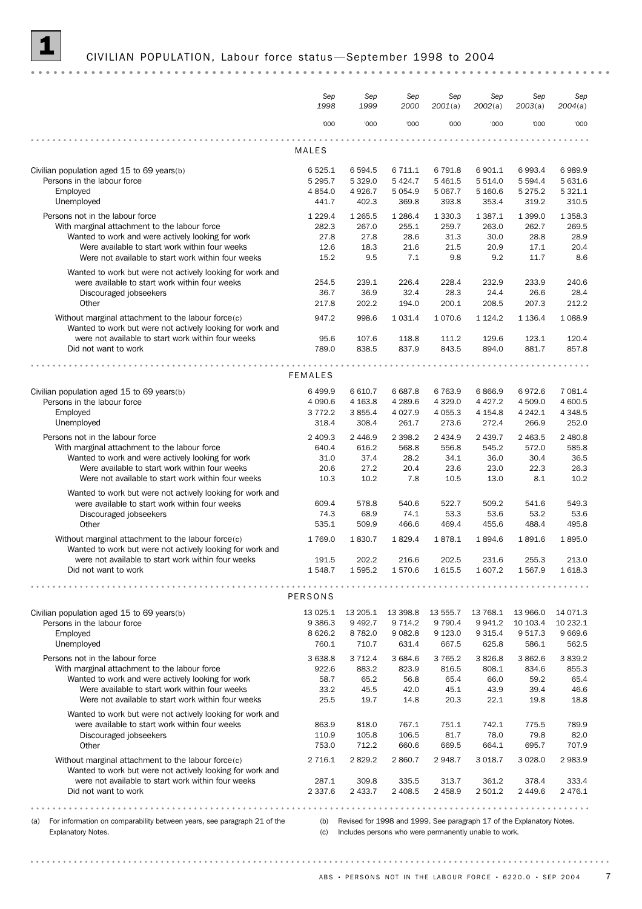# 1 CIVILIAN POPULATION, Labour force status—September 1998 to 2004

| | Sep 1998 | Sep 1999 | Sep 2000 | Sep 2001(a) | Sep 2002(a) | Sep 2003(a) | Sep 2004(a) |
|---|---|---|---|---|---|---|---|
| | '000 | '000 | '000 | '000 | '000 | '000 | '000 |
| **MALES** | | | | | | | |
| Civilian population aged 15 to 69 years(b) | 6 525.1 | 6 594.5 | 6 711.1 | 6 791.8 | 6 901.1 | 6 993.4 | 6 989.9 |
| Persons in the labour force | 5 295.7 | 5 329.0 | 5 424.7 | 5 461.5 | 5 514.0 | 5 594.4 | 5 631.6 |
| Employed | 4 854.0 | 4 926.7 | 5 054.9 | 5 067.7 | 5 160.6 | 5 275.2 | 5 321.1 |
| Unemployed | 441.7 | 402.3 | 369.8 | 393.8 | 353.4 | 319.2 | 310.5 |
| Persons not in the labour force | 1 229.4 | 1 265.5 | 1 286.4 | 1 330.3 | 1 387.1 | 1 399.0 | 1 358.3 |
| With marginal attachment to the labour force | 282.3 | 267.0 | 255.1 | 259.7 | 263.0 | 262.7 | 269.5 |
| Wanted to work and were actively looking for work | 27.8 | 27.8 | 28.6 | 31.3 | 30.0 | 28.8 | 28.9 |
| Were available to start work within four weeks | 12.6 | 18.3 | 21.6 | 21.5 | 20.9 | 17.1 | 20.4 |
| Were not available to start work within four weeks | 15.2 | 9.5 | 7.1 | 9.8 | 9.2 | 11.7 | 8.6 |
| Wanted to work but were not actively looking for work and were available to start work within four weeks | 254.5 | 239.1 | 226.4 | 228.4 | 232.9 | 233.9 | 240.6 |
| Discouraged jobseekers | 36.7 | 36.9 | 32.4 | 28.3 | 24.4 | 26.6 | 28.4 |
| Other | 217.8 | 202.2 | 194.0 | 200.1 | 208.5 | 207.3 | 212.2 |
| Without marginal attachment to the labour force(c) | 947.2 | 998.6 | 1 031.4 | 1 070.6 | 1 124.2 | 1 136.4 | 1 088.9 |
| Wanted to work but were not actively looking for work and were not available to start work within four weeks | 95.6 | 107.6 | 118.8 | 111.2 | 129.6 | 123.1 | 120.4 |
| Did not want to work | 789.0 | 838.5 | 837.9 | 843.5 | 894.0 | 881.7 | 857.8 |
| **FEMALES** | | | | | | | |
| Civilian population aged 15 to 69 years(b) | 6 499.9 | 6 610.7 | 6 687.8 | 6 763.9 | 6 866.9 | 6 972.6 | 7 081.4 |
| Persons in the labour force | 4 090.6 | 4 163.8 | 4 289.6 | 4 329.0 | 4 427.2 | 4 509.0 | 4 600.5 |
| Employed | 3 772.2 | 3 855.4 | 4 027.9 | 4 055.3 | 4 154.8 | 4 242.1 | 4 348.5 |
| Unemployed | 318.4 | 308.4 | 261.7 | 273.6 | 272.4 | 266.9 | 252.0 |
| Persons not in the labour force | 2 409.3 | 2 446.9 | 2 398.2 | 2 434.9 | 2 439.7 | 2 463.5 | 2 480.8 |
| With marginal attachment to the labour force | 640.4 | 616.2 | 568.8 | 556.8 | 545.2 | 572.0 | 585.8 |
| Wanted to work and were actively looking for work | 31.0 | 37.4 | 28.2 | 34.1 | 36.0 | 30.4 | 36.5 |
| Were available to start work within four weeks | 20.6 | 27.2 | 20.4 | 23.6 | 23.0 | 22.3 | 26.3 |
| Were not available to start work within four weeks | 10.3 | 10.2 | 7.8 | 10.5 | 13.0 | 8.1 | 10.2 |
| Wanted to work but were not actively looking for work and were available to start work within four weeks | 609.4 | 578.8 | 540.6 | 522.7 | 509.2 | 541.6 | 549.3 |
| Discouraged jobseekers | 74.3 | 68.9 | 74.1 | 53.3 | 53.6 | 53.2 | 53.6 |
| Other | 535.1 | 509.9 | 466.6 | 469.4 | 455.6 | 488.4 | 495.8 |
| Without marginal attachment to the labour force(c) | 1 769.0 | 1 830.7 | 1 829.4 | 1 878.1 | 1 894.6 | 1 891.6 | 1 895.0 |
| Wanted to work but were not actively looking for work and were not available to start work within four weeks | 191.5 | 202.2 | 216.6 | 202.5 | 231.6 | 255.3 | 213.0 |
| Did not want to work | 1 548.7 | 1 595.2 | 1 570.6 | 1 615.5 | 1 607.2 | 1 567.9 | 1 618.3 |
| **PERSONS** | | | | | | | |
| Civilian population aged 15 to 69 years(b) | 13 025.1 | 13 205.1 | 13 398.8 | 13 555.7 | 13 768.1 | 13 966.0 | 14 071.3 |
| Persons in the labour force | 9 386.3 | 9 492.7 | 9 714.2 | 9 790.4 | 9 941.2 | 10 103.4 | 10 232.1 |
| Employed | 8 626.2 | 8 782.0 | 9 082.8 | 9 123.0 | 9 315.4 | 9 517.3 | 9 669.6 |
| Unemployed | 760.1 | 710.7 | 631.4 | 667.5 | 625.8 | 586.1 | 562.5 |
| Persons not in the labour force | 3 638.8 | 3 712.4 | 3 684.6 | 3 765.2 | 3 826.8 | 3 862.6 | 3 839.2 |
| With marginal attachment to the labour force | 922.6 | 883.2 | 823.9 | 816.5 | 808.1 | 834.6 | 855.3 |
| Wanted to work and were actively looking for work | 58.7 | 65.2 | 56.8 | 65.4 | 66.0 | 59.2 | 65.4 |
| Were available to start work within four weeks | 33.2 | 45.5 | 42.0 | 45.1 | 43.9 | 39.4 | 46.6 |
| Were not available to start work within four weeks | 25.5 | 19.7 | 14.8 | 20.3 | 22.1 | 19.8 | 18.8 |
| Wanted to work but were not actively looking for work and were available to start work within four weeks | 863.9 | 818.0 | 767.1 | 751.1 | 742.1 | 775.5 | 789.9 |
| Discouraged jobseekers | 110.9 | 105.8 | 106.5 | 81.7 | 78.0 | 79.8 | 82.0 |
| Other | 753.0 | 712.2 | 660.6 | 669.5 | 664.1 | 695.7 | 707.9 |
| Without marginal attachment to the labour force(c) | 2 716.1 | 2 829.2 | 2 860.7 | 2 948.7 | 3 018.7 | 3 028.0 | 2 983.9 |
| Wanted to work but were not actively looking for work and were not available to start work within four weeks | 287.1 | 309.8 | 335.5 | 313.7 | 361.2 | 378.4 | 333.4 |
| Did not want to work | 2 337.6 | 2 433.7 | 2 408.5 | 2 458.9 | 2 501.2 | 2 449.6 | 2 476.1 |

(a) For information on comparability between years, see paragraph 21 of the Explanatory Notes.

(b) Revised for 1998 and 1999. See paragraph 17 of the Explanatory Notes.

(c) Includes persons who were permanently unable to work.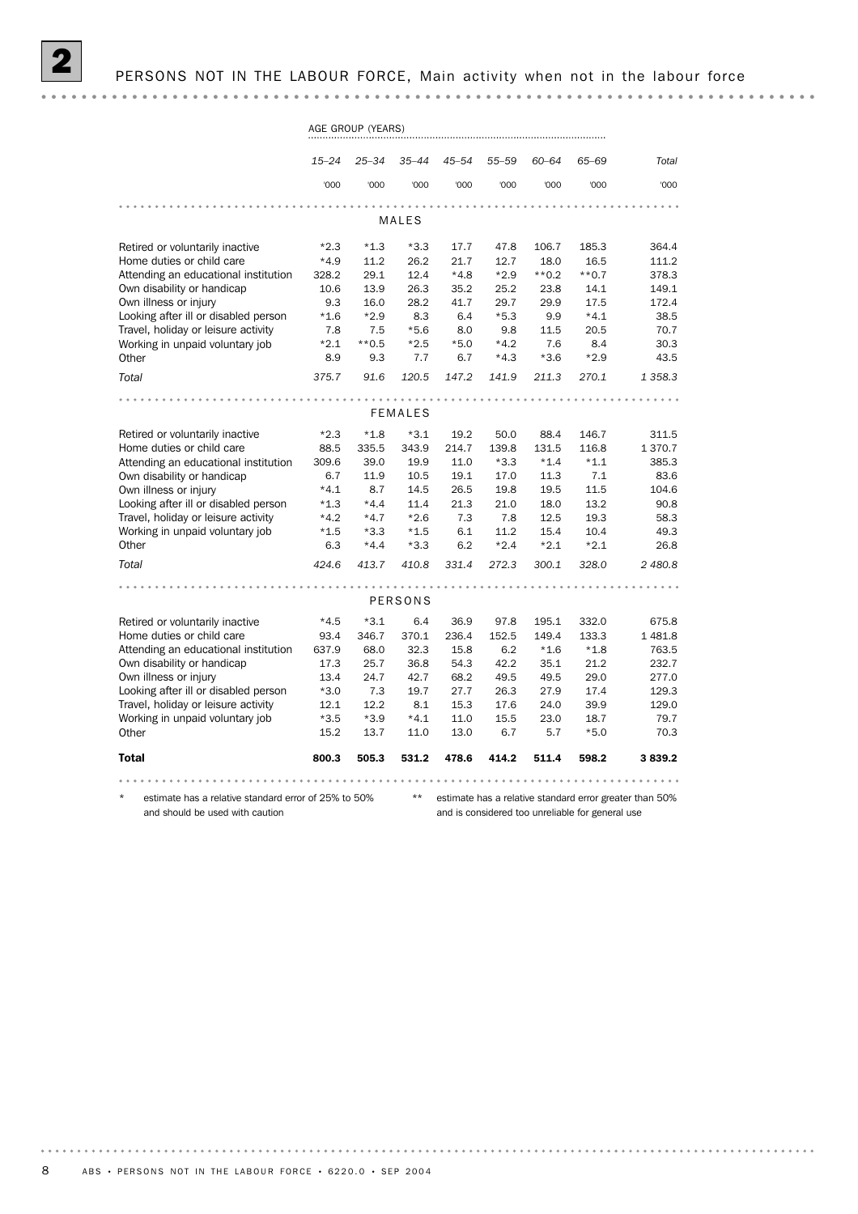## 2 PERSONS NOT IN THE LABOUR FORCE, Main activity when not in the labour force

| | AGE GROUP (YEARS) | | | | | | | |
|---|---|---|---|---|---|---|---|---|
| | *15–24* | *25–34* | *35–44* | *45–54* | *55–59* | *60–64* | *65–69* | *Total* |
| | '000 | '000 | '000 | '000 | '000 | '000 | '000 | '000 |
| **MALES** | | | | | | | | |
| Retired or voluntarily inactive | *2.3 | *1.3 | *3.3 | 17.7 | 47.8 | 106.7 | 185.3 | 364.4 |
| Home duties or child care | *4.9 | 11.2 | 26.2 | 21.7 | 12.7 | 18.0 | 16.5 | 111.2 |
| Attending an educational institution | 328.2 | 29.1 | 12.4 | *4.8 | *2.9 | **0.2 | **0.7 | 378.3 |
| Own disability or handicap | 10.6 | 13.9 | 26.3 | 35.2 | 25.2 | 23.8 | 14.1 | 149.1 |
| Own illness or injury | 9.3 | 16.0 | 28.2 | 41.7 | 29.7 | 29.9 | 17.5 | 172.4 |
| Looking after ill or disabled person | *1.6 | *2.9 | 8.3 | 6.4 | *5.3 | 9.9 | *4.1 | 38.5 |
| Travel, holiday or leisure activity | 7.8 | 7.5 | *5.6 | 8.0 | 9.8 | 11.5 | 20.5 | 70.7 |
| Working in unpaid voluntary job | *2.1 | **0.5 | *2.5 | *5.0 | *4.2 | 7.6 | 8.4 | 30.3 |
| Other | 8.9 | 9.3 | 7.7 | 6.7 | *4.3 | *3.6 | *2.9 | 43.5 |
| *Total* | *375.7* | *91.6* | *120.5* | *147.2* | *141.9* | *211.3* | *270.1* | *1 358.3* |
| **FEMALES** | | | | | | | | |
| Retired or voluntarily inactive | *2.3 | *1.8 | *3.1 | 19.2 | 50.0 | 88.4 | 146.7 | 311.5 |
| Home duties or child care | 88.5 | 335.5 | 343.9 | 214.7 | 139.8 | 131.5 | 116.8 | 1 370.7 |
| Attending an educational institution | 309.6 | 39.0 | 19.9 | 11.0 | *3.3 | *1.4 | *1.1 | 385.3 |
| Own disability or handicap | 6.7 | 11.9 | 10.5 | 19.1 | 17.0 | 11.3 | 7.1 | 83.6 |
| Own illness or injury | *4.1 | 8.7 | 14.5 | 26.5 | 19.8 | 19.5 | 11.5 | 104.6 |
| Looking after ill or disabled person | *1.3 | *4.4 | 11.4 | 21.3 | 21.0 | 18.0 | 13.2 | 90.8 |
| Travel, holiday or leisure activity | *4.2 | *4.7 | *2.6 | 7.3 | 7.8 | 12.5 | 19.3 | 58.3 |
| Working in unpaid voluntary job | *1.5 | *3.3 | *1.5 | 6.1 | 11.2 | 15.4 | 10.4 | 49.3 |
| Other | 6.3 | *4.4 | *3.3 | 6.2 | *2.4 | *2.1 | *2.1 | 26.8 |
| *Total* | *424.6* | *413.7* | *410.8* | *331.4* | *272.3* | *300.1* | *328.0* | *2 480.8* |
| **PERSONS** | | | | | | | | |
| Retired or voluntarily inactive | *4.5 | *3.1 | 6.4 | 36.9 | 97.8 | 195.1 | 332.0 | 675.8 |
| Home duties or child care | 93.4 | 346.7 | 370.1 | 236.4 | 152.5 | 149.4 | 133.3 | 1 481.8 |
| Attending an educational institution | 637.9 | 68.0 | 32.3 | 15.8 | 6.2 | *1.6 | *1.8 | 763.5 |
| Own disability or handicap | 17.3 | 25.7 | 36.8 | 54.3 | 42.2 | 35.1 | 21.2 | 232.7 |
| Own illness or injury | 13.4 | 24.7 | 42.7 | 68.2 | 49.5 | 49.5 | 29.0 | 277.0 |
| Looking after ill or disabled person | *3.0 | 7.3 | 19.7 | 27.7 | 26.3 | 27.9 | 17.4 | 129.3 |
| Travel, holiday or leisure activity | 12.1 | 12.2 | 8.1 | 15.3 | 17.6 | 24.0 | 39.9 | 129.0 |
| Working in unpaid voluntary job | *3.5 | *3.9 | *4.1 | 11.0 | 15.5 | 23.0 | 18.7 | 79.7 |
| Other | 15.2 | 13.7 | 11.0 | 13.0 | 6.7 | 5.7 | *5.0 | 70.3 |
| **Total** | **800.3** | **505.3** | **531.2** | **478.6** | **414.2** | **511.4** | **598.2** | **3 839.2** |

\* estimate has a relative standard error of 25% to 50% and should be used with caution

\*\* estimate has a relative standard error greater than 50% and is considered too unreliable for general use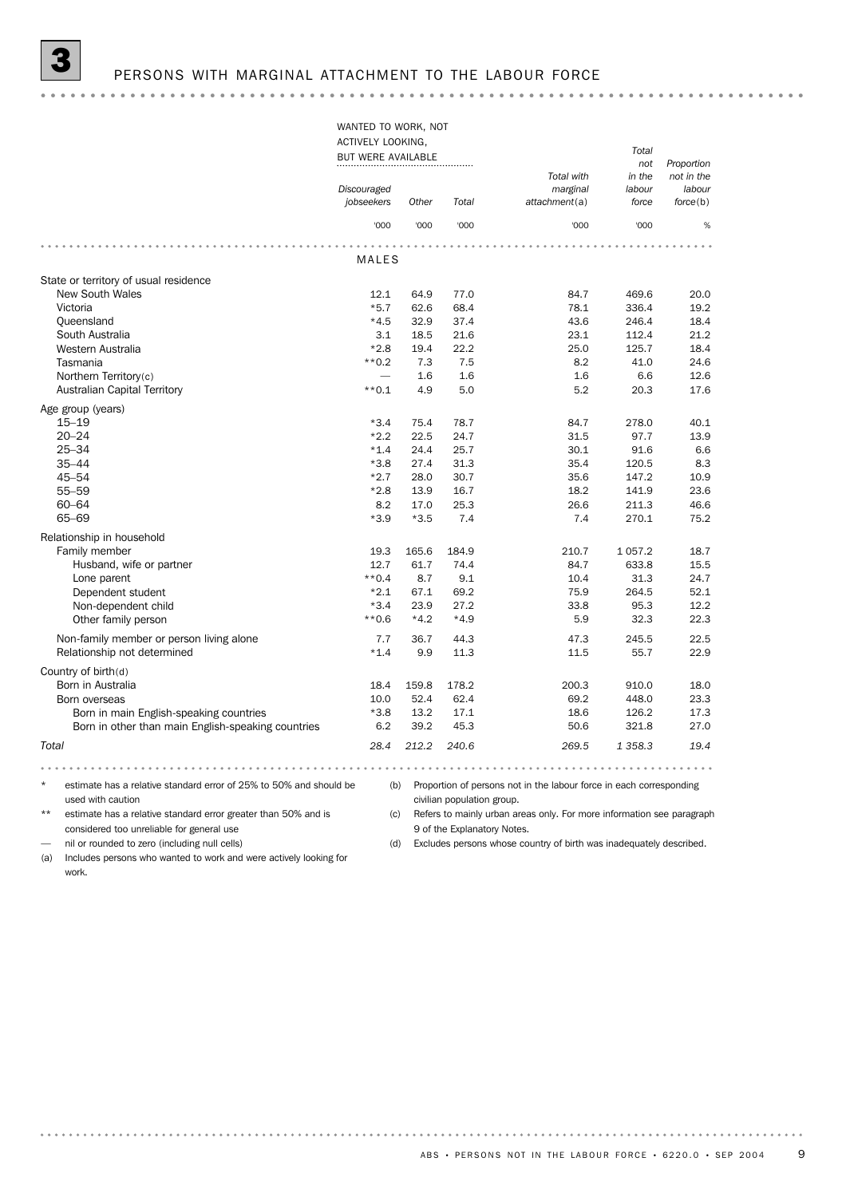# 3 PERSONS WITH MARGINAL ATTACHMENT TO THE LABOUR FORCE

| | WANTED TO WORK, NOT ACTIVELY LOOKING, BUT WERE AVAILABLE | | | | | |
|---|---|---|---|---|---|---|
| | *Discouraged jobseekers* | *Other* | *Total* | *Total with marginal attachment*(a) | *Total not in the labour force* | *Proportion not in the labour force*(b) |
| | '000 | '000 | '000 | '000 | '000 | % |
| **MALES** | | | | | | |
| State or territory of usual residence | | | | | | |
| New South Wales | 12.1 | 64.9 | 77.0 | 84.7 | 469.6 | 20.0 |
| Victoria | *5.7 | 62.6 | 68.4 | 78.1 | 336.4 | 19.2 |
| Queensland | *4.5 | 32.9 | 37.4 | 43.6 | 246.4 | 18.4 |
| South Australia | 3.1 | 18.5 | 21.6 | 23.1 | 112.4 | 21.2 |
| Western Australia | *2.8 | 19.4 | 22.2 | 25.0 | 125.7 | 18.4 |
| Tasmania | **0.2 | 7.3 | 7.5 | 8.2 | 41.0 | 24.6 |
| Northern Territory(c) | — | 1.6 | 1.6 | 1.6 | 6.6 | 12.6 |
| Australian Capital Territory | **0.1 | 4.9 | 5.0 | 5.2 | 20.3 | 17.6 |
| Age group (years) | | | | | | |
| 15–19 | *3.4 | 75.4 | 78.7 | 84.7 | 278.0 | 40.1 |
| 20–24 | *2.2 | 22.5 | 24.7 | 31.5 | 97.7 | 13.9 |
| 25–34 | *1.4 | 24.4 | 25.7 | 30.1 | 91.6 | 6.6 |
| 35–44 | *3.8 | 27.4 | 31.3 | 35.4 | 120.5 | 8.3 |
| 45–54 | *2.7 | 28.0 | 30.7 | 35.6 | 147.2 | 10.9 |
| 55–59 | *2.8 | 13.9 | 16.7 | 18.2 | 141.9 | 23.6 |
| 60–64 | 8.2 | 17.0 | 25.3 | 26.6 | 211.3 | 46.6 |
| 65–69 | *3.9 | *3.5 | 7.4 | 7.4 | 270.1 | 75.2 |
| Relationship in household | | | | | | |
| Family member | 19.3 | 165.6 | 184.9 | 210.7 | 1 057.2 | 18.7 |
| Husband, wife or partner | 12.7 | 61.7 | 74.4 | 84.7 | 633.8 | 15.5 |
| Lone parent | **0.4 | 8.7 | 9.1 | 10.4 | 31.3 | 24.7 |
| Dependent student | *2.1 | 67.1 | 69.2 | 75.9 | 264.5 | 52.1 |
| Non-dependent child | *3.4 | 23.9 | 27.2 | 33.8 | 95.3 | 12.2 |
| Other family person | **0.6 | *4.2 | *4.9 | 5.9 | 32.3 | 22.3 |
| Non-family member or person living alone | 7.7 | 36.7 | 44.3 | 47.3 | 245.5 | 22.5 |
| Relationship not determined | *1.4 | 9.9 | 11.3 | 11.5 | 55.7 | 22.9 |
| Country of birth(d) | | | | | | |
| Born in Australia | 18.4 | 159.8 | 178.2 | 200.3 | 910.0 | 18.0 |
| Born overseas | 10.0 | 52.4 | 62.4 | 69.2 | 448.0 | 23.3 |
| Born in main English-speaking countries | *3.8 | 13.2 | 17.1 | 18.6 | 126.2 | 17.3 |
| Born in other than main English-speaking countries | 6.2 | 39.2 | 45.3 | 50.6 | 321.8 | 27.0 |
| *Total* | *28.4* | *212.2* | *240.6* | *269.5* | *1 358.3* | *19.4* |

\* estimate has a relative standard error of 25% to 50% and should be used with caution

\** estimate has a relative standard error greater than 50% and is considered too unreliable for general use

— nil or rounded to zero (including null cells)

(a) Includes persons who wanted to work and were actively looking for work.

(b) Proportion of persons not in the labour force in each corresponding civilian population group.

(c) Refers to mainly urban areas only. For more information see paragraph 9 of the Explanatory Notes.

(d) Excludes persons whose country of birth was inadequately described.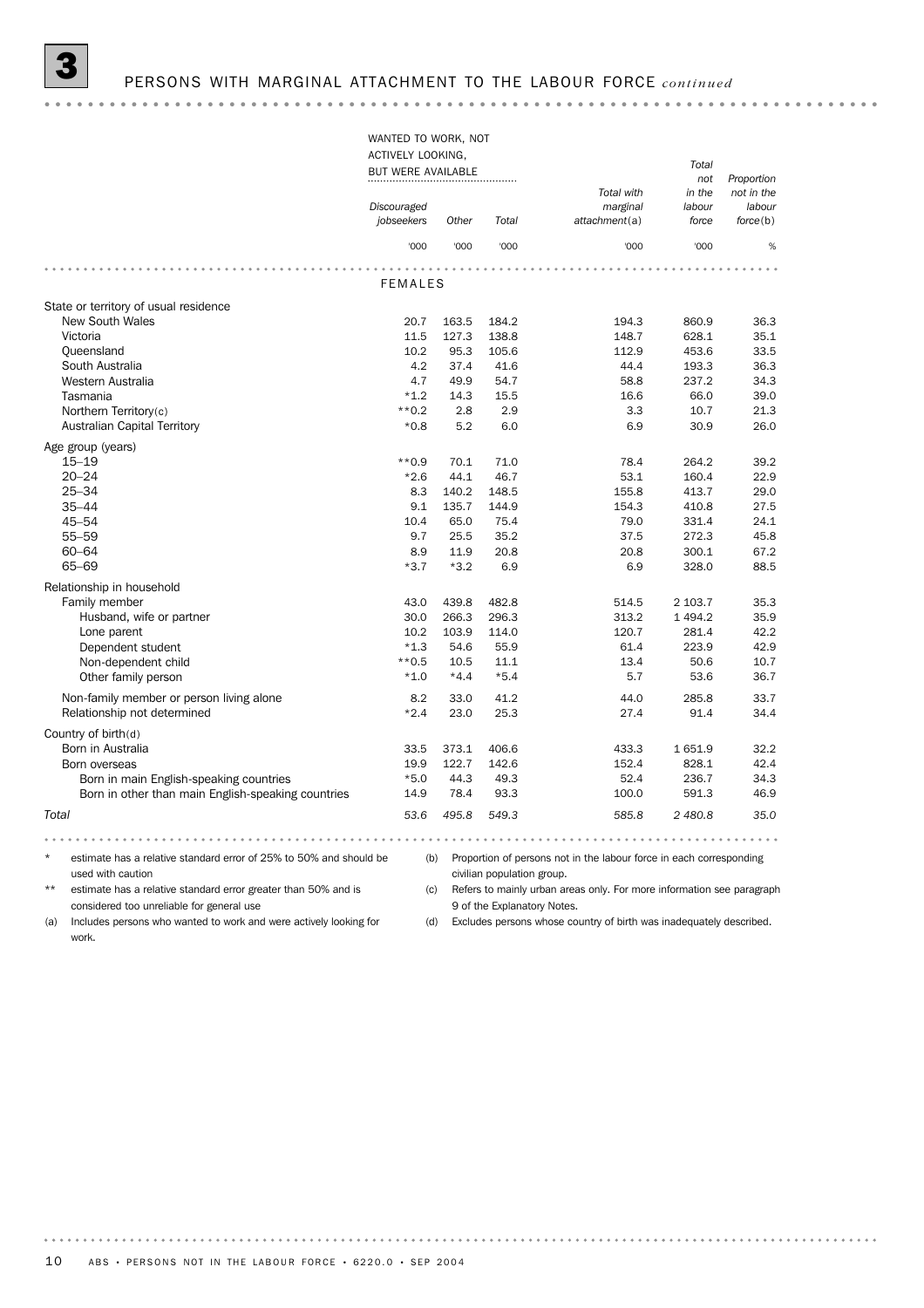# 3 PERSONS WITH MARGINAL ATTACHMENT TO THE LABOUR FORCE *continued*

| | WANTED TO WORK, NOT ACTIVELY LOOKING, BUT WERE AVAILABLE | | | | | |
|---|---|---|---|---|---|---|
| | *Discouraged jobseekers* | *Other* | *Total* | *Total with marginal attachment*(a) | *Total not in the labour force* | *Proportion not in the labour force*(b) |
| | '000 | '000 | '000 | '000 | '000 | % |
| | FEMALES | | | | | |
| State or territory of usual residence | | | | | | |
| New South Wales | 20.7 | 163.5 | 184.2 | 194.3 | 860.9 | 36.3 |
| Victoria | 11.5 | 127.3 | 138.8 | 148.7 | 628.1 | 35.1 |
| Queensland | 10.2 | 95.3 | 105.6 | 112.9 | 453.6 | 33.5 |
| South Australia | 4.2 | 37.4 | 41.6 | 44.4 | 193.3 | 36.3 |
| Western Australia | 4.7 | 49.9 | 54.7 | 58.8 | 237.2 | 34.3 |
| Tasmania | *1.2 | 14.3 | 15.5 | 16.6 | 66.0 | 39.0 |
| Northern Territory(c) | **0.2 | 2.8 | 2.9 | 3.3 | 10.7 | 21.3 |
| Australian Capital Territory | *0.8 | 5.2 | 6.0 | 6.9 | 30.9 | 26.0 |
| Age group (years) | | | | | | |
| 15–19 | **0.9 | 70.1 | 71.0 | 78.4 | 264.2 | 39.2 |
| 20–24 | *2.6 | 44.1 | 46.7 | 53.1 | 160.4 | 22.9 |
| 25–34 | 8.3 | 140.2 | 148.5 | 155.8 | 413.7 | 29.0 |
| 35–44 | 9.1 | 135.7 | 144.9 | 154.3 | 410.8 | 27.5 |
| 45–54 | 10.4 | 65.0 | 75.4 | 79.0 | 331.4 | 24.1 |
| 55–59 | 9.7 | 25.5 | 35.2 | 37.5 | 272.3 | 45.8 |
| 60–64 | 8.9 | 11.9 | 20.8 | 20.8 | 300.1 | 67.2 |
| 65–69 | *3.7 | *3.2 | 6.9 | 6.9 | 328.0 | 88.5 |
| Relationship in household | | | | | | |
| Family member | 43.0 | 439.8 | 482.8 | 514.5 | 2 103.7 | 35.3 |
| Husband, wife or partner | 30.0 | 266.3 | 296.3 | 313.2 | 1 494.2 | 35.9 |
| Lone parent | 10.2 | 103.9 | 114.0 | 120.7 | 281.4 | 42.2 |
| Dependent student | *1.3 | 54.6 | 55.9 | 61.4 | 223.9 | 42.9 |
| Non-dependent child | **0.5 | 10.5 | 11.1 | 13.4 | 50.6 | 10.7 |
| Other family person | *1.0 | *4.4 | *5.4 | 5.7 | 53.6 | 36.7 |
| Non-family member or person living alone | 8.2 | 33.0 | 41.2 | 44.0 | 285.8 | 33.7 |
| Relationship not determined | *2.4 | 23.0 | 25.3 | 27.4 | 91.4 | 34.4 |
| Country of birth(d) | | | | | | |
| Born in Australia | 33.5 | 373.1 | 406.6 | 433.3 | 1 651.9 | 32.2 |
| Born overseas | 19.9 | 122.7 | 142.6 | 152.4 | 828.1 | 42.4 |
| Born in main English-speaking countries | *5.0 | 44.3 | 49.3 | 52.4 | 236.7 | 34.3 |
| Born in other than main English-speaking countries | 14.9 | 78.4 | 93.3 | 100.0 | 591.3 | 46.9 |
| *Total* | *53.6* | *495.8* | *549.3* | *585.8* | *2 480.8* | *35.0* |

\* estimate has a relative standard error of 25% to 50% and should be used with caution

** estimate has a relative standard error greater than 50% and is considered too unreliable for general use

(a) Includes persons who wanted to work and were actively looking for work.

(b) Proportion of persons not in the labour force in each corresponding civilian population group.

(c) Refers to mainly urban areas only. For more information see paragraph 9 of the Explanatory Notes.

(d) Excludes persons whose country of birth was inadequately described.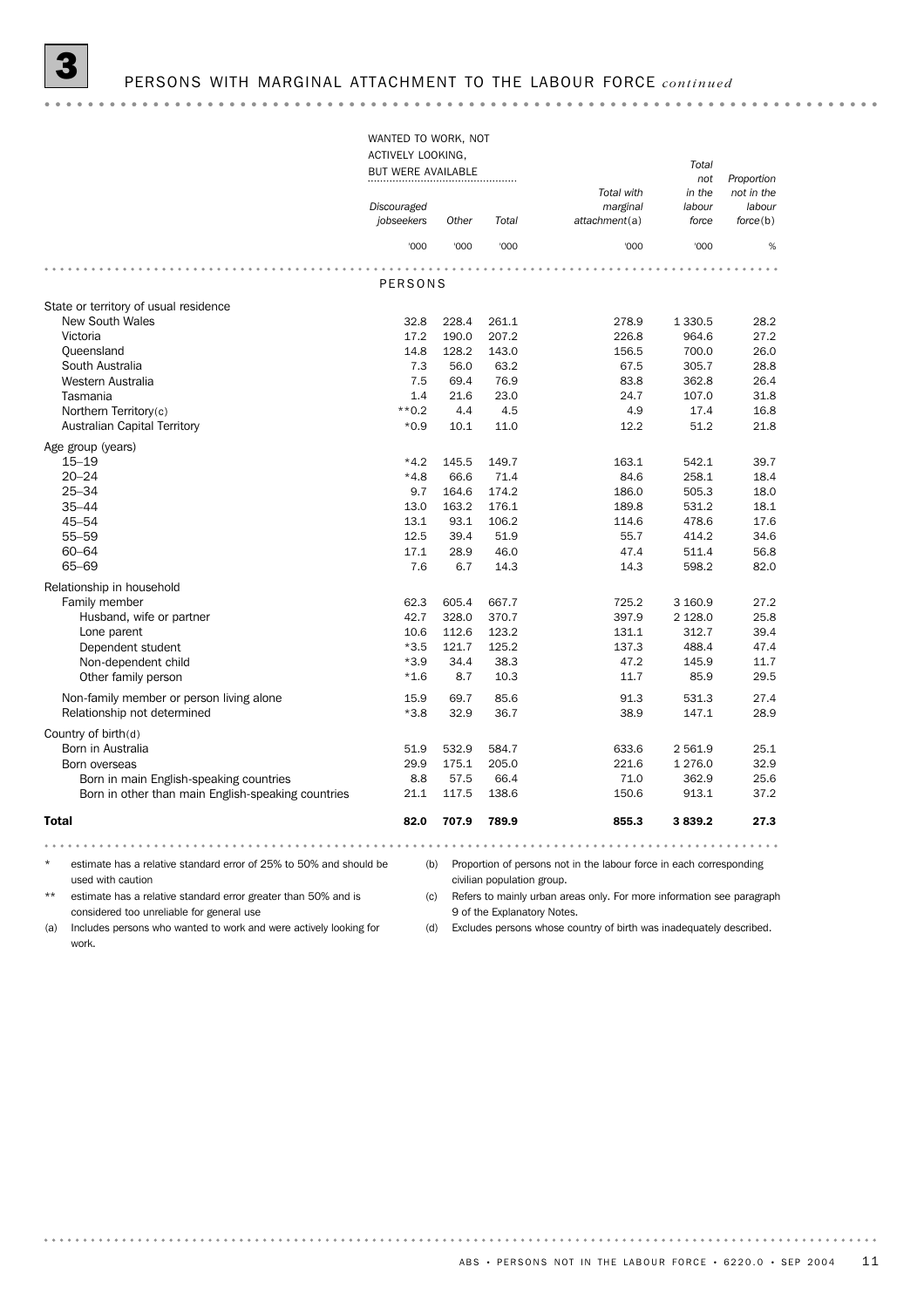# 3 PERSONS WITH MARGINAL ATTACHMENT TO THE LABOUR FORCE *continued*

| | WANTED TO WORK, NOT ACTIVELY LOOKING, BUT WERE AVAILABLE | | | | | |
|---|---|---|---|---|---|---|
| | *Discouraged jobseekers* | *Other* | *Total* | *Total with marginal attachment*(a) | *Total not in the labour force* | *Proportion not in the labour force*(b) |
| | '000 | '000 | '000 | '000 | '000 | % |
| **PERSONS** | | | | | | |
| State or territory of usual residence | | | | | | |
| New South Wales | 32.8 | 228.4 | 261.1 | 278.9 | 1 330.5 | 28.2 |
| Victoria | 17.2 | 190.0 | 207.2 | 226.8 | 964.6 | 27.2 |
| Queensland | 14.8 | 128.2 | 143.0 | 156.5 | 700.0 | 26.0 |
| South Australia | 7.3 | 56.0 | 63.2 | 67.5 | 305.7 | 28.8 |
| Western Australia | 7.5 | 69.4 | 76.9 | 83.8 | 362.8 | 26.4 |
| Tasmania | 1.4 | 21.6 | 23.0 | 24.7 | 107.0 | 31.8 |
| Northern Territory(c) | **0.2 | 4.4 | 4.5 | 4.9 | 17.4 | 16.8 |
| Australian Capital Territory | *0.9 | 10.1 | 11.0 | 12.2 | 51.2 | 21.8 |
| Age group (years) | | | | | | |
| 15–19 | *4.2 | 145.5 | 149.7 | 163.1 | 542.1 | 39.7 |
| 20–24 | *4.8 | 66.6 | 71.4 | 84.6 | 258.1 | 18.4 |
| 25–34 | 9.7 | 164.6 | 174.2 | 186.0 | 505.3 | 18.0 |
| 35–44 | 13.0 | 163.2 | 176.1 | 189.8 | 531.2 | 18.1 |
| 45–54 | 13.1 | 93.1 | 106.2 | 114.6 | 478.6 | 17.6 |
| 55–59 | 12.5 | 39.4 | 51.9 | 55.7 | 414.2 | 34.6 |
| 60–64 | 17.1 | 28.9 | 46.0 | 47.4 | 511.4 | 56.8 |
| 65–69 | 7.6 | 6.7 | 14.3 | 14.3 | 598.2 | 82.0 |
| Relationship in household | | | | | | |
| Family member | 62.3 | 605.4 | 667.7 | 725.2 | 3 160.9 | 27.2 |
| Husband, wife or partner | 42.7 | 328.0 | 370.7 | 397.9 | 2 128.0 | 25.8 |
| Lone parent | 10.6 | 112.6 | 123.2 | 131.1 | 312.7 | 39.4 |
| Dependent student | *3.5 | 121.7 | 125.2 | 137.3 | 488.4 | 47.4 |
| Non-dependent child | *3.9 | 34.4 | 38.3 | 47.2 | 145.9 | 11.7 |
| Other family person | *1.6 | 8.7 | 10.3 | 11.7 | 85.9 | 29.5 |
| Non-family member or person living alone | 15.9 | 69.7 | 85.6 | 91.3 | 531.3 | 27.4 |
| Relationship not determined | *3.8 | 32.9 | 36.7 | 38.9 | 147.1 | 28.9 |
| Country of birth(d) | | | | | | |
| Born in Australia | 51.9 | 532.9 | 584.7 | 633.6 | 2 561.9 | 25.1 |
| Born overseas | 29.9 | 175.1 | 205.0 | 221.6 | 1 276.0 | 32.9 |
| Born in main English-speaking countries | 8.8 | 57.5 | 66.4 | 71.0 | 362.9 | 25.6 |
| Born in other than main English-speaking countries | 21.1 | 117.5 | 138.6 | 150.6 | 913.1 | 37.2 |
| **Total** | **82.0** | **707.9** | **789.9** | **855.3** | **3 839.2** | **27.3** |

\* estimate has a relative standard error of 25% to 50% and should be used with caution

\*\* estimate has a relative standard error greater than 50% and is considered too unreliable for general use

(a) Includes persons who wanted to work and were actively looking for work.

(b) Proportion of persons not in the labour force in each corresponding civilian population group.

(c) Refers to mainly urban areas only. For more information see paragraph 9 of the Explanatory Notes.

(d) Excludes persons whose country of birth was inadequately described.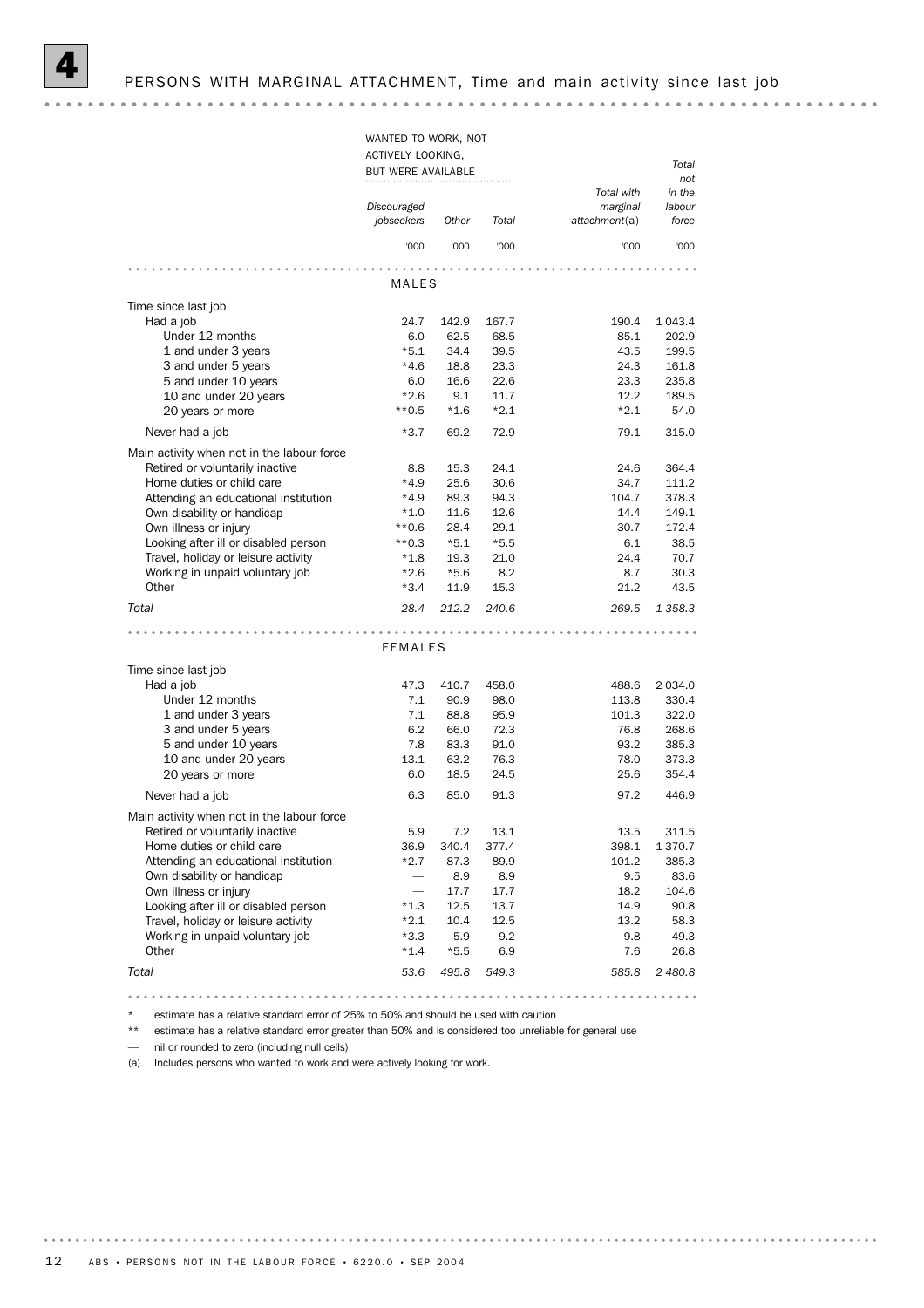# 4 PERSONS WITH MARGINAL ATTACHMENT, Time and main activity since last job

| | WANTED TO WORK, NOT ACTIVELY LOOKING, BUT WERE AVAILABLE | | | | |
|---|---|---|---|---|---|
| | *Discouraged jobseekers* | *Other* | *Total* | *Total with marginal attachment*(a) | *Total not in the labour force* |
| | '000 | '000 | '000 | '000 | '000 |
| **MALES** | | | | | |
| Time since last job | | | | | |
| Had a job | 24.7 | 142.9 | 167.7 | 190.4 | 1 043.4 |
| Under 12 months | 6.0 | 62.5 | 68.5 | 85.1 | 202.9 |
| 1 and under 3 years | *5.1 | 34.4 | 39.5 | 43.5 | 199.5 |
| 3 and under 5 years | *4.6 | 18.8 | 23.3 | 24.3 | 161.8 |
| 5 and under 10 years | 6.0 | 16.6 | 22.6 | 23.3 | 235.8 |
| 10 and under 20 years | *2.6 | 9.1 | 11.7 | 12.2 | 189.5 |
| 20 years or more | **0.5 | *1.6 | *2.1 | *2.1 | 54.0 |
| Never had a job | *3.7 | 69.2 | 72.9 | 79.1 | 315.0 |
| Main activity when not in the labour force | | | | | |
| Retired or voluntarily inactive | 8.8 | 15.3 | 24.1 | 24.6 | 364.4 |
| Home duties or child care | *4.9 | 25.6 | 30.6 | 34.7 | 111.2 |
| Attending an educational institution | *4.9 | 89.3 | 94.3 | 104.7 | 378.3 |
| Own disability or handicap | *1.0 | 11.6 | 12.6 | 14.4 | 149.1 |
| Own illness or injury | **0.6 | 28.4 | 29.1 | 30.7 | 172.4 |
| Looking after ill or disabled person | **0.3 | *5.1 | *5.5 | 6.1 | 38.5 |
| Travel, holiday or leisure activity | *1.8 | 19.3 | 21.0 | 24.4 | 70.7 |
| Working in unpaid voluntary job | *2.6 | *5.6 | 8.2 | 8.7 | 30.3 |
| Other | *3.4 | 11.9 | 15.3 | 21.2 | 43.5 |
| *Total* | *28.4* | *212.2* | *240.6* | *269.5* | *1 358.3* |
| **FEMALES** | | | | | |
| Time since last job | | | | | |
| Had a job | 47.3 | 410.7 | 458.0 | 488.6 | 2 034.0 |
| Under 12 months | 7.1 | 90.9 | 98.0 | 113.8 | 330.4 |
| 1 and under 3 years | 7.1 | 88.8 | 95.9 | 101.3 | 322.0 |
| 3 and under 5 years | 6.2 | 66.0 | 72.3 | 76.8 | 268.6 |
| 5 and under 10 years | 7.8 | 83.3 | 91.0 | 93.2 | 385.3 |
| 10 and under 20 years | 13.1 | 63.2 | 76.3 | 78.0 | 373.3 |
| 20 years or more | 6.0 | 18.5 | 24.5 | 25.6 | 354.4 |
| Never had a job | 6.3 | 85.0 | 91.3 | 97.2 | 446.9 |
| Main activity when not in the labour force | | | | | |
| Retired or voluntarily inactive | 5.9 | 7.2 | 13.1 | 13.5 | 311.5 |
| Home duties or child care | 36.9 | 340.4 | 377.4 | 398.1 | 1 370.7 |
| Attending an educational institution | *2.7 | 87.3 | 89.9 | 101.2 | 385.3 |
| Own disability or handicap | — | 8.9 | 8.9 | 9.5 | 83.6 |
| Own illness or injury | — | 17.7 | 17.7 | 18.2 | 104.6 |
| Looking after ill or disabled person | *1.3 | 12.5 | 13.7 | 14.9 | 90.8 |
| Travel, holiday or leisure activity | *2.1 | 10.4 | 12.5 | 13.2 | 58.3 |
| Working in unpaid voluntary job | *3.3 | 5.9 | 9.2 | 9.8 | 49.3 |
| Other | *1.4 | *5.5 | 6.9 | 7.6 | 26.8 |
| *Total* | *53.6* | *495.8* | *549.3* | *585.8* | *2 480.8* |

\* estimate has a relative standard error of 25% to 50% and should be used with caution

\** estimate has a relative standard error greater than 50% and is considered too unreliable for general use

— nil or rounded to zero (including null cells)

(a) Includes persons who wanted to work and were actively looking for work.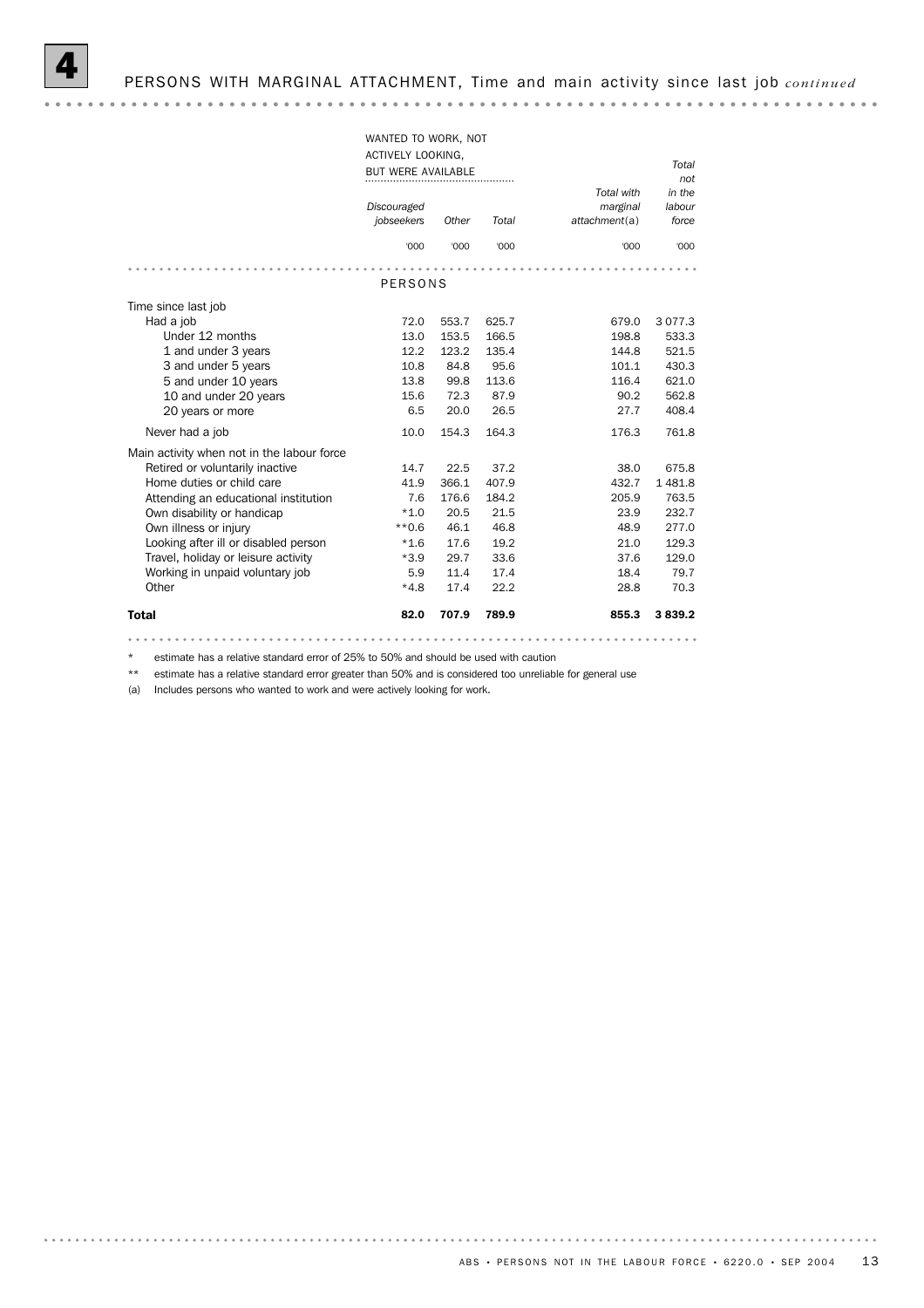# 4 PERSONS WITH MARGINAL ATTACHMENT, Time and main activity since last job *continued*

| | WANTED TO WORK, NOT ACTIVELY LOOKING, BUT WERE AVAILABLE | | | | |
|---|---|---|---|---|---|
| | *Discouraged jobseekers* | *Other* | *Total* | *Total with marginal attachment*(a) | *Total not in the labour force* |
| | '000 | '000 | '000 | '000 | '000 |
| **PERSONS** | | | | | |
| Time since last job | | | | | |
| Had a job | 72.0 | 553.7 | 625.7 | 679.0 | 3 077.3 |
| Under 12 months | 13.0 | 153.5 | 166.5 | 198.8 | 533.3 |
| 1 and under 3 years | 12.2 | 123.2 | 135.4 | 144.8 | 521.5 |
| 3 and under 5 years | 10.8 | 84.8 | 95.6 | 101.1 | 430.3 |
| 5 and under 10 years | 13.8 | 99.8 | 113.6 | 116.4 | 621.0 |
| 10 and under 20 years | 15.6 | 72.3 | 87.9 | 90.2 | 562.8 |
| 20 years or more | 6.5 | 20.0 | 26.5 | 27.7 | 408.4 |
| Never had a job | 10.0 | 154.3 | 164.3 | 176.3 | 761.8 |
| Main activity when not in the labour force | | | | | |
| Retired or voluntarily inactive | 14.7 | 22.5 | 37.2 | 38.0 | 675.8 |
| Home duties or child care | 41.9 | 366.1 | 407.9 | 432.7 | 1 481.8 |
| Attending an educational institution | 7.6 | 176.6 | 184.2 | 205.9 | 763.5 |
| Own disability or handicap | *1.0 | 20.5 | 21.5 | 23.9 | 232.7 |
| Own illness or injury | **0.6 | 46.1 | 46.8 | 48.9 | 277.0 |
| Looking after ill or disabled person | *1.6 | 17.6 | 19.2 | 21.0 | 129.3 |
| Travel, holiday or leisure activity | *3.9 | 29.7 | 33.6 | 37.6 | 129.0 |
| Working in unpaid voluntary job | 5.9 | 11.4 | 17.4 | 18.4 | 79.7 |
| Other | *4.8 | 17.4 | 22.2 | 28.8 | 70.3 |
| **Total** | **82.0** | **707.9** | **789.9** | **855.3** | **3 839.2** |

\* estimate has a relative standard error of 25% to 50% and should be used with caution

\*\* estimate has a relative standard error greater than 50% and is considered too unreliable for general use

(a) Includes persons who wanted to work and were actively looking for work.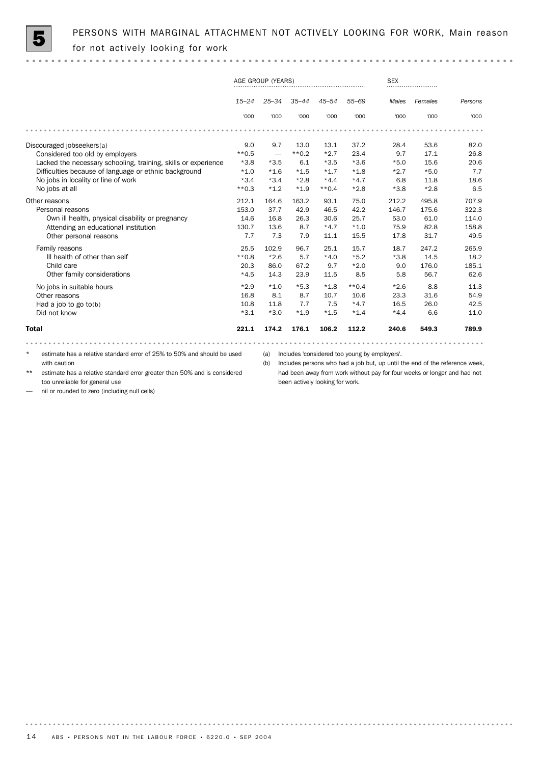# 5 PERSONS WITH MARGINAL ATTACHMENT NOT ACTIVELY LOOKING FOR WORK, Main reason for not actively looking for work

| | AGE GROUP (YEARS) | | | | | SEX | | |
|---|---|---|---|---|---|---|---|---|
| | 15–24 | 25–34 | 35–44 | 45–54 | 55–69 | Males | Females | Persons |
| | '000 | '000 | '000 | '000 | '000 | '000 | '000 | '000 |
| Discouraged jobseekers(a) | 9.0 | 9.7 | 13.0 | 13.1 | 37.2 | 28.4 | 53.6 | 82.0 |
| Considered too old by employers | **0.5 | — | **0.2 | *2.7 | 23.4 | 9.7 | 17.1 | 26.8 |
| Lacked the necessary schooling, training, skills or experience | *3.8 | *3.5 | 6.1 | *3.5 | *3.6 | *5.0 | 15.6 | 20.6 |
| Difficulties because of language or ethnic background | *1.0 | *1.6 | *1.5 | *1.7 | *1.8 | *2.7 | *5.0 | 7.7 |
| No jobs in locality or line of work | *3.4 | *3.4 | *2.8 | *4.4 | *4.7 | 6.8 | 11.8 | 18.6 |
| No jobs at all | **0.3 | *1.2 | *1.9 | **0.4 | *2.8 | *3.8 | *2.8 | 6.5 |
| Other reasons | 212.1 | 164.6 | 163.2 | 93.1 | 75.0 | 212.2 | 495.8 | 707.9 |
| Personal reasons | 153.0 | 37.7 | 42.9 | 46.5 | 42.2 | 146.7 | 175.6 | 322.3 |
| Own ill health, physical disability or pregnancy | 14.6 | 16.8 | 26.3 | 30.6 | 25.7 | 53.0 | 61.0 | 114.0 |
| Attending an educational institution | 130.7 | 13.6 | 8.7 | *4.7 | *1.0 | 75.9 | 82.8 | 158.8 |
| Other personal reasons | 7.7 | 7.3 | 7.9 | 11.1 | 15.5 | 17.8 | 31.7 | 49.5 |
| Family reasons | 25.5 | 102.9 | 96.7 | 25.1 | 15.7 | 18.7 | 247.2 | 265.9 |
| Ill health of other than self | **0.8 | *2.6 | 5.7 | *4.0 | *5.2 | *3.8 | 14.5 | 18.2 |
| Child care | 20.3 | 86.0 | 67.2 | 9.7 | *2.0 | 9.0 | 176.0 | 185.1 |
| Other family considerations | *4.5 | 14.3 | 23.9 | 11.5 | 8.5 | 5.8 | 56.7 | 62.6 |
| No jobs in suitable hours | *2.9 | *1.0 | *5.3 | *1.8 | **0.4 | *2.6 | 8.8 | 11.3 |
| Other reasons | 16.8 | 8.1 | 8.7 | 10.7 | 10.6 | 23.3 | 31.6 | 54.9 |
| Had a job to go to(b) | 10.8 | 11.8 | 7.7 | 7.5 | *4.7 | 16.5 | 26.0 | 42.5 |
| Did not know | *3.1 | *3.0 | *1.9 | *1.5 | *1.4 | *4.4 | 6.6 | 11.0 |
| **Total** | **221.1** | **174.2** | **176.1** | **106.2** | **112.2** | **240.6** | **549.3** | **789.9** |

\* estimate has a relative standard error of 25% to 50% and should be used with caution

** estimate has a relative standard error greater than 50% and is considered too unreliable for general use

— nil or rounded to zero (including null cells)

(a) Includes 'considered too young by employers'.

(b) Includes persons who had a job but, up until the end of the reference week, had been away from work without pay for four weeks or longer and had not been actively looking for work.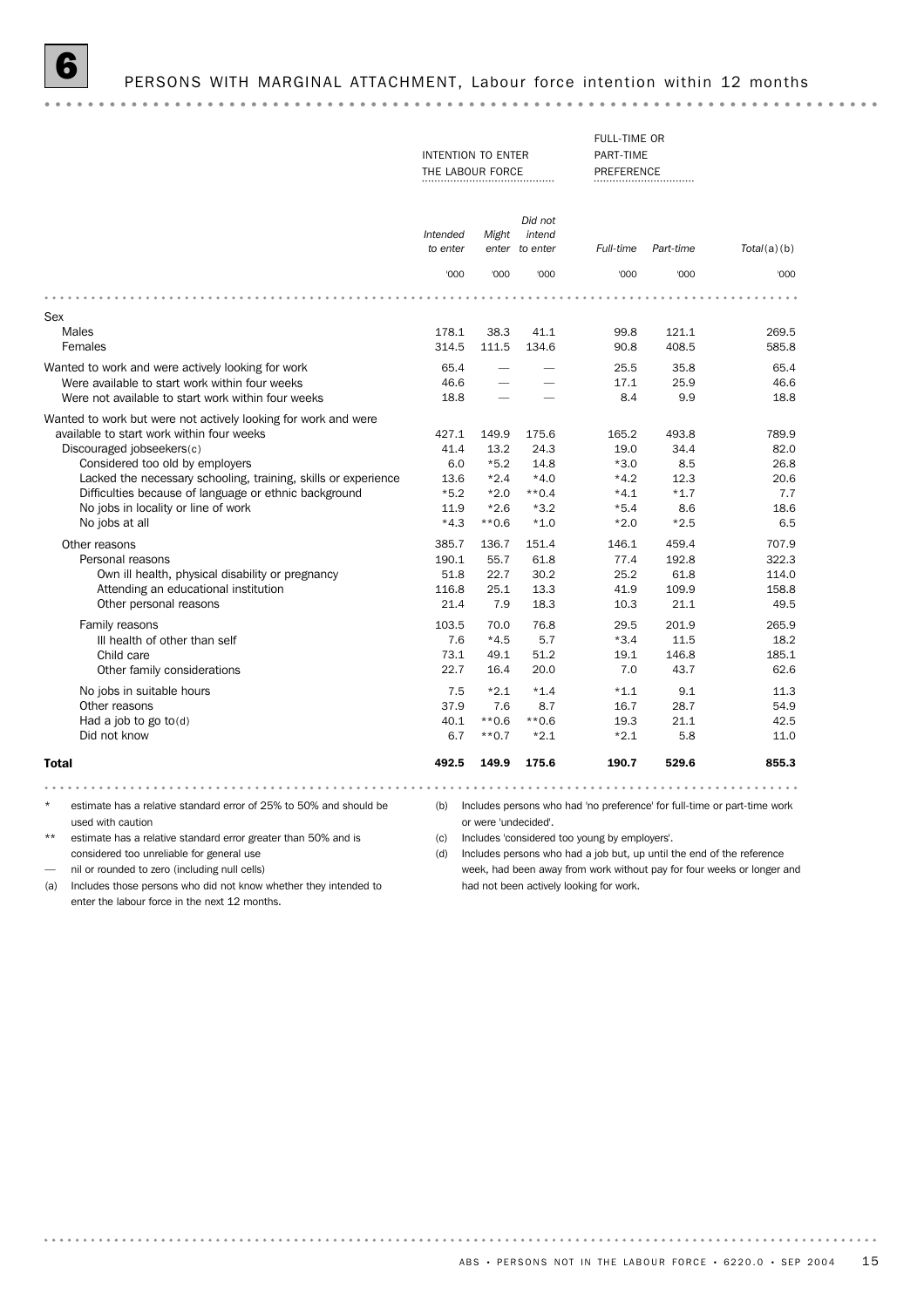# 6 PERSONS WITH MARGINAL ATTACHMENT, Labour force intention within 12 months

| | INTENTION TO ENTER THE LABOUR FORCE | | | FULL-TIME OR PART-TIME PREFERENCE | | |
|---|---|---|---|---|---|---|
| | *Intended to enter* | *Might enter* | *Did not intend to enter* | *Full-time* | *Part-time* | *Total*(a)(b) |
| | '000 | '000 | '000 | '000 | '000 | '000 |
| **Sex** | | | | | | |
| Males | 178.1 | 38.3 | 41.1 | 99.8 | 121.1 | 269.5 |
| Females | 314.5 | 111.5 | 134.6 | 90.8 | 408.5 | 585.8 |
| Wanted to work and were actively looking for work | 65.4 | — | — | 25.5 | 35.8 | 65.4 |
| Were available to start work within four weeks | 46.6 | — | — | 17.1 | 25.9 | 46.6 |
| Were not available to start work within four weeks | 18.8 | — | — | 8.4 | 9.9 | 18.8 |
| Wanted to work but were not actively looking for work and were available to start work within four weeks | 427.1 | 149.9 | 175.6 | 165.2 | 493.8 | 789.9 |
| Discouraged jobseekers(c) | 41.4 | 13.2 | 24.3 | 19.0 | 34.4 | 82.0 |
| Considered too old by employers | 6.0 | *5.2 | 14.8 | *3.0 | 8.5 | 26.8 |
| Lacked the necessary schooling, training, skills or experience | 13.6 | *2.4 | *4.0 | *4.2 | 12.3 | 20.6 |
| Difficulties because of language or ethnic background | *5.2 | *2.0 | **0.4 | *4.1 | *1.7 | 7.7 |
| No jobs in locality or line of work | 11.9 | *2.6 | *3.2 | *5.4 | 8.6 | 18.6 |
| No jobs at all | *4.3 | **0.6 | *1.0 | *2.0 | *2.5 | 6.5 |
| Other reasons | 385.7 | 136.7 | 151.4 | 146.1 | 459.4 | 707.9 |
| Personal reasons | 190.1 | 55.7 | 61.8 | 77.4 | 192.8 | 322.3 |
| Own ill health, physical disability or pregnancy | 51.8 | 22.7 | 30.2 | 25.2 | 61.8 | 114.0 |
| Attending an educational institution | 116.8 | 25.1 | 13.3 | 41.9 | 109.9 | 158.8 |
| Other personal reasons | 21.4 | 7.9 | 18.3 | 10.3 | 21.1 | 49.5 |
| Family reasons | 103.5 | 70.0 | 76.8 | 29.5 | 201.9 | 265.9 |
| Ill health of other than self | 7.6 | *4.5 | 5.7 | *3.4 | 11.5 | 18.2 |
| Child care | 73.1 | 49.1 | 51.2 | 19.1 | 146.8 | 185.1 |
| Other family considerations | 22.7 | 16.4 | 20.0 | 7.0 | 43.7 | 62.6 |
| No jobs in suitable hours | 7.5 | *2.1 | *1.4 | *1.1 | 9.1 | 11.3 |
| Other reasons | 37.9 | 7.6 | 8.7 | 16.7 | 28.7 | 54.9 |
| Had a job to go to(d) | 40.1 | **0.6 | **0.6 | 19.3 | 21.1 | 42.5 |
| Did not know | 6.7 | **0.7 | *2.1 | *2.1 | 5.8 | 11.0 |
| **Total** | **492.5** | **149.9** | **175.6** | **190.7** | **529.6** | **855.3** |

\* estimate has a relative standard error of 25% to 50% and should be used with caution

** estimate has a relative standard error greater than 50% and is considered too unreliable for general use

— nil or rounded to zero (including null cells)

(a) Includes those persons who did not know whether they intended to enter the labour force in the next 12 months.

(b) Includes persons who had 'no preference' for full-time or part-time work or were 'undecided'.

(c) Includes 'considered too young by employers'.

(d) Includes persons who had a job but, up until the end of the reference week, had been away from work without pay for four weeks or longer and had not been actively looking for work.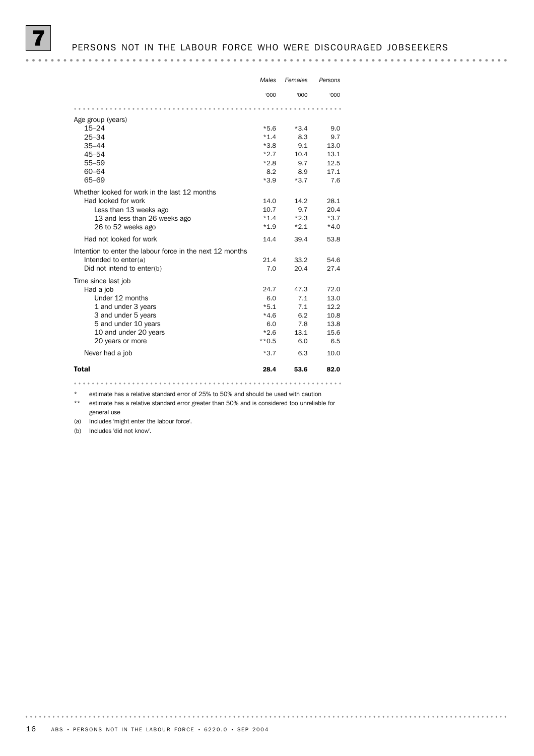# 7 PERSONS NOT IN THE LABOUR FORCE WHO WERE DISCOURAGED JOBSEEKERS

| | *Males* | *Females* | *Persons* |
|---|---|---|---|
| | '000 | '000 | '000 |
| **Age group (years)** | | | |
| 15–24 | *5.6 | *3.4 | 9.0 |
| 25–34 | *1.4 | 8.3 | 9.7 |
| 35–44 | *3.8 | 9.1 | 13.0 |
| 45–54 | *2.7 | 10.4 | 13.1 |
| 55–59 | *2.8 | 9.7 | 12.5 |
| 60–64 | 8.2 | 8.9 | 17.1 |
| 65–69 | *3.9 | *3.7 | 7.6 |
| **Whether looked for work in the last 12 months** | | | |
| Had looked for work | 14.0 | 14.2 | 28.1 |
| Less than 13 weeks ago | 10.7 | 9.7 | 20.4 |
| 13 and less than 26 weeks ago | *1.4 | *2.3 | *3.7 |
| 26 to 52 weeks ago | *1.9 | *2.1 | *4.0 |
| Had not looked for work | 14.4 | 39.4 | 53.8 |
| **Intention to enter the labour force in the next 12 months** | | | |
| Intended to enter(a) | 21.4 | 33.2 | 54.6 |
| Did not intend to enter(b) | 7.0 | 20.4 | 27.4 |
| **Time since last job** | | | |
| Had a job | 24.7 | 47.3 | 72.0 |
| Under 12 months | 6.0 | 7.1 | 13.0 |
| 1 and under 3 years | *5.1 | 7.1 | 12.2 |
| 3 and under 5 years | *4.6 | 6.2 | 10.8 |
| 5 and under 10 years | 6.0 | 7.8 | 13.8 |
| 10 and under 20 years | *2.6 | 13.1 | 15.6 |
| 20 years or more | **0.5 | 6.0 | 6.5 |
| Never had a job | *3.7 | 6.3 | 10.0 |
| **Total** | **28.4** | **53.6** | **82.0** |

\* estimate has a relative standard error of 25% to 50% and should be used with caution

\** estimate has a relative standard error greater than 50% and is considered too unreliable for general use

(a) Includes 'might enter the labour force'.

(b) Includes 'did not know'.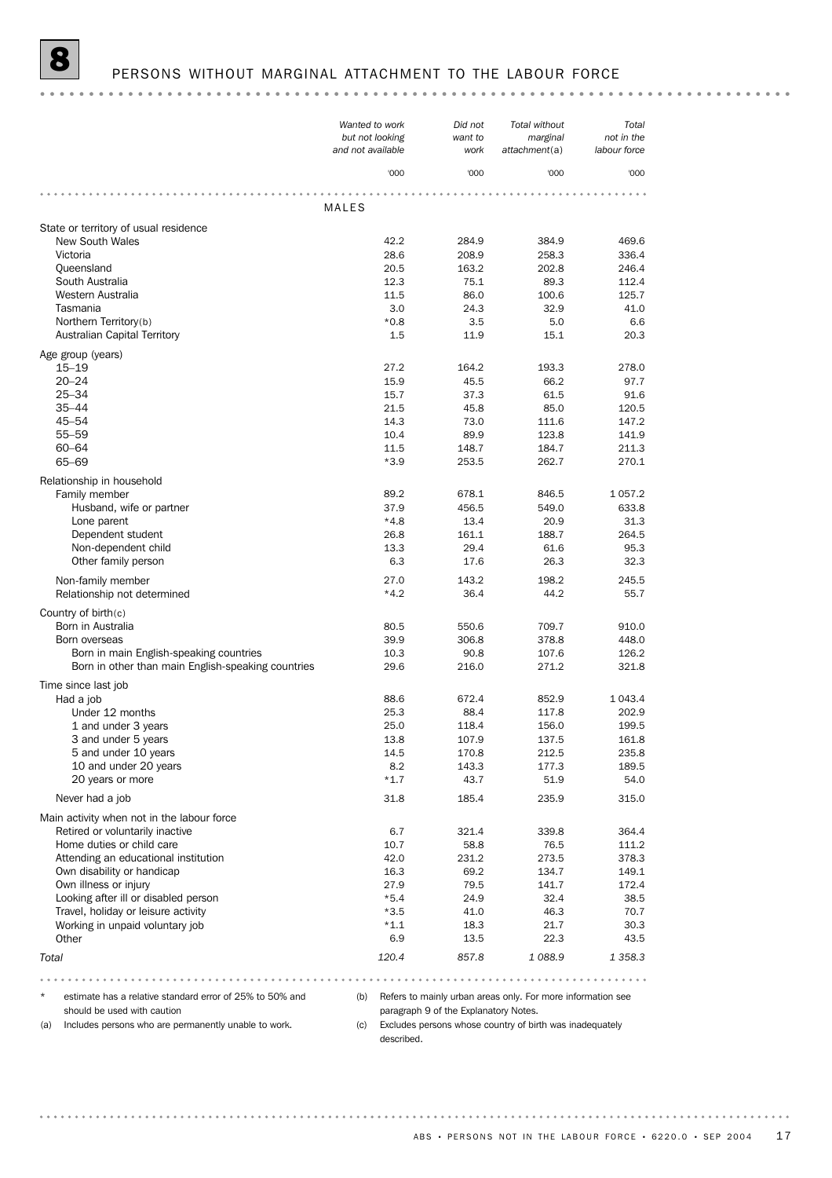# 8 PERSONS WITHOUT MARGINAL ATTACHMENT TO THE LABOUR FORCE

| | Wanted to work but not looking and not available | Did not want to work | Total without marginal attachment(a) | Total not in the labour force |
|---|---|---|---|---|
| | '000 | '000 | '000 | '000 |
| **MALES** | | | | |
| State or territory of usual residence | | | | |
| New South Wales | 42.2 | 284.9 | 384.9 | 469.6 |
| Victoria | 28.6 | 208.9 | 258.3 | 336.4 |
| Queensland | 20.5 | 163.2 | 202.8 | 246.4 |
| South Australia | 12.3 | 75.1 | 89.3 | 112.4 |
| Western Australia | 11.5 | 86.0 | 100.6 | 125.7 |
| Tasmania | 3.0 | 24.3 | 32.9 | 41.0 |
| Northern Territory(b) | *0.8 | 3.5 | 5.0 | 6.6 |
| Australian Capital Territory | 1.5 | 11.9 | 15.1 | 20.3 |
| Age group (years) | | | | |
| 15–19 | 27.2 | 164.2 | 193.3 | 278.0 |
| 20–24 | 15.9 | 45.5 | 66.2 | 97.7 |
| 25–34 | 15.7 | 37.3 | 61.5 | 91.6 |
| 35–44 | 21.5 | 45.8 | 85.0 | 120.5 |
| 45–54 | 14.3 | 73.0 | 111.6 | 147.2 |
| 55–59 | 10.4 | 89.9 | 123.8 | 141.9 |
| 60–64 | 11.5 | 148.7 | 184.7 | 211.3 |
| 65–69 | *3.9 | 253.5 | 262.7 | 270.1 |
| Relationship in household | | | | |
| Family member | 89.2 | 678.1 | 846.5 | 1 057.2 |
| Husband, wife or partner | 37.9 | 456.5 | 549.0 | 633.8 |
| Lone parent | *4.8 | 13.4 | 20.9 | 31.3 |
| Dependent student | 26.8 | 161.1 | 188.7 | 264.5 |
| Non-dependent child | 13.3 | 29.4 | 61.6 | 95.3 |
| Other family person | 6.3 | 17.6 | 26.3 | 32.3 |
| Non-family member | 27.0 | 143.2 | 198.2 | 245.5 |
| Relationship not determined | *4.2 | 36.4 | 44.2 | 55.7 |
| Country of birth(c) | | | | |
| Born in Australia | 80.5 | 550.6 | 709.7 | 910.0 |
| Born overseas | 39.9 | 306.8 | 378.8 | 448.0 |
| Born in main English-speaking countries | 10.3 | 90.8 | 107.6 | 126.2 |
| Born in other than main English-speaking countries | 29.6 | 216.0 | 271.2 | 321.8 |
| Time since last job | | | | |
| Had a job | 88.6 | 672.4 | 852.9 | 1 043.4 |
| Under 12 months | 25.3 | 88.4 | 117.8 | 202.9 |
| 1 and under 3 years | 25.0 | 118.4 | 156.0 | 199.5 |
| 3 and under 5 years | 13.8 | 107.9 | 137.5 | 161.8 |
| 5 and under 10 years | 14.5 | 170.8 | 212.5 | 235.8 |
| 10 and under 20 years | 8.2 | 143.3 | 177.3 | 189.5 |
| 20 years or more | *1.7 | 43.7 | 51.9 | 54.0 |
| Never had a job | 31.8 | 185.4 | 235.9 | 315.0 |
| Main activity when not in the labour force | | | | |
| Retired or voluntarily inactive | 6.7 | 321.4 | 339.8 | 364.4 |
| Home duties or child care | 10.7 | 58.8 | 76.5 | 111.2 |
| Attending an educational institution | 42.0 | 231.2 | 273.5 | 378.3 |
| Own disability or handicap | 16.3 | 69.2 | 134.7 | 149.1 |
| Own illness or injury | 27.9 | 79.5 | 141.7 | 172.4 |
| Looking after ill or disabled person | *5.4 | 24.9 | 32.4 | 38.5 |
| Travel, holiday or leisure activity | *3.5 | 41.0 | 46.3 | 70.7 |
| Working in unpaid voluntary job | *1.1 | 18.3 | 21.7 | 30.3 |
| Other | 6.9 | 13.5 | 22.3 | 43.5 |
| *Total* | *120.4* | *857.8* | *1 088.9* | *1 358.3* |

\* estimate has a relative standard error of 25% to 50% and should be used with caution

(a) Includes persons who are permanently unable to work.

(b) Refers to mainly urban areas only. For more information see paragraph 9 of the Explanatory Notes.

(c) Excludes persons whose country of birth was inadequately described.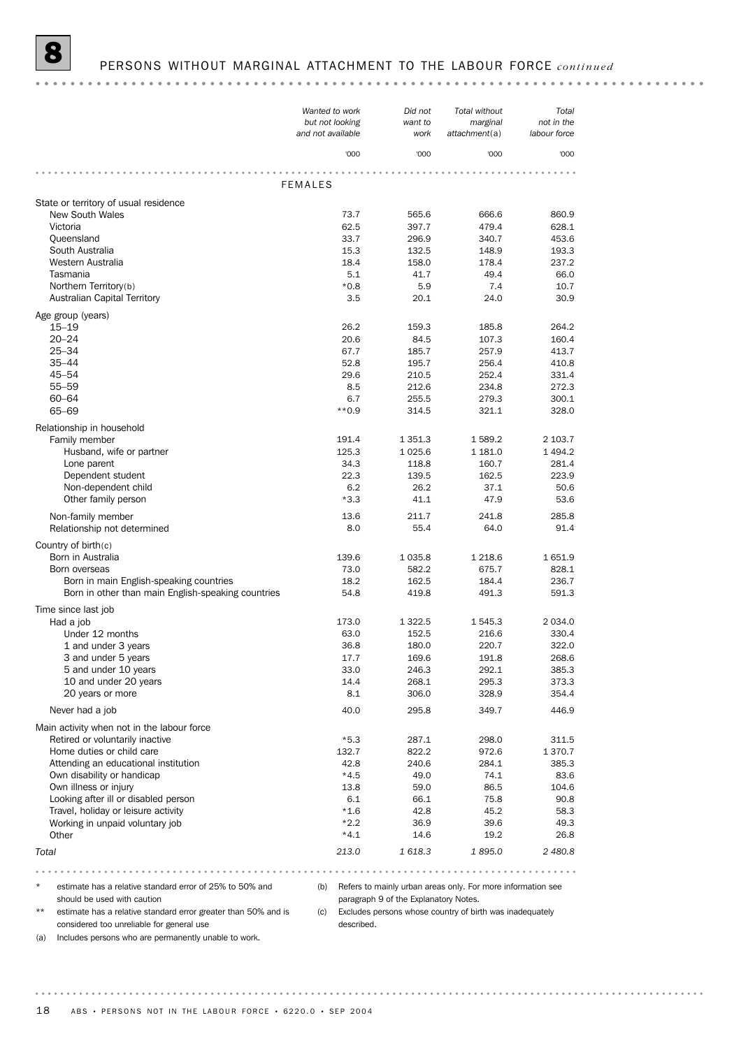# 8 PERSONS WITHOUT MARGINAL ATTACHMENT TO THE LABOUR FORCE *continued*

| | Wanted to work but not looking and not available | Did not want to work | Total without marginal attachment(a) | Total not in the labour force |
|---|---|---|---|---|
| | '000 | '000 | '000 | '000 |
| **FEMALES** | | | | |
| State or territory of usual residence | | | | |
| New South Wales | 73.7 | 565.6 | 666.6 | 860.9 |
| Victoria | 62.5 | 397.7 | 479.4 | 628.1 |
| Queensland | 33.7 | 296.9 | 340.7 | 453.6 |
| South Australia | 15.3 | 132.5 | 148.9 | 193.3 |
| Western Australia | 18.4 | 158.0 | 178.4 | 237.2 |
| Tasmania | 5.1 | 41.7 | 49.4 | 66.0 |
| Northern Territory(b) | *0.8 | 5.9 | 7.4 | 10.7 |
| Australian Capital Territory | 3.5 | 20.1 | 24.0 | 30.9 |
| Age group (years) | | | | |
| 15–19 | 26.2 | 159.3 | 185.8 | 264.2 |
| 20–24 | 20.6 | 84.5 | 107.3 | 160.4 |
| 25–34 | 67.7 | 185.7 | 257.9 | 413.7 |
| 35–44 | 52.8 | 195.7 | 256.4 | 410.8 |
| 45–54 | 29.6 | 210.5 | 252.4 | 331.4 |
| 55–59 | 8.5 | 212.6 | 234.8 | 272.3 |
| 60–64 | 6.7 | 255.5 | 279.3 | 300.1 |
| 65–69 | **0.9 | 314.5 | 321.1 | 328.0 |
| Relationship in household | | | | |
| Family member | 191.4 | 1 351.3 | 1 589.2 | 2 103.7 |
| Husband, wife or partner | 125.3 | 1 025.6 | 1 181.0 | 1 494.2 |
| Lone parent | 34.3 | 118.8 | 160.7 | 281.4 |
| Dependent student | 22.3 | 139.5 | 162.5 | 223.9 |
| Non-dependent child | 6.2 | 26.2 | 37.1 | 50.6 |
| Other family person | *3.3 | 41.1 | 47.9 | 53.6 |
| Non-family member | 13.6 | 211.7 | 241.8 | 285.8 |
| Relationship not determined | 8.0 | 55.4 | 64.0 | 91.4 |
| Country of birth(c) | | | | |
| Born in Australia | 139.6 | 1 035.8 | 1 218.6 | 1 651.9 |
| Born overseas | 73.0 | 582.2 | 675.7 | 828.1 |
| Born in main English-speaking countries | 18.2 | 162.5 | 184.4 | 236.7 |
| Born in other than main English-speaking countries | 54.8 | 419.8 | 491.3 | 591.3 |
| Time since last job | | | | |
| Had a job | 173.0 | 1 322.5 | 1 545.3 | 2 034.0 |
| Under 12 months | 63.0 | 152.5 | 216.6 | 330.4 |
| 1 and under 3 years | 36.8 | 180.0 | 220.7 | 322.0 |
| 3 and under 5 years | 17.7 | 169.6 | 191.8 | 268.6 |
| 5 and under 10 years | 33.0 | 246.3 | 292.1 | 385.3 |
| 10 and under 20 years | 14.4 | 268.1 | 295.3 | 373.3 |
| 20 years or more | 8.1 | 306.0 | 328.9 | 354.4 |
| Never had a job | 40.0 | 295.8 | 349.7 | 446.9 |
| Main activity when not in the labour force | | | | |
| Retired or voluntarily inactive | *5.3 | 287.1 | 298.0 | 311.5 |
| Home duties or child care | 132.7 | 822.2 | 972.6 | 1 370.7 |
| Attending an educational institution | 42.8 | 240.6 | 284.1 | 385.3 |
| Own disability or handicap | *4.5 | 49.0 | 74.1 | 83.6 |
| Own illness or injury | 13.8 | 59.0 | 86.5 | 104.6 |
| Looking after ill or disabled person | 6.1 | 66.1 | 75.8 | 90.8 |
| Travel, holiday or leisure activity | *1.6 | 42.8 | 45.2 | 58.3 |
| Working in unpaid voluntary job | *2.2 | 36.9 | 39.6 | 49.3 |
| Other | *4.1 | 14.6 | 19.2 | 26.8 |
| *Total* | *213.0* | *1 618.3* | *1 895.0* | *2 480.8* |

\* estimate has a relative standard error of 25% to 50% and should be used with caution

\*\* estimate has a relative standard error greater than 50% and is considered too unreliable for general use

(a) Includes persons who are permanently unable to work.

(b) Refers to mainly urban areas only. For more information see paragraph 9 of the Explanatory Notes.

(c) Excludes persons whose country of birth was inadequately described.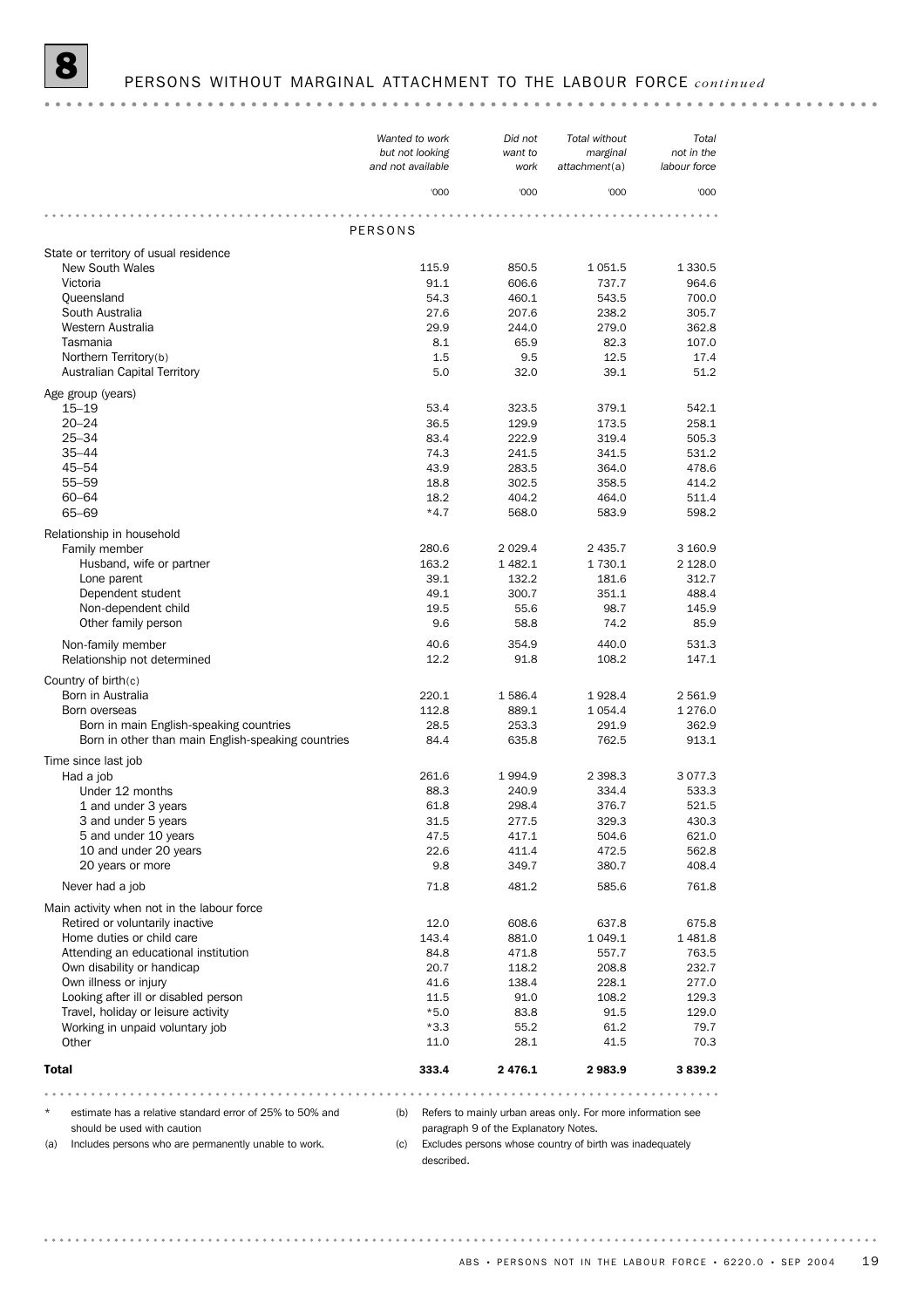# 8 PERSONS WITHOUT MARGINAL ATTACHMENT TO THE LABOUR FORCE *continued*

| | Wanted to work but not looking and not available | Did not want to work | Total without marginal attachment(a) | Total not in the labour force |
|---|---|---|---|---|
| | '000 | '000 | '000 | '000 |
| **PERSONS** | | | | |
| State or territory of usual residence | | | | |
| New South Wales | 115.9 | 850.5 | 1 051.5 | 1 330.5 |
| Victoria | 91.1 | 606.6 | 737.7 | 964.6 |
| Queensland | 54.3 | 460.1 | 543.5 | 700.0 |
| South Australia | 27.6 | 207.6 | 238.2 | 305.7 |
| Western Australia | 29.9 | 244.0 | 279.0 | 362.8 |
| Tasmania | 8.1 | 65.9 | 82.3 | 107.0 |
| Northern Territory(b) | 1.5 | 9.5 | 12.5 | 17.4 |
| Australian Capital Territory | 5.0 | 32.0 | 39.1 | 51.2 |
| Age group (years) | | | | |
| 15–19 | 53.4 | 323.5 | 379.1 | 542.1 |
| 20–24 | 36.5 | 129.9 | 173.5 | 258.1 |
| 25–34 | 83.4 | 222.9 | 319.4 | 505.3 |
| 35–44 | 74.3 | 241.5 | 341.5 | 531.2 |
| 45–54 | 43.9 | 283.5 | 364.0 | 478.6 |
| 55–59 | 18.8 | 302.5 | 358.5 | 414.2 |
| 60–64 | 18.2 | 404.2 | 464.0 | 511.4 |
| 65–69 | *4.7 | 568.0 | 583.9 | 598.2 |
| Relationship in household | | | | |
| Family member | 280.6 | 2 029.4 | 2 435.7 | 3 160.9 |
| Husband, wife or partner | 163.2 | 1 482.1 | 1 730.1 | 2 128.0 |
| Lone parent | 39.1 | 132.2 | 181.6 | 312.7 |
| Dependent student | 49.1 | 300.7 | 351.1 | 488.4 |
| Non-dependent child | 19.5 | 55.6 | 98.7 | 145.9 |
| Other family person | 9.6 | 58.8 | 74.2 | 85.9 |
| Non-family member | 40.6 | 354.9 | 440.0 | 531.3 |
| Relationship not determined | 12.2 | 91.8 | 108.2 | 147.1 |
| Country of birth(c) | | | | |
| Born in Australia | 220.1 | 1 586.4 | 1 928.4 | 2 561.9 |
| Born overseas | 112.8 | 889.1 | 1 054.4 | 1 276.0 |
| Born in main English-speaking countries | 28.5 | 253.3 | 291.9 | 362.9 |
| Born in other than main English-speaking countries | 84.4 | 635.8 | 762.5 | 913.1 |
| Time since last job | | | | |
| Had a job | 261.6 | 1 994.9 | 2 398.3 | 3 077.3 |
| Under 12 months | 88.3 | 240.9 | 334.4 | 533.3 |
| 1 and under 3 years | 61.8 | 298.4 | 376.7 | 521.5 |
| 3 and under 5 years | 31.5 | 277.5 | 329.3 | 430.3 |
| 5 and under 10 years | 47.5 | 417.1 | 504.6 | 621.0 |
| 10 and under 20 years | 22.6 | 411.4 | 472.5 | 562.8 |
| 20 years or more | 9.8 | 349.7 | 380.7 | 408.4 |
| Never had a job | 71.8 | 481.2 | 585.6 | 761.8 |
| Main activity when not in the labour force | | | | |
| Retired or voluntarily inactive | 12.0 | 608.6 | 637.8 | 675.8 |
| Home duties or child care | 143.4 | 881.0 | 1 049.1 | 1 481.8 |
| Attending an educational institution | 84.8 | 471.8 | 557.7 | 763.5 |
| Own disability or handicap | 20.7 | 118.2 | 208.8 | 232.7 |
| Own illness or injury | 41.6 | 138.4 | 228.1 | 277.0 |
| Looking after ill or disabled person | 11.5 | 91.0 | 108.2 | 129.3 |
| Travel, holiday or leisure activity | *5.0 | 83.8 | 91.5 | 129.0 |
| Working in unpaid voluntary job | *3.3 | 55.2 | 61.2 | 79.7 |
| Other | 11.0 | 28.1 | 41.5 | 70.3 |
| **Total** | **333.4** | **2 476.1** | **2 983.9** | **3 839.2** |

\* estimate has a relative standard error of 25% to 50% and should be used with caution

(a) Includes persons who are permanently unable to work.

(b) Refers to mainly urban areas only. For more information see paragraph 9 of the Explanatory Notes.

(c) Excludes persons whose country of birth was inadequately described.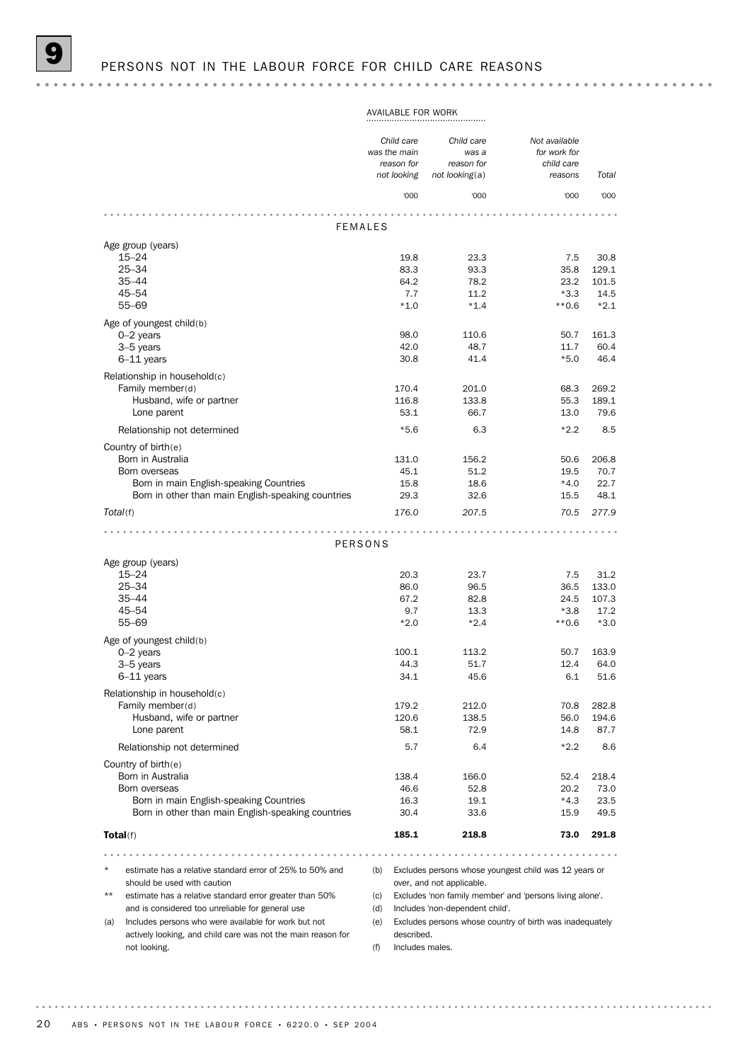# 9 PERSONS NOT IN THE LABOUR FORCE FOR CHILD CARE REASONS

| | AVAILABLE FOR WORK | | | |
|---|---|---|---|---|
| | *Child care was the main reason for not looking* | *Child care was a reason for not looking(a)* | *Not available for work for child care reasons* | *Total* |
| | '000 | '000 | '000 | '000 |
| **FEMALES** | | | | |
| Age group (years) | | | | |
| 15–24 | 19.8 | 23.3 | 7.5 | 30.8 |
| 25–34 | 83.3 | 93.3 | 35.8 | 129.1 |
| 35–44 | 64.2 | 78.2 | 23.2 | 101.5 |
| 45–54 | 7.7 | 11.2 | *3.3 | 14.5 |
| 55–69 | *1.0 | *1.4 | **0.6 | *2.1 |
| Age of youngest child(b) | | | | |
| 0–2 years | 98.0 | 110.6 | 50.7 | 161.3 |
| 3–5 years | 42.0 | 48.7 | 11.7 | 60.4 |
| 6–11 years | 30.8 | 41.4 | *5.0 | 46.4 |
| Relationship in household(c) | | | | |
| Family member(d) | 170.4 | 201.0 | 68.3 | 269.2 |
| Husband, wife or partner | 116.8 | 133.8 | 55.3 | 189.1 |
| Lone parent | 53.1 | 66.7 | 13.0 | 79.6 |
| Relationship not determined | *5.6 | 6.3 | *2.2 | 8.5 |
| Country of birth(e) | | | | |
| Born in Australia | 131.0 | 156.2 | 50.6 | 206.8 |
| Born overseas | 45.1 | 51.2 | 19.5 | 70.7 |
| Born in main English-speaking Countries | 15.8 | 18.6 | *4.0 | 22.7 |
| Born in other than main English-speaking countries | 29.3 | 32.6 | 15.5 | 48.1 |
| *Total(f)* | *176.0* | *207.5* | *70.5* | *277.9* |
| **PERSONS** | | | | |
| Age group (years) | | | | |
| 15–24 | 20.3 | 23.7 | 7.5 | 31.2 |
| 25–34 | 86.0 | 96.5 | 36.5 | 133.0 |
| 35–44 | 67.2 | 82.8 | 24.5 | 107.3 |
| 45–54 | 9.7 | 13.3 | *3.8 | 17.2 |
| 55–69 | *2.0 | *2.4 | **0.6 | *3.0 |
| Age of youngest child(b) | | | | |
| 0–2 years | 100.1 | 113.2 | 50.7 | 163.9 |
| 3–5 years | 44.3 | 51.7 | 12.4 | 64.0 |
| 6–11 years | 34.1 | 45.6 | 6.1 | 51.6 |
| Relationship in household(c) | | | | |
| Family member(d) | 179.2 | 212.0 | 70.8 | 282.8 |
| Husband, wife or partner | 120.6 | 138.5 | 56.0 | 194.6 |
| Lone parent | 58.1 | 72.9 | 14.8 | 87.7 |
| Relationship not determined | 5.7 | 6.4 | *2.2 | 8.6 |
| Country of birth(e) | | | | |
| Born in Australia | 138.4 | 166.0 | 52.4 | 218.4 |
| Born overseas | 46.6 | 52.8 | 20.2 | 73.0 |
| Born in main English-speaking Countries | 16.3 | 19.1 | *4.3 | 23.5 |
| Born in other than main English-speaking countries | 30.4 | 33.6 | 15.9 | 49.5 |
| **Total(f)** | **185.1** | **218.8** | **73.0** | **291.8** |

\* estimate has a relative standard error of 25% to 50% and should be used with caution

\*\* estimate has a relative standard error greater than 50% and is considered too unreliable for general use

(a) Includes persons who were available for work but not actively looking, and child care was not the main reason for not looking.

(b) Excludes persons whose youngest child was 12 years or over, and not applicable.

(c) Excludes 'non family member' and 'persons living alone'.

(d) Includes 'non-dependent child'.

(e) Excludes persons whose country of birth was inadequately described.

(f) Includes males.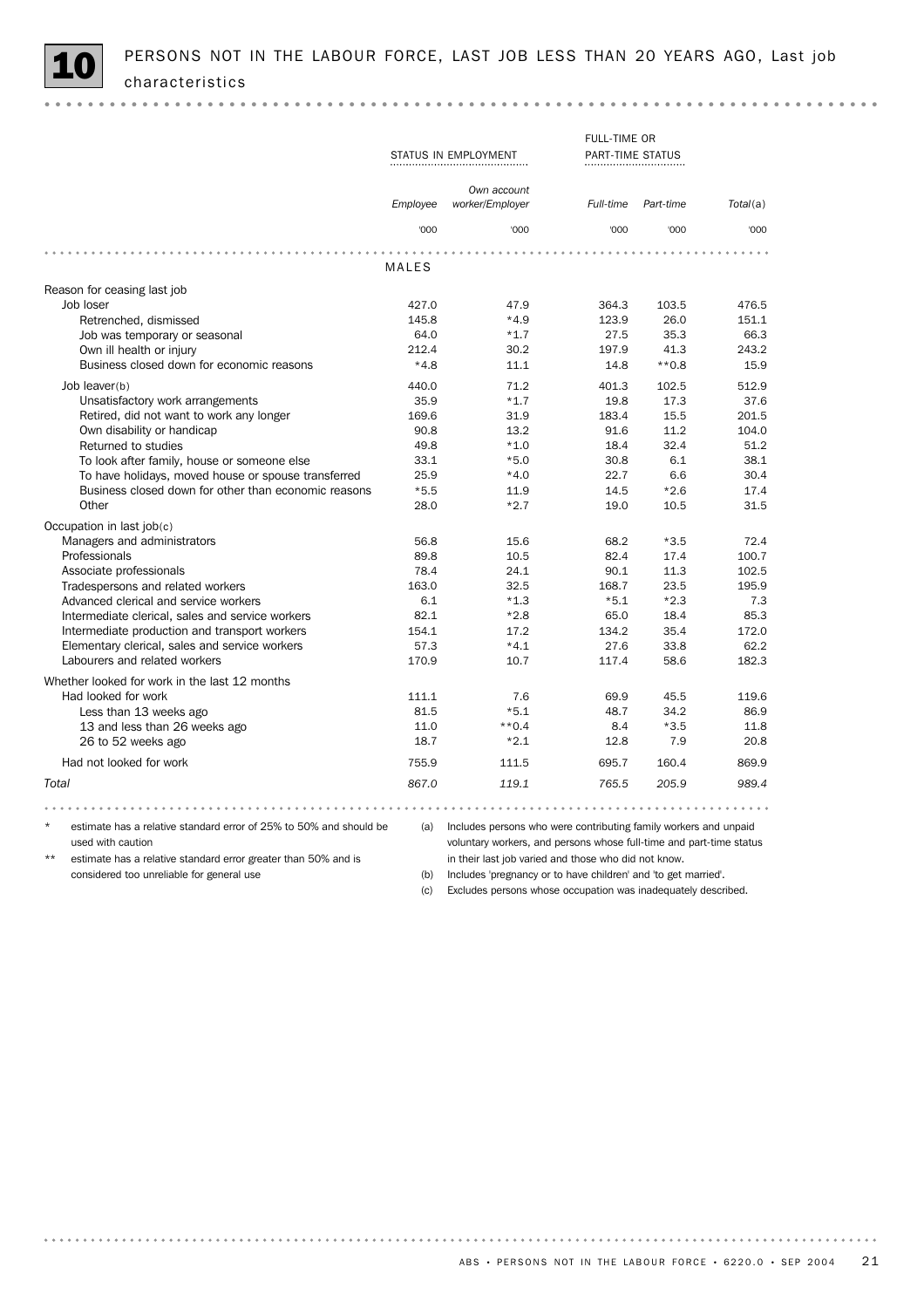# 10 PERSONS NOT IN THE LABOUR FORCE, LAST JOB LESS THAN 20 YEARS AGO, Last job characteristics

| | STATUS IN EMPLOYMENT | | FULL-TIME OR PART-TIME STATUS | | |
|---|---|---|---|---|---|
| | Employee | Own account worker/Employer | Full-time | Part-time | Total(a) |
| | '000 | '000 | '000 | '000 | '000 |
| **MALES** | | | | | |
| Reason for ceasing last job | | | | | |
| Job loser | 427.0 | 47.9 | 364.3 | 103.5 | 476.5 |
| Retrenched, dismissed | 145.8 | *4.9 | 123.9 | 26.0 | 151.1 |
| Job was temporary or seasonal | 64.0 | *1.7 | 27.5 | 35.3 | 66.3 |
| Own ill health or injury | 212.4 | 30.2 | 197.9 | 41.3 | 243.2 |
| Business closed down for economic reasons | *4.8 | 11.1 | 14.8 | **0.8 | 15.9 |
| Job leaver(b) | 440.0 | 71.2 | 401.3 | 102.5 | 512.9 |
| Unsatisfactory work arrangements | 35.9 | *1.7 | 19.8 | 17.3 | 37.6 |
| Retired, did not want to work any longer | 169.6 | 31.9 | 183.4 | 15.5 | 201.5 |
| Own disability or handicap | 90.8 | 13.2 | 91.6 | 11.2 | 104.0 |
| Returned to studies | 49.8 | *1.0 | 18.4 | 32.4 | 51.2 |
| To look after family, house or someone else | 33.1 | *5.0 | 30.8 | 6.1 | 38.1 |
| To have holidays, moved house or spouse transferred | 25.9 | *4.0 | 22.7 | 6.6 | 30.4 |
| Business closed down for other than economic reasons | *5.5 | 11.9 | 14.5 | *2.6 | 17.4 |
| Other | 28.0 | *2.7 | 19.0 | 10.5 | 31.5 |
| Occupation in last job(c) | | | | | |
| Managers and administrators | 56.8 | 15.6 | 68.2 | *3.5 | 72.4 |
| Professionals | 89.8 | 10.5 | 82.4 | 17.4 | 100.7 |
| Associate professionals | 78.4 | 24.1 | 90.1 | 11.3 | 102.5 |
| Tradespersons and related workers | 163.0 | 32.5 | 168.7 | 23.5 | 195.9 |
| Advanced clerical and service workers | 6.1 | *1.3 | *5.1 | *2.3 | 7.3 |
| Intermediate clerical, sales and service workers | 82.1 | *2.8 | 65.0 | 18.4 | 85.3 |
| Intermediate production and transport workers | 154.1 | 17.2 | 134.2 | 35.4 | 172.0 |
| Elementary clerical, sales and service workers | 57.3 | *4.1 | 27.6 | 33.8 | 62.2 |
| Labourers and related workers | 170.9 | 10.7 | 117.4 | 58.6 | 182.3 |
| Whether looked for work in the last 12 months | | | | | |
| Had looked for work | 111.1 | 7.6 | 69.9 | 45.5 | 119.6 |
| Less than 13 weeks ago | 81.5 | *5.1 | 48.7 | 34.2 | 86.9 |
| 13 and less than 26 weeks ago | 11.0 | **0.4 | 8.4 | *3.5 | 11.8 |
| 26 to 52 weeks ago | 18.7 | *2.1 | 12.8 | 7.9 | 20.8 |
| Had not looked for work | 755.9 | 111.5 | 695.7 | 160.4 | 869.9 |
| *Total* | *867.0* | *119.1* | *765.5* | *205.9* | *989.4* |

\* estimate has a relative standard error of 25% to 50% and should be used with caution

\** estimate has a relative standard error greater than 50% and is considered too unreliable for general use

(a) Includes persons who were contributing family workers and unpaid voluntary workers, and persons whose full-time and part-time status in their last job varied and those who did not know.

(b) Includes 'pregnancy or to have children' and 'to get married'.

(c) Excludes persons whose occupation was inadequately described.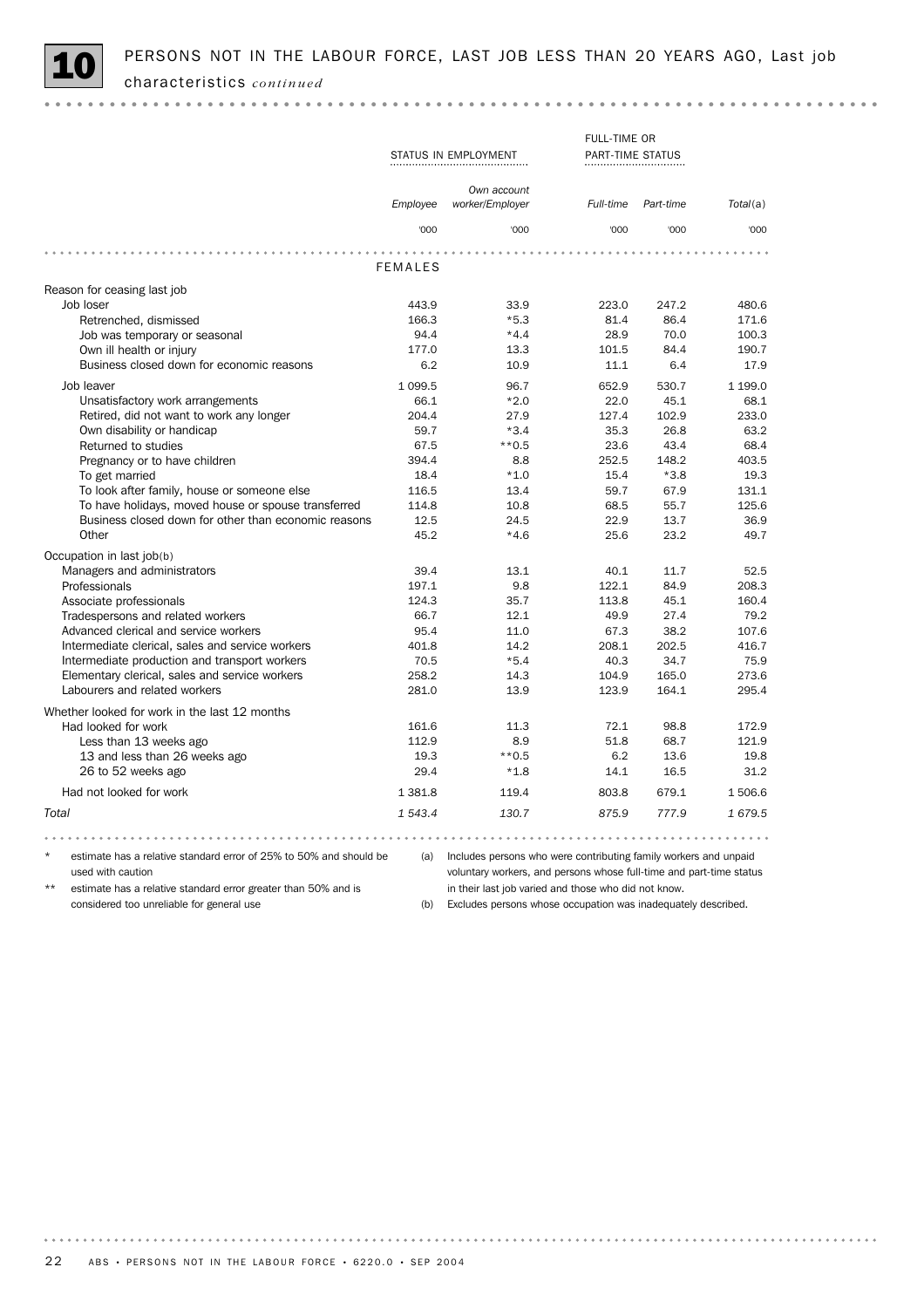# 10 PERSONS NOT IN THE LABOUR FORCE, LAST JOB LESS THAN 20 YEARS AGO, Last job characteristics *continued*

| | STATUS IN EMPLOYMENT | | FULL-TIME OR PART-TIME STATUS | | |
|---|---|---|---|---|---|
| | *Employee* | *Own account worker/Employer* | *Full-time* | *Part-time* | *Total*(a) |
| | '000 | '000 | '000 | '000 | '000 |
| **FEMALES** | | | | | |
| Reason for ceasing last job | | | | | |
| Job loser | 443.9 | 33.9 | 223.0 | 247.2 | 480.6 |
| Retrenched, dismissed | 166.3 | *5.3 | 81.4 | 86.4 | 171.6 |
| Job was temporary or seasonal | 94.4 | *4.4 | 28.9 | 70.0 | 100.3 |
| Own ill health or injury | 177.0 | 13.3 | 101.5 | 84.4 | 190.7 |
| Business closed down for economic reasons | 6.2 | 10.9 | 11.1 | 6.4 | 17.9 |
| Job leaver | 1 099.5 | 96.7 | 652.9 | 530.7 | 1 199.0 |
| Unsatisfactory work arrangements | 66.1 | *2.0 | 22.0 | 45.1 | 68.1 |
| Retired, did not want to work any longer | 204.4 | 27.9 | 127.4 | 102.9 | 233.0 |
| Own disability or handicap | 59.7 | *3.4 | 35.3 | 26.8 | 63.2 |
| Returned to studies | 67.5 | **0.5 | 23.6 | 43.4 | 68.4 |
| Pregnancy or to have children | 394.4 | 8.8 | 252.5 | 148.2 | 403.5 |
| To get married | 18.4 | *1.0 | 15.4 | *3.8 | 19.3 |
| To look after family, house or someone else | 116.5 | 13.4 | 59.7 | 67.9 | 131.1 |
| To have holidays, moved house or spouse transferred | 114.8 | 10.8 | 68.5 | 55.7 | 125.6 |
| Business closed down for other than economic reasons | 12.5 | 24.5 | 22.9 | 13.7 | 36.9 |
| Other | 45.2 | *4.6 | 25.6 | 23.2 | 49.7 |
| Occupation in last job(b) | | | | | |
| Managers and administrators | 39.4 | 13.1 | 40.1 | 11.7 | 52.5 |
| Professionals | 197.1 | 9.8 | 122.1 | 84.9 | 208.3 |
| Associate professionals | 124.3 | 35.7 | 113.8 | 45.1 | 160.4 |
| Tradespersons and related workers | 66.7 | 12.1 | 49.9 | 27.4 | 79.2 |
| Advanced clerical and service workers | 95.4 | 11.0 | 67.3 | 38.2 | 107.6 |
| Intermediate clerical, sales and service workers | 401.8 | 14.2 | 208.1 | 202.5 | 416.7 |
| Intermediate production and transport workers | 70.5 | *5.4 | 40.3 | 34.7 | 75.9 |
| Elementary clerical, sales and service workers | 258.2 | 14.3 | 104.9 | 165.0 | 273.6 |
| Labourers and related workers | 281.0 | 13.9 | 123.9 | 164.1 | 295.4 |
| Whether looked for work in the last 12 months | | | | | |
| Had looked for work | 161.6 | 11.3 | 72.1 | 98.8 | 172.9 |
| Less than 13 weeks ago | 112.9 | 8.9 | 51.8 | 68.7 | 121.9 |
| 13 and less than 26 weeks ago | 19.3 | **0.5 | 6.2 | 13.6 | 19.8 |
| 26 to 52 weeks ago | 29.4 | *1.8 | 14.1 | 16.5 | 31.2 |
| Had not looked for work | 1 381.8 | 119.4 | 803.8 | 679.1 | 1 506.6 |
| *Total* | *1 543.4* | *130.7* | *875.9* | *777.9* | *1 679.5* |

\* estimate has a relative standard error of 25% to 50% and should be used with caution

** estimate has a relative standard error greater than 50% and is considered too unreliable for general use

(a) Includes persons who were contributing family workers and unpaid voluntary workers, and persons whose full-time and part-time status in their last job varied and those who did not know.

(b) Excludes persons whose occupation was inadequately described.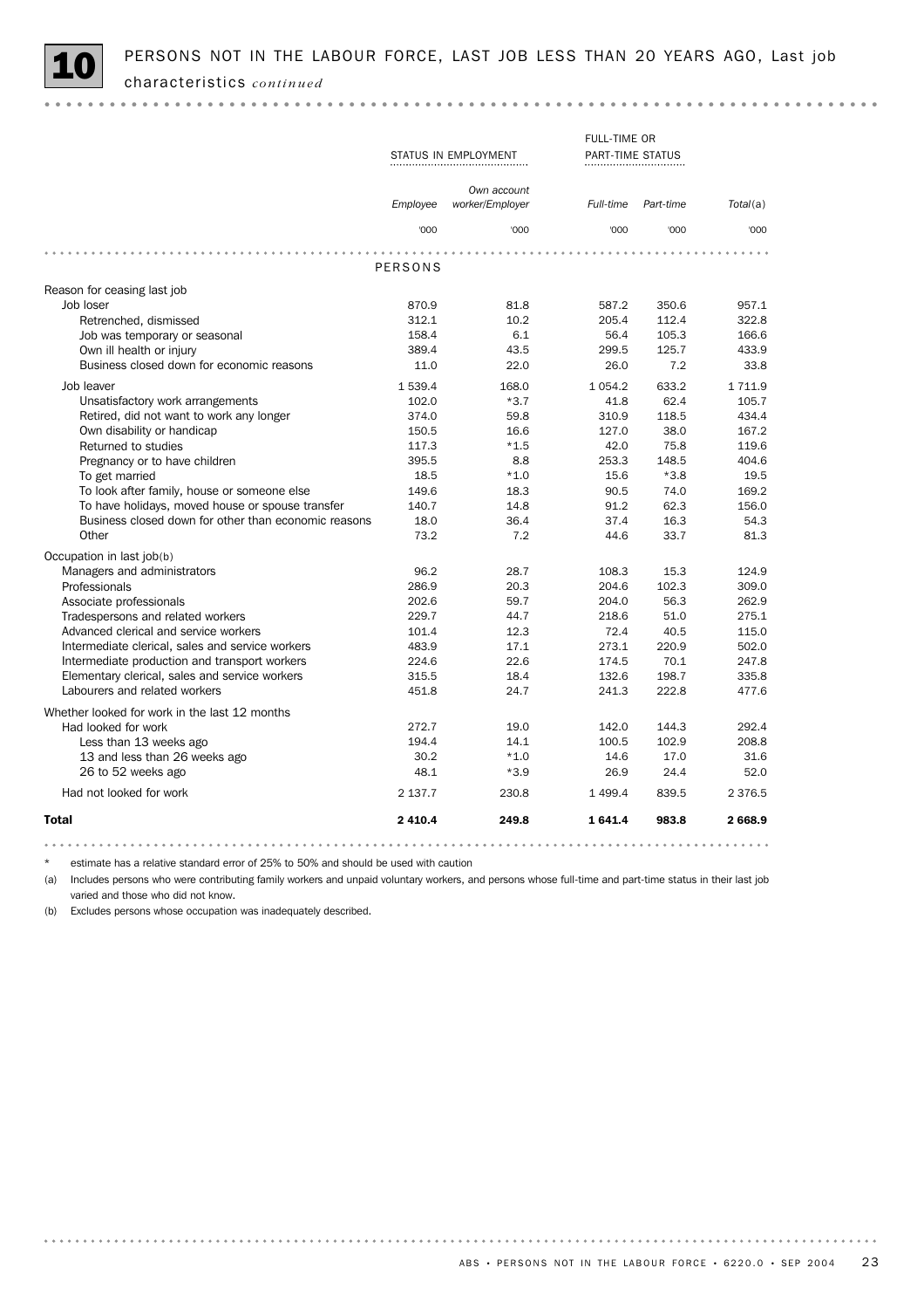# 10 PERSONS NOT IN THE LABOUR FORCE, LAST JOB LESS THAN 20 YEARS AGO, Last job characteristics *continued*

| | STATUS IN EMPLOYMENT | | FULL-TIME OR PART-TIME STATUS | | |
|---|---|---|---|---|---|
| | *Employee* | *Own account worker/Employer* | *Full-time* | *Part-time* | *Total*(a) |
| | '000 | '000 | '000 | '000 | '000 |
| **PERSONS** | | | | | |
| Reason for ceasing last job | | | | | |
| Job loser | 870.9 | 81.8 | 587.2 | 350.6 | 957.1 |
| Retrenched, dismissed | 312.1 | 10.2 | 205.4 | 112.4 | 322.8 |
| Job was temporary or seasonal | 158.4 | 6.1 | 56.4 | 105.3 | 166.6 |
| Own ill health or injury | 389.4 | 43.5 | 299.5 | 125.7 | 433.9 |
| Business closed down for economic reasons | 11.0 | 22.0 | 26.0 | 7.2 | 33.8 |
| Job leaver | 1 539.4 | 168.0 | 1 054.2 | 633.2 | 1 711.9 |
| Unsatisfactory work arrangements | 102.0 | *3.7 | 41.8 | 62.4 | 105.7 |
| Retired, did not want to work any longer | 374.0 | 59.8 | 310.9 | 118.5 | 434.4 |
| Own disability or handicap | 150.5 | 16.6 | 127.0 | 38.0 | 167.2 |
| Returned to studies | 117.3 | *1.5 | 42.0 | 75.8 | 119.6 |
| Pregnancy or to have children | 395.5 | 8.8 | 253.3 | 148.5 | 404.6 |
| To get married | 18.5 | *1.0 | 15.6 | *3.8 | 19.5 |
| To look after family, house or someone else | 149.6 | 18.3 | 90.5 | 74.0 | 169.2 |
| To have holidays, moved house or spouse transfer | 140.7 | 14.8 | 91.2 | 62.3 | 156.0 |
| Business closed down for other than economic reasons | 18.0 | 36.4 | 37.4 | 16.3 | 54.3 |
| Other | 73.2 | 7.2 | 44.6 | 33.7 | 81.3 |
| Occupation in last job(b) | | | | | |
| Managers and administrators | 96.2 | 28.7 | 108.3 | 15.3 | 124.9 |
| Professionals | 286.9 | 20.3 | 204.6 | 102.3 | 309.0 |
| Associate professionals | 202.6 | 59.7 | 204.0 | 56.3 | 262.9 |
| Tradespersons and related workers | 229.7 | 44.7 | 218.6 | 51.0 | 275.1 |
| Advanced clerical and service workers | 101.4 | 12.3 | 72.4 | 40.5 | 115.0 |
| Intermediate clerical, sales and service workers | 483.9 | 17.1 | 273.1 | 220.9 | 502.0 |
| Intermediate production and transport workers | 224.6 | 22.6 | 174.5 | 70.1 | 247.8 |
| Elementary clerical, sales and service workers | 315.5 | 18.4 | 132.6 | 198.7 | 335.8 |
| Labourers and related workers | 451.8 | 24.7 | 241.3 | 222.8 | 477.6 |
| Whether looked for work in the last 12 months | | | | | |
| Had looked for work | 272.7 | 19.0 | 142.0 | 144.3 | 292.4 |
| Less than 13 weeks ago | 194.4 | 14.1 | 100.5 | 102.9 | 208.8 |
| 13 and less than 26 weeks ago | 30.2 | *1.0 | 14.6 | 17.0 | 31.6 |
| 26 to 52 weeks ago | 48.1 | *3.9 | 26.9 | 24.4 | 52.0 |
| Had not looked for work | 2 137.7 | 230.8 | 1 499.4 | 839.5 | 2 376.5 |
| **Total** | **2 410.4** | **249.8** | **1 641.4** | **983.8** | **2 668.9** |

\* estimate has a relative standard error of 25% to 50% and should be used with caution

(a) Includes persons who were contributing family workers and unpaid voluntary workers, and persons whose full-time and part-time status in their last job varied and those who did not know.

(b) Excludes persons whose occupation was inadequately described.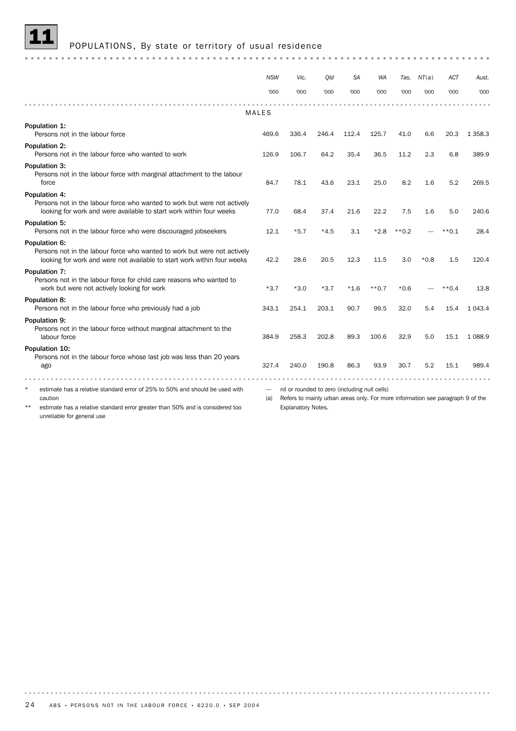# 11 POPULATIONS, By state or territory of usual residence

| | NSW | Vic. | Qld | SA | WA | Tas. | NT(a) | ACT | Aust. |
|---|---|---|---|---|---|---|---|---|---|
| | '000 | '000 | '000 | '000 | '000 | '000 | '000 | '000 | '000 |
| **MALES** | | | | | | | | | |
| **Population 1:** Persons not in the labour force | 469.6 | 336.4 | 246.4 | 112.4 | 125.7 | 41.0 | 6.6 | 20.3 | 1 358.3 |
| **Population 2:** Persons not in the labour force who wanted to work | 126.9 | 106.7 | 64.2 | 35.4 | 36.5 | 11.2 | 2.3 | 6.8 | 389.9 |
| **Population 3:** Persons not in the labour force with marginal attachment to the labour force | 84.7 | 78.1 | 43.6 | 23.1 | 25.0 | 8.2 | 1.6 | 5.2 | 269.5 |
| **Population 4:** Persons not in the labour force who wanted to work but were not actively looking for work and were available to start work within four weeks | 77.0 | 68.4 | 37.4 | 21.6 | 22.2 | 7.5 | 1.6 | 5.0 | 240.6 |
| **Population 5:** Persons not in the labour force who were discouraged jobseekers | 12.1 | *5.7 | *4.5 | 3.1 | *2.8 | **0.2 | — | **0.1 | 28.4 |
| **Population 6:** Persons not in the labour force who wanted to work but were not actively looking for work and were not available to start work within four weeks | 42.2 | 28.6 | 20.5 | 12.3 | 11.5 | 3.0 | *0.8 | 1.5 | 120.4 |
| **Population 7:** Persons not in the labour force for child care reasons who wanted to work but were not actively looking for work | *3.7 | *3.0 | *3.7 | *1.6 | **0.7 | *0.6 | — | **0.4 | 13.8 |
| **Population 8:** Persons not in the labour force who previously had a job | 343.1 | 254.1 | 203.1 | 90.7 | 99.5 | 32.0 | 5.4 | 15.4 | 1 043.4 |
| **Population 9:** Persons not in the labour force without marginal attachment to the labour force | 384.9 | 258.3 | 202.8 | 89.3 | 100.6 | 32.9 | 5.0 | 15.1 | 1 088.9 |
| **Population 10:** Persons not in the labour force whose last job was less than 20 years ago | 327.4 | 240.0 | 190.8 | 86.3 | 93.9 | 30.7 | 5.2 | 15.1 | 989.4 |

\* estimate has a relative standard error of 25% to 50% and should be used with caution

\*\* estimate has a relative standard error greater than 50% and is considered too unreliable for general use

— nil or rounded to zero (including null cells)

(a) Refers to mainly urban areas only. For more information see paragraph 9 of the Explanatory Notes.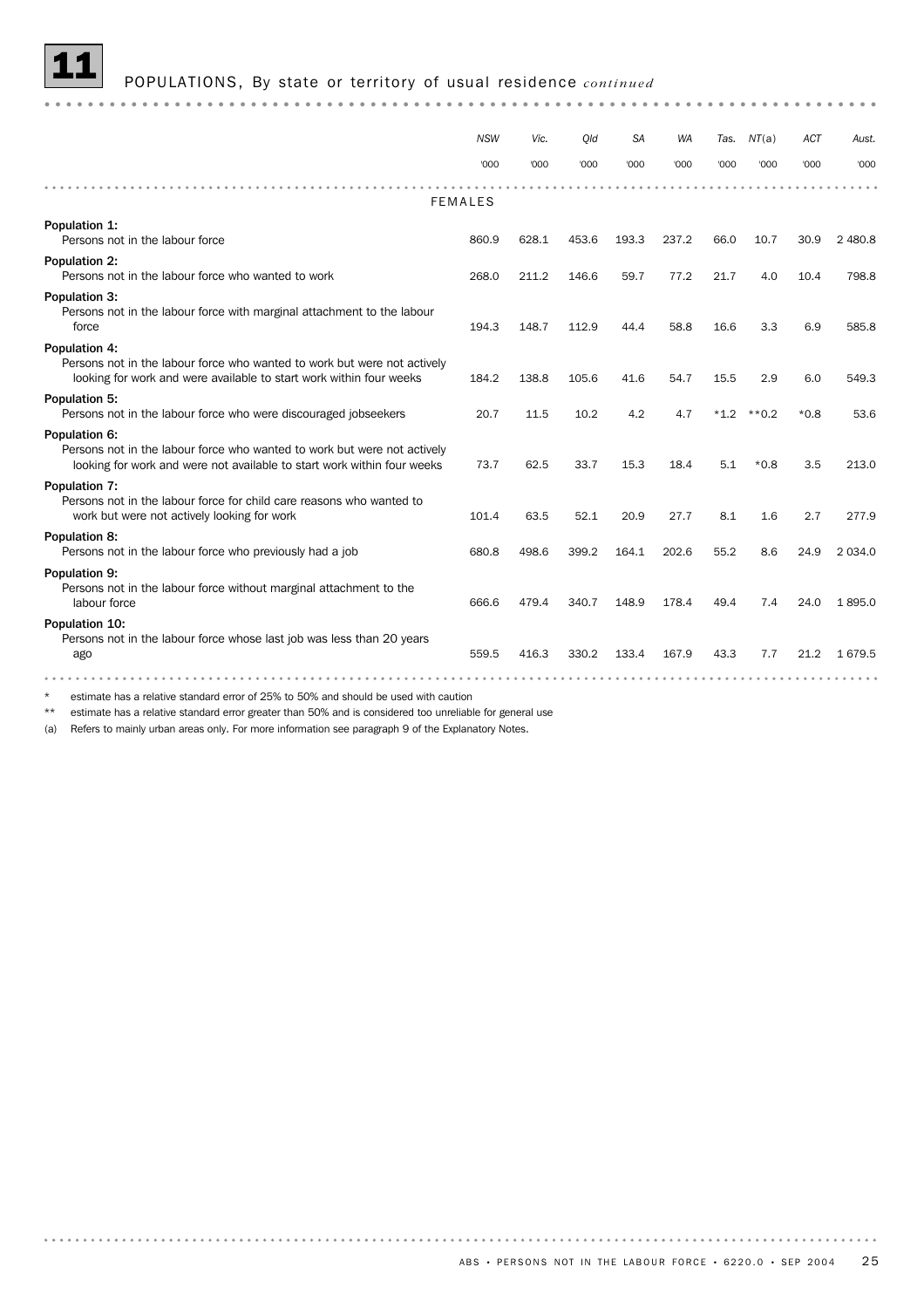## 11 POPULATIONS, By state or territory of usual residence *continued*

| | NSW | Vic. | Qld | SA | WA | Tas. | NT(a) | ACT | Aust. |
|---|---|---|---|---|---|---|---|---|---|
| | '000 | '000 | '000 | '000 | '000 | '000 | '000 | '000 | '000 |
| **FEMALES** | | | | | | | | | |
| **Population 1:** Persons not in the labour force | 860.9 | 628.1 | 453.6 | 193.3 | 237.2 | 66.0 | 10.7 | 30.9 | 2 480.8 |
| **Population 2:** Persons not in the labour force who wanted to work | 268.0 | 211.2 | 146.6 | 59.7 | 77.2 | 21.7 | 4.0 | 10.4 | 798.8 |
| **Population 3:** Persons not in the labour force with marginal attachment to the labour force | 194.3 | 148.7 | 112.9 | 44.4 | 58.8 | 16.6 | 3.3 | 6.9 | 585.8 |
| **Population 4:** Persons not in the labour force who wanted to work but were not actively looking for work and were available to start work within four weeks | 184.2 | 138.8 | 105.6 | 41.6 | 54.7 | 15.5 | 2.9 | 6.0 | 549.3 |
| **Population 5:** Persons not in the labour force who were discouraged jobseekers | 20.7 | 11.5 | 10.2 | 4.2 | 4.7 | *1.2 | **0.2 | *0.8 | 53.6 |
| **Population 6:** Persons not in the labour force who wanted to work but were not actively looking for work and were not available to start work within four weeks | 73.7 | 62.5 | 33.7 | 15.3 | 18.4 | 5.1 | *0.8 | 3.5 | 213.0 |
| **Population 7:** Persons not in the labour force for child care reasons who wanted to work but were not actively looking for work | 101.4 | 63.5 | 52.1 | 20.9 | 27.7 | 8.1 | 1.6 | 2.7 | 277.9 |
| **Population 8:** Persons not in the labour force who previously had a job | 680.8 | 498.6 | 399.2 | 164.1 | 202.6 | 55.2 | 8.6 | 24.9 | 2 034.0 |
| **Population 9:** Persons not in the labour force without marginal attachment to the labour force | 666.6 | 479.4 | 340.7 | 148.9 | 178.4 | 49.4 | 7.4 | 24.0 | 1 895.0 |
| **Population 10:** Persons not in the labour force whose last job was less than 20 years ago | 559.5 | 416.3 | 330.2 | 133.4 | 167.9 | 43.3 | 7.7 | 21.2 | 1 679.5 |

\* estimate has a relative standard error of 25% to 50% and should be used with caution

** estimate has a relative standard error greater than 50% and is considered too unreliable for general use

(a) Refers to mainly urban areas only. For more information see paragraph 9 of the Explanatory Notes.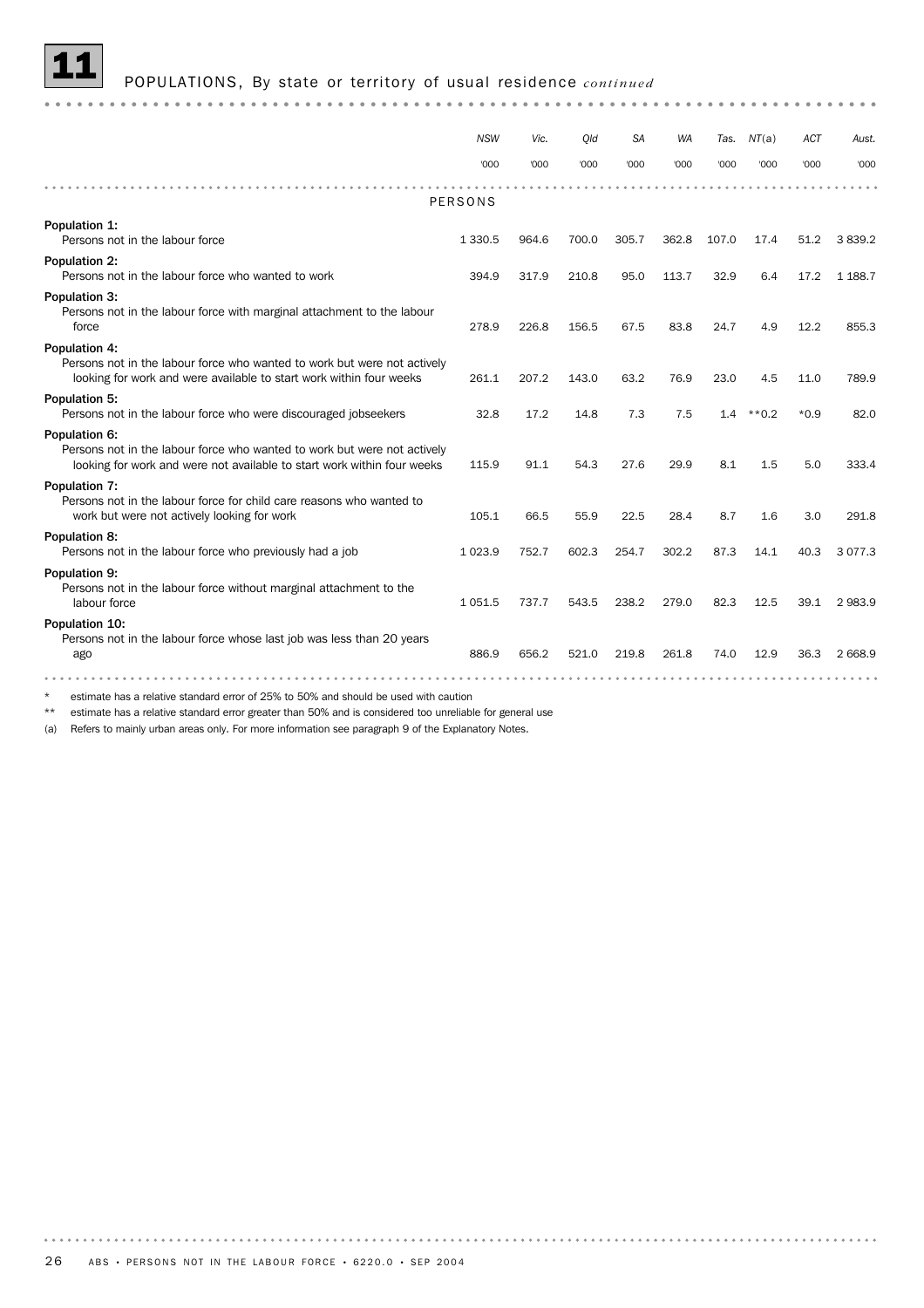# 11 POPULATIONS, By state or territory of usual residence *continued*

| | NSW | Vic. | Qld | SA | WA | Tas. | NT(a) | ACT | Aust. |
|---|---|---|---|---|---|---|---|---|---|
| | '000 | '000 | '000 | '000 | '000 | '000 | '000 | '000 | '000 |
| **PERSONS** | | | | | | | | | |
| **Population 1:** Persons not in the labour force | 1 330.5 | 964.6 | 700.0 | 305.7 | 362.8 | 107.0 | 17.4 | 51.2 | 3 839.2 |
| **Population 2:** Persons not in the labour force who wanted to work | 394.9 | 317.9 | 210.8 | 95.0 | 113.7 | 32.9 | 6.4 | 17.2 | 1 188.7 |
| **Population 3:** Persons not in the labour force with marginal attachment to the labour force | 278.9 | 226.8 | 156.5 | 67.5 | 83.8 | 24.7 | 4.9 | 12.2 | 855.3 |
| **Population 4:** Persons not in the labour force who wanted to work but were not actively looking for work and were available to start work within four weeks | 261.1 | 207.2 | 143.0 | 63.2 | 76.9 | 23.0 | 4.5 | 11.0 | 789.9 |
| **Population 5:** Persons not in the labour force who were discouraged jobseekers | 32.8 | 17.2 | 14.8 | 7.3 | 7.5 | 1.4 | **0.2 | *0.9 | 82.0 |
| **Population 6:** Persons not in the labour force who wanted to work but were not actively looking for work and were not available to start work within four weeks | 115.9 | 91.1 | 54.3 | 27.6 | 29.9 | 8.1 | 1.5 | 5.0 | 333.4 |
| **Population 7:** Persons not in the labour force for child care reasons who wanted to work but were not actively looking for work | 105.1 | 66.5 | 55.9 | 22.5 | 28.4 | 8.7 | 1.6 | 3.0 | 291.8 |
| **Population 8:** Persons not in the labour force who previously had a job | 1 023.9 | 752.7 | 602.3 | 254.7 | 302.2 | 87.3 | 14.1 | 40.3 | 3 077.3 |
| **Population 9:** Persons not in the labour force without marginal attachment to the labour force | 1 051.5 | 737.7 | 543.5 | 238.2 | 279.0 | 82.3 | 12.5 | 39.1 | 2 983.9 |
| **Population 10:** Persons not in the labour force whose last job was less than 20 years ago | 886.9 | 656.2 | 521.0 | 219.8 | 261.8 | 74.0 | 12.9 | 36.3 | 2 668.9 |

\* estimate has a relative standard error of 25% to 50% and should be used with caution

** estimate has a relative standard error greater than 50% and is considered too unreliable for general use

(a) Refers to mainly urban areas only. For more information see paragraph 9 of the Explanatory Notes.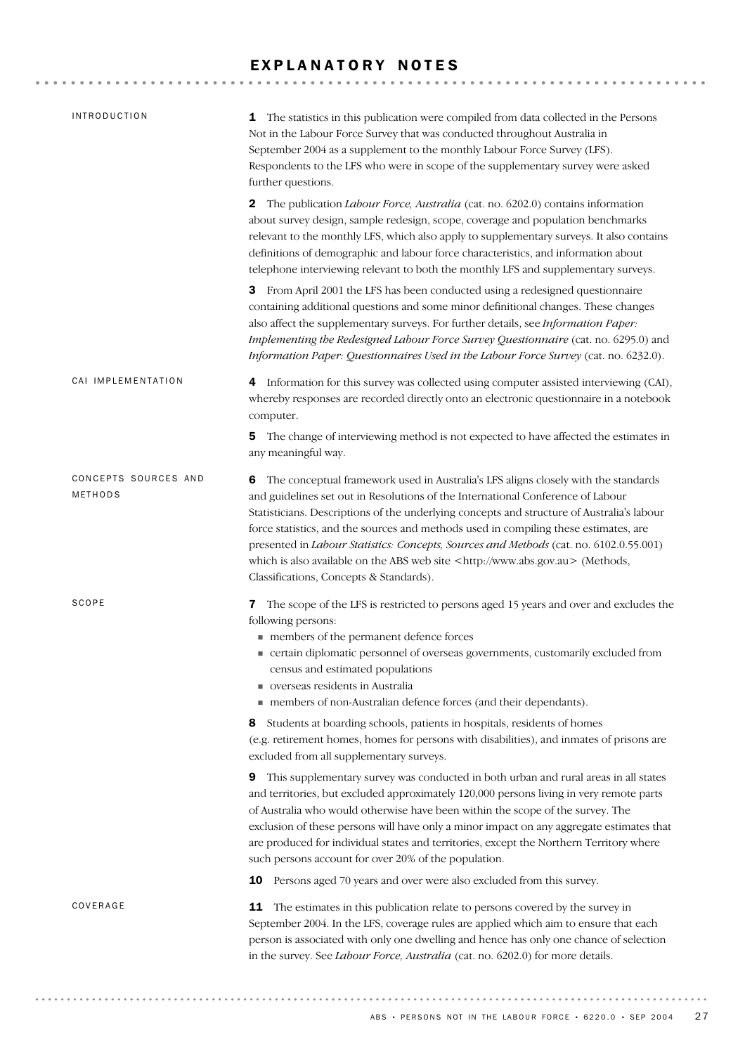# EXPLANATORY NOTES

## INTRODUCTION

**1** The statistics in this publication were compiled from data collected in the Persons Not in the Labour Force Survey that was conducted throughout Australia in September 2004 as a supplement to the monthly Labour Force Survey (LFS). Respondents to the LFS who were in scope of the supplementary survey were asked further questions.

**2** The publication *Labour Force, Australia* (cat. no. 6202.0) contains information about survey design, sample redesign, scope, coverage and population benchmarks relevant to the monthly LFS, which also apply to supplementary surveys. It also contains definitions of demographic and labour force characteristics, and information about telephone interviewing relevant to both the monthly LFS and supplementary surveys.

**3** From April 2001 the LFS has been conducted using a redesigned questionnaire containing additional questions and some minor definitional changes. These changes also affect the supplementary surveys. For further details, see *Information Paper: Implementing the Redesigned Labour Force Survey Questionnaire* (cat. no. 6295.0) and *Information Paper: Questionnaires Used in the Labour Force Survey* (cat. no. 6232.0).

## CAI IMPLEMENTATION

**4** Information for this survey was collected using computer assisted interviewing (CAI), whereby responses are recorded directly onto an electronic questionnaire in a notebook computer.

**5** The change of interviewing method is not expected to have affected the estimates in any meaningful way.

## CONCEPTS SOURCES AND METHODS

**6** The conceptual framework used in Australia's LFS aligns closely with the standards and guidelines set out in Resolutions of the International Conference of Labour Statisticians. Descriptions of the underlying concepts and structure of Australia's labour force statistics, and the sources and methods used in compiling these estimates, are presented in *Labour Statistics: Concepts, Sources and Methods* (cat. no. 6102.0.55.001) which is also available on the ABS web site <http://www.abs.gov.au> (Methods, Classifications, Concepts & Standards).

## SCOPE

**7** The scope of the LFS is restricted to persons aged 15 years and over and excludes the following persons:

- members of the permanent defence forces
- certain diplomatic personnel of overseas governments, customarily excluded from census and estimated populations
- overseas residents in Australia
- members of non-Australian defence forces (and their dependants).

**8** Students at boarding schools, patients in hospitals, residents of homes (e.g. retirement homes, homes for persons with disabilities), and inmates of prisons are excluded from all supplementary surveys.

**9** This supplementary survey was conducted in both urban and rural areas in all states and territories, but excluded approximately 120,000 persons living in very remote parts of Australia who would otherwise have been within the scope of the survey. The exclusion of these persons will have only a minor impact on any aggregate estimates that are produced for individual states and territories, except the Northern Territory where such persons account for over 20% of the population.

**10** Persons aged 70 years and over were also excluded from this survey.

## COVERAGE

**11** The estimates in this publication relate to persons covered by the survey in September 2004. In the LFS, coverage rules are applied which aim to ensure that each person is associated with only one dwelling and hence has only one chance of selection in the survey. See *Labour Force, Australia* (cat. no. 6202.0) for more details.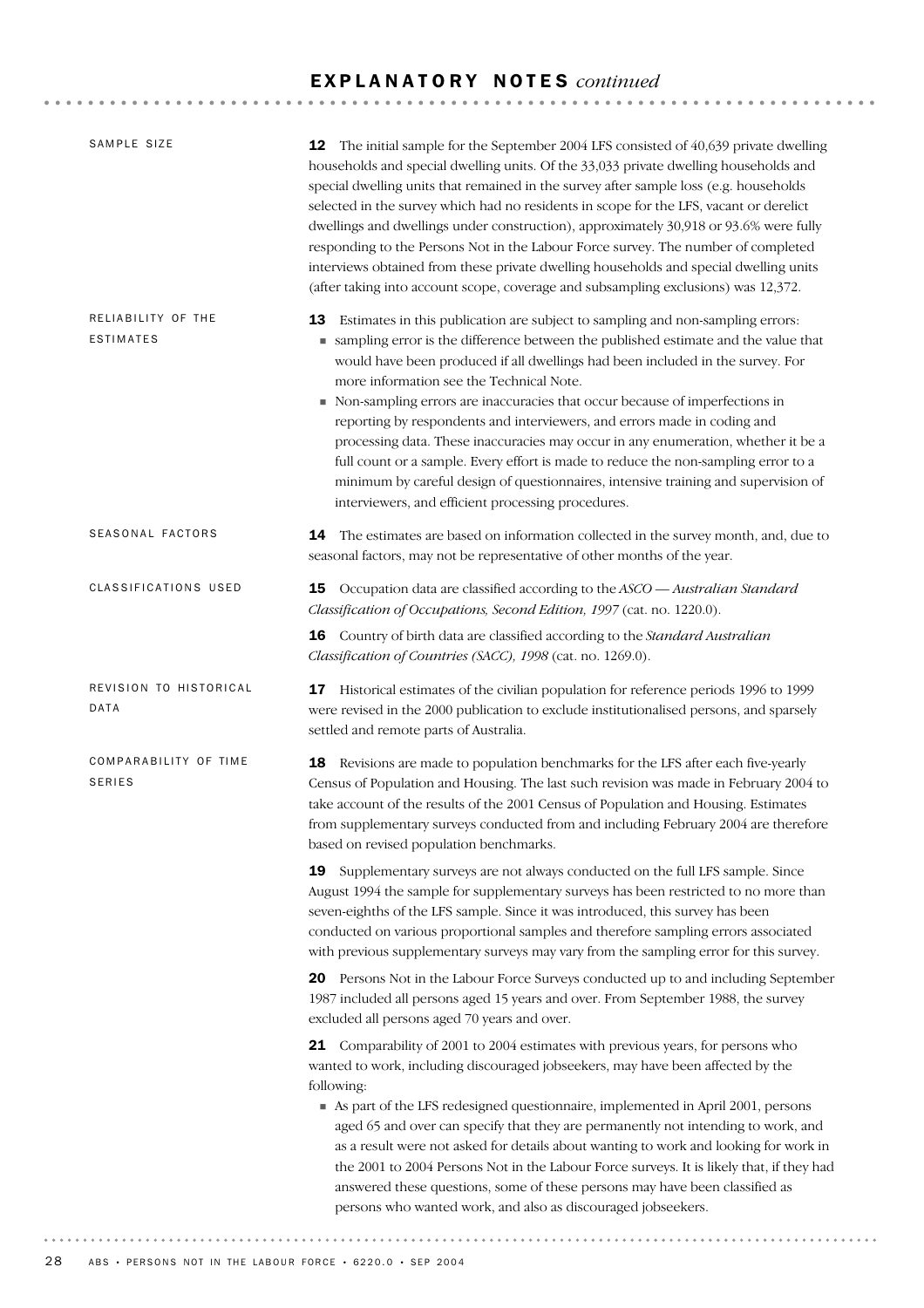# EXPLANATORY NOTES *continued*

## SAMPLE SIZE

**12** The initial sample for the September 2004 LFS consisted of 40,639 private dwelling households and special dwelling units. Of the 33,033 private dwelling households and special dwelling units that remained in the survey after sample loss (e.g. households selected in the survey which had no residents in scope for the LFS, vacant or derelict dwellings and dwellings under construction), approximately 30,918 or 93.6% were fully responding to the Persons Not in the Labour Force survey. The number of completed interviews obtained from these private dwelling households and special dwelling units (after taking into account scope, coverage and subsampling exclusions) was 12,372.

## RELIABILITY OF THE ESTIMATES

**13** Estimates in this publication are subject to sampling and non-sampling errors:

- sampling error is the difference between the published estimate and the value that would have been produced if all dwellings had been included in the survey. For more information see the Technical Note.
- Non-sampling errors are inaccuracies that occur because of imperfections in reporting by respondents and interviewers, and errors made in coding and processing data. These inaccuracies may occur in any enumeration, whether it be a full count or a sample. Every effort is made to reduce the non-sampling error to a minimum by careful design of questionnaires, intensive training and supervision of interviewers, and efficient processing procedures.

## SEASONAL FACTORS

**14** The estimates are based on information collected in the survey month, and, due to seasonal factors, may not be representative of other months of the year.

## CLASSIFICATIONS USED

**15** Occupation data are classified according to the *ASCO — Australian Standard Classification of Occupations, Second Edition, 1997* (cat. no. 1220.0).

**16** Country of birth data are classified according to the *Standard Australian Classification of Countries (SACC), 1998* (cat. no. 1269.0).

## REVISION TO HISTORICAL DATA

**17** Historical estimates of the civilian population for reference periods 1996 to 1999 were revised in the 2000 publication to exclude institutionalised persons, and sparsely settled and remote parts of Australia.

## COMPARABILITY OF TIME SERIES

**18** Revisions are made to population benchmarks for the LFS after each five-yearly Census of Population and Housing. The last such revision was made in February 2004 to take account of the results of the 2001 Census of Population and Housing. Estimates from supplementary surveys conducted from and including February 2004 are therefore based on revised population benchmarks.

**19** Supplementary surveys are not always conducted on the full LFS sample. Since August 1994 the sample for supplementary surveys has been restricted to no more than seven-eighths of the LFS sample. Since it was introduced, this survey has been conducted on various proportional samples and therefore sampling errors associated with previous supplementary surveys may vary from the sampling error for this survey.

**20** Persons Not in the Labour Force Surveys conducted up to and including September 1987 included all persons aged 15 years and over. From September 1988, the survey excluded all persons aged 70 years and over.

**21** Comparability of 2001 to 2004 estimates with previous years, for persons who wanted to work, including discouraged jobseekers, may have been affected by the following:

- As part of the LFS redesigned questionnaire, implemented in April 2001, persons aged 65 and over can specify that they are permanently not intending to work, and as a result were not asked for details about wanting to work and looking for work in the 2001 to 2004 Persons Not in the Labour Force surveys. It is likely that, if they had answered these questions, some of these persons may have been classified as persons who wanted work, and also as discouraged jobseekers.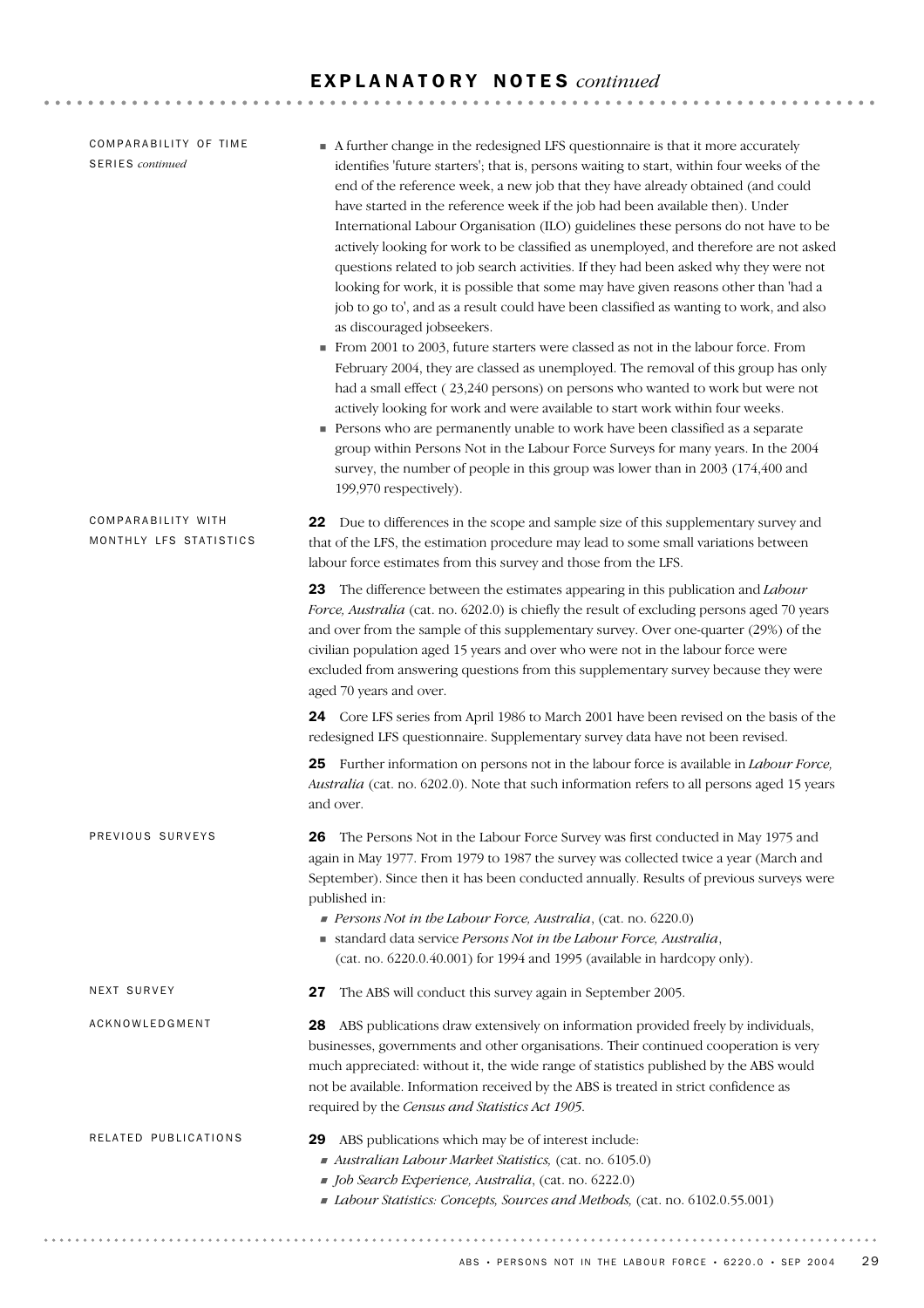# EXPLANATORY NOTES *continued*

### COMPARABILITY OF TIME SERIES *continued*

- A further change in the redesigned LFS questionnaire is that it more accurately identifies 'future starters'; that is, persons waiting to start, within four weeks of the end of the reference week, a new job that they have already obtained (and could have started in the reference week if the job had been available then). Under International Labour Organisation (ILO) guidelines these persons do not have to be actively looking for work to be classified as unemployed, and therefore are not asked questions related to job search activities. If they had been asked why they were not looking for work, it is possible that some may have given reasons other than 'had a job to go to', and as a result could have been classified as wanting to work, and also as discouraged jobseekers.
- From 2001 to 2003, future starters were classed as not in the labour force. From February 2004, they are classed as unemployed. The removal of this group has only had a small effect ( 23,240 persons) on persons who wanted to work but were not actively looking for work and were available to start work within four weeks.
- Persons who are permanently unable to work have been classified as a separate group within Persons Not in the Labour Force Surveys for many years. In the 2004 survey, the number of people in this group was lower than in 2003 (174,400 and 199,970 respectively).

### COMPARABILITY WITH MONTHLY LFS STATISTICS

**22** Due to differences in the scope and sample size of this supplementary survey and that of the LFS, the estimation procedure may lead to some small variations between labour force estimates from this survey and those from the LFS.

**23** The difference between the estimates appearing in this publication and *Labour Force, Australia* (cat. no. 6202.0) is chiefly the result of excluding persons aged 70 years and over from the sample of this supplementary survey. Over one-quarter (29%) of the civilian population aged 15 years and over who were not in the labour force were excluded from answering questions from this supplementary survey because they were aged 70 years and over.

**24** Core LFS series from April 1986 to March 2001 have been revised on the basis of the redesigned LFS questionnaire. Supplementary survey data have not been revised.

**25** Further information on persons not in the labour force is available in *Labour Force, Australia* (cat. no. 6202.0). Note that such information refers to all persons aged 15 years and over.

### PREVIOUS SURVEYS

**26** The Persons Not in the Labour Force Survey was first conducted in May 1975 and again in May 1977. From 1979 to 1987 the survey was collected twice a year (March and September). Since then it has been conducted annually. Results of previous surveys were published in:

- *Persons Not in the Labour Force, Australia*, (cat. no. 6220.0)
- standard data service *Persons Not in the Labour Force, Australia*, (cat. no. 6220.0.40.001) for 1994 and 1995 (available in hardcopy only).

### NEXT SURVEY

**27** The ABS will conduct this survey again in September 2005.

### ACKNOWLEDGMENT

**28** ABS publications draw extensively on information provided freely by individuals, businesses, governments and other organisations. Their continued cooperation is very much appreciated: without it, the wide range of statistics published by the ABS would not be available. Information received by the ABS is treated in strict confidence as required by the *Census and Statistics Act 1905*.

### RELATED PUBLICATIONS

**29** ABS publications which may be of interest include:

- *Australian Labour Market Statistics,* (cat. no. 6105.0)
- *Job Search Experience, Australia*, (cat. no. 6222.0)
- *Labour Statistics: Concepts, Sources and Methods,* (cat. no. 6102.0.55.001)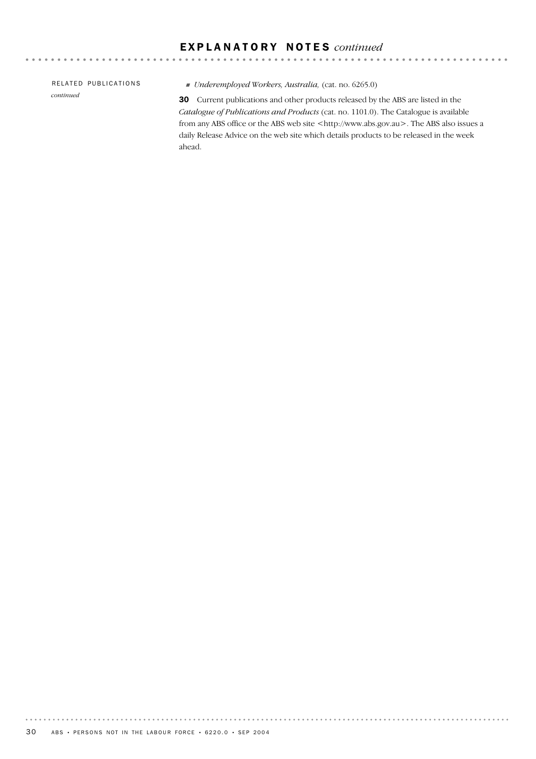## EXPLANATORY NOTES *continued*

RELATED PUBLICATIONS *continued*

- *Underemployed Workers, Australia,* (cat. no. 6265.0)

**30** Current publications and other products released by the ABS are listed in the *Catalogue of Publications and Products* (cat. no. 1101.0). The Catalogue is available from any ABS office or the ABS web site <http://www.abs.gov.au>. The ABS also issues a daily Release Advice on the web site which details products to be released in the week ahead.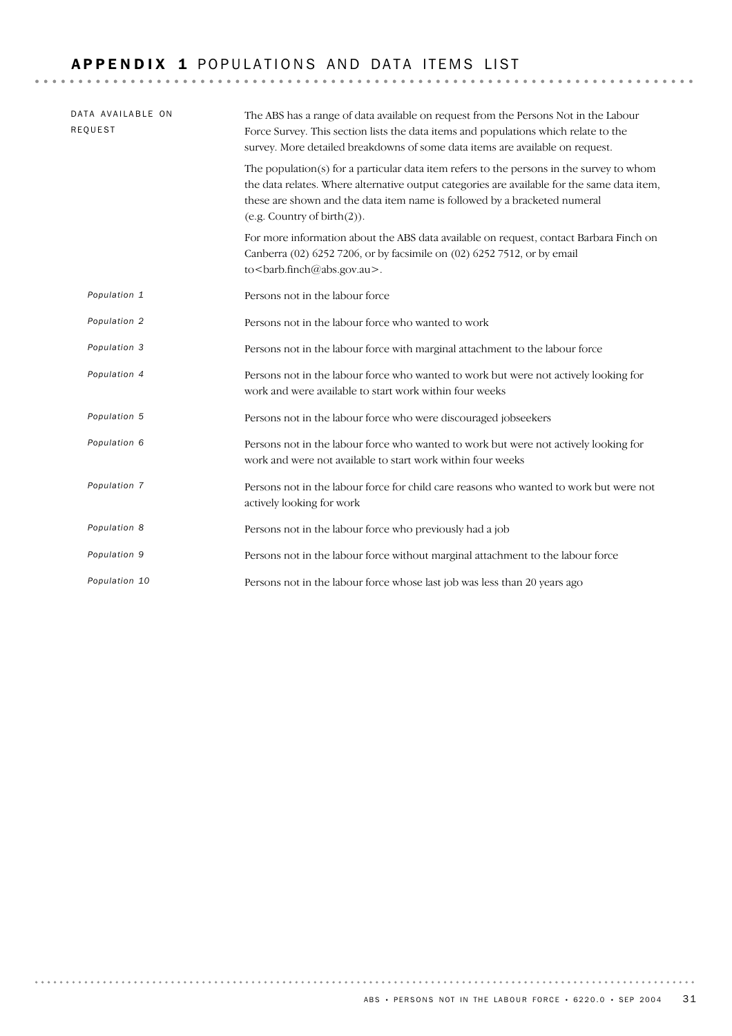# APPENDIX 1 POPULATIONS AND DATA ITEMS LIST

## DATA AVAILABLE ON REQUEST

The ABS has a range of data available on request from the Persons Not in the Labour Force Survey. This section lists the data items and populations which relate to the survey. More detailed breakdowns of some data items are available on request.

The population(s) for a particular data item refers to the persons in the survey to whom the data relates. Where alternative output categories are available for the same data item, these are shown and the data item name is followed by a bracketed numeral (e.g. Country of birth(2)).

For more information about the ABS data available on request, contact Barbara Finch on Canberra (02) 6252 7206, or by facsimile on (02) 6252 7512, or by email to<barb.finch@abs.gov.au>.

*Population 1* — Persons not in the labour force

*Population 2* — Persons not in the labour force who wanted to work

*Population 3* — Persons not in the labour force with marginal attachment to the labour force

*Population 4* — Persons not in the labour force who wanted to work but were not actively looking for work and were available to start work within four weeks

*Population 5* — Persons not in the labour force who were discouraged jobseekers

*Population 6* — Persons not in the labour force who wanted to work but were not actively looking for work and were not available to start work within four weeks

*Population 7* — Persons not in the labour force for child care reasons who wanted to work but were not actively looking for work

*Population 8* — Persons not in the labour force who previously had a job

*Population 9* — Persons not in the labour force without marginal attachment to the labour force

*Population 10* — Persons not in the labour force whose last job was less than 20 years ago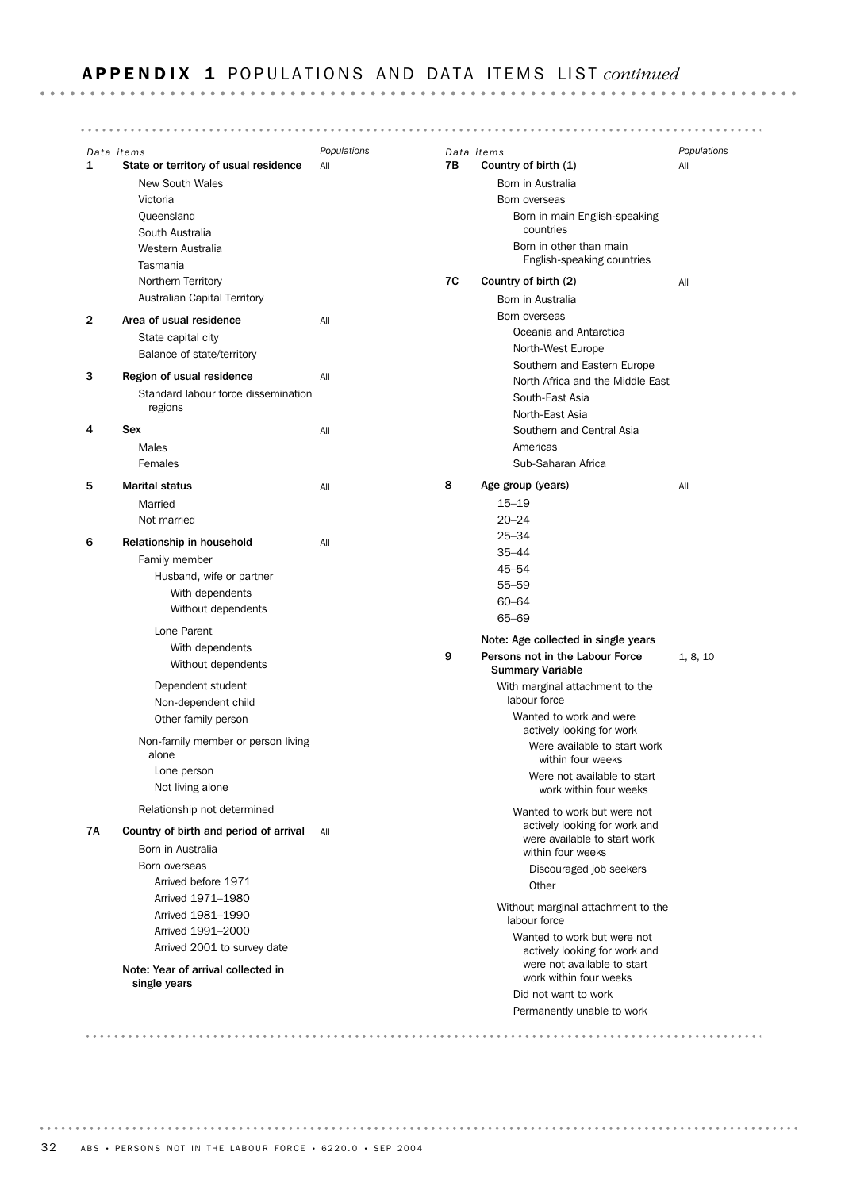## APPENDIX 1 POPULATIONS AND DATA ITEMS LIST *continued*

| | *Data items* | *Populations* |
|---|---|---|
| 1 | **State or territory of usual residence** | All |
| | New South Wales | |
| | Victoria | |
| | Queensland | |
| | South Australia | |
| | Western Australia | |
| | Tasmania | |
| | Northern Territory | |
| | Australian Capital Territory | |
| 2 | **Area of usual residence** | All |
| | State capital city | |
| | Balance of state/territory | |
| 3 | **Region of usual residence** | All |
| | Standard labour force dissemination regions | |
| 4 | **Sex** | All |
| | Males | |
| | Females | |
| 5 | **Marital status** | All |
| | Married | |
| | Not married | |
| 6 | **Relationship in household** | All |
| | Family member | |
| | Husband, wife or partner | |
| | With dependents | |
| | Without dependents | |
| | Lone Parent | |
| | With dependents | |
| | Without dependents | |
| | Dependent student | |
| | Non-dependent child | |
| | Other family person | |
| | Non-family member or person living alone | |
| | Lone person | |
| | Not living alone | |
| | Relationship not determined | |
| 7A | **Country of birth and period of arrival** | All |
| | Born in Australia | |
| | Born overseas | |
| | Arrived before 1971 | |
| | Arrived 1971–1980 | |
| | Arrived 1981–1990 | |
| | Arrived 1991–2000 | |
| | Arrived 2001 to survey date | |
| | **Note: Year of arrival collected in single years** | |
| 7B | **Country of birth (1)** | All |
| | Born in Australia | |
| | Born overseas | |
| | Born in main English-speaking countries | |
| | Born in other than main English-speaking countries | |
| 7C | **Country of birth (2)** | All |
| | Born in Australia | |
| | Born overseas | |
| | Oceania and Antarctica | |
| | North-West Europe | |
| | Southern and Eastern Europe | |
| | North Africa and the Middle East | |
| | South-East Asia | |
| | North-East Asia | |
| | Southern and Central Asia | |
| | Americas | |
| | Sub-Saharan Africa | |
| 8 | **Age group (years)** | All |
| | 15–19 | |
| | 20–24 | |
| | 25–34 | |
| | 35–44 | |
| | 45–54 | |
| | 55–59 | |
| | 60–64 | |
| | 65–69 | |
| | **Note: Age collected in single years** | |
| 9 | **Persons not in the Labour Force Summary Variable** | 1, 8, 10 |
| | With marginal attachment to the labour force | |
| | Wanted to work and were actively looking for work | |
| | Were available to start work within four weeks | |
| | Were not available to start work within four weeks | |
| | Wanted to work but were not actively looking for work and were available to start work within four weeks | |
| | Discouraged job seekers | |
| | Other | |
| | Without marginal attachment to the labour force | |
| | Wanted to work but were not actively looking for work and were not available to start work within four weeks | |
| | Did not want to work | |
| | Permanently unable to work | |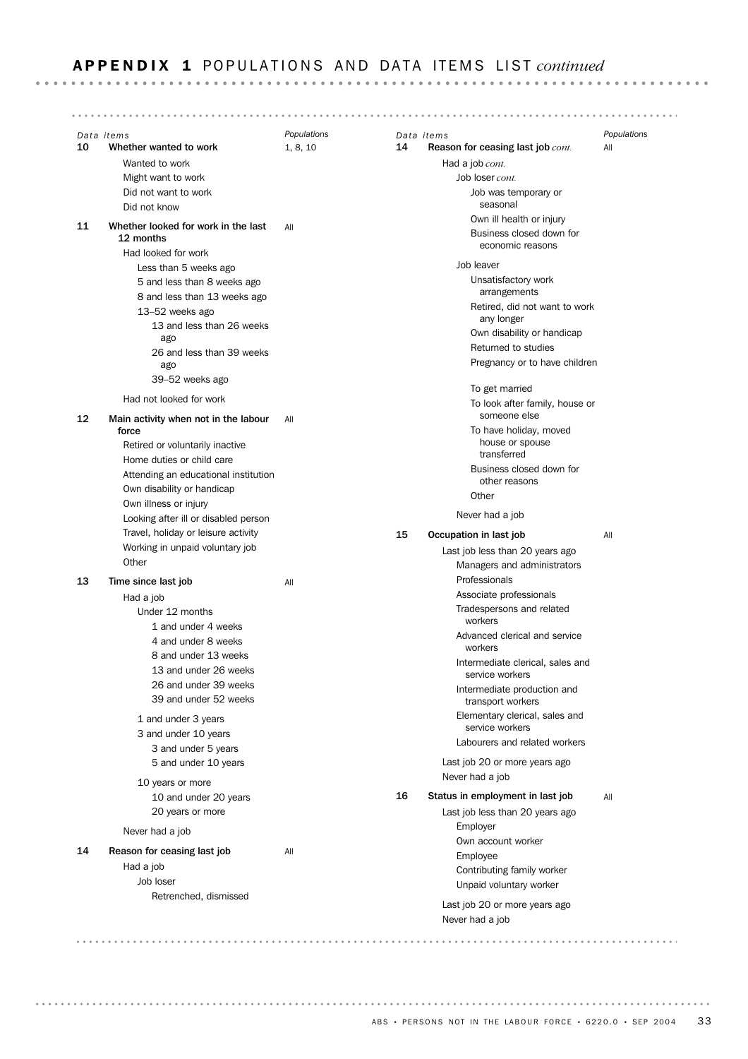## APPENDIX 1 POPULATIONS AND DATA ITEMS LIST *continued*

| Data items | | Populations |
|---|---|---|
| **10** | **Whether wanted to work** | 1, 8, 10 |
| | Wanted to work | |
| | Might want to work | |
| | Did not want to work | |
| | Did not know | |
| **11** | **Whether looked for work in the last 12 months** | All |
| | Had looked for work | |
| | Less than 5 weeks ago | |
| | 5 and less than 8 weeks ago | |
| | 8 and less than 13 weeks ago | |
| | 13–52 weeks ago | |
| | 13 and less than 26 weeks ago | |
| | 26 and less than 39 weeks ago | |
| | 39–52 weeks ago | |
| | Had not looked for work | |
| **12** | **Main activity when not in the labour force** | All |
| | Retired or voluntarily inactive | |
| | Home duties or child care | |
| | Attending an educational institution | |
| | Own disability or handicap | |
| | Own illness or injury | |
| | Looking after ill or disabled person | |
| | Travel, holiday or leisure activity | |
| | Working in unpaid voluntary job | |
| | Other | |
| **13** | **Time since last job** | All |
| | Had a job | |
| | Under 12 months | |
| | 1 and under 4 weeks | |
| | 4 and under 8 weeks | |
| | 8 and under 13 weeks | |
| | 13 and under 26 weeks | |
| | 26 and under 39 weeks | |
| | 39 and under 52 weeks | |
| | 1 and under 3 years | |
| | 3 and under 10 years | |
| | 3 and under 5 years | |
| | 5 and under 10 years | |
| | 10 years or more | |
| | 10 and under 20 years | |
| | 20 years or more | |
| | Never had a job | |
| **14** | **Reason for ceasing last job** | All |
| | Had a job | |
| | Job loser | |
| | Retrenched, dismissed | |
| | Job was temporary or seasonal | |
| | Own ill health or injury | |
| | Business closed down for economic reasons | |
| | Job leaver | |
| | Unsatisfactory work arrangements | |
| | Retired, did not want to work any longer | |
| | Own disability or handicap | |
| | Returned to studies | |
| | Pregnancy or to have children | |
| | To get married | |
| | To look after family, house or someone else | |
| | To have holiday, moved house or spouse transferred | |
| | Business closed down for other reasons | |
| | Other | |
| | Never had a job | |
| **15** | **Occupation in last job** | All |
| | Last job less than 20 years ago | |
| | Managers and administrators | |
| | Professionals | |
| | Associate professionals | |
| | Tradespersons and related workers | |
| | Advanced clerical and service workers | |
| | Intermediate clerical, sales and service workers | |
| | Intermediate production and transport workers | |
| | Elementary clerical, sales and service workers | |
| | Labourers and related workers | |
| | Last job 20 or more years ago | |
| | Never had a job | |
| **16** | **Status in employment in last job** | All |
| | Last job less than 20 years ago | |
| | Employer | |
| | Own account worker | |
| | Employee | |
| | Contributing family worker | |
| | Unpaid voluntary worker | |
| | Last job 20 or more years ago | |
| | Never had a job | |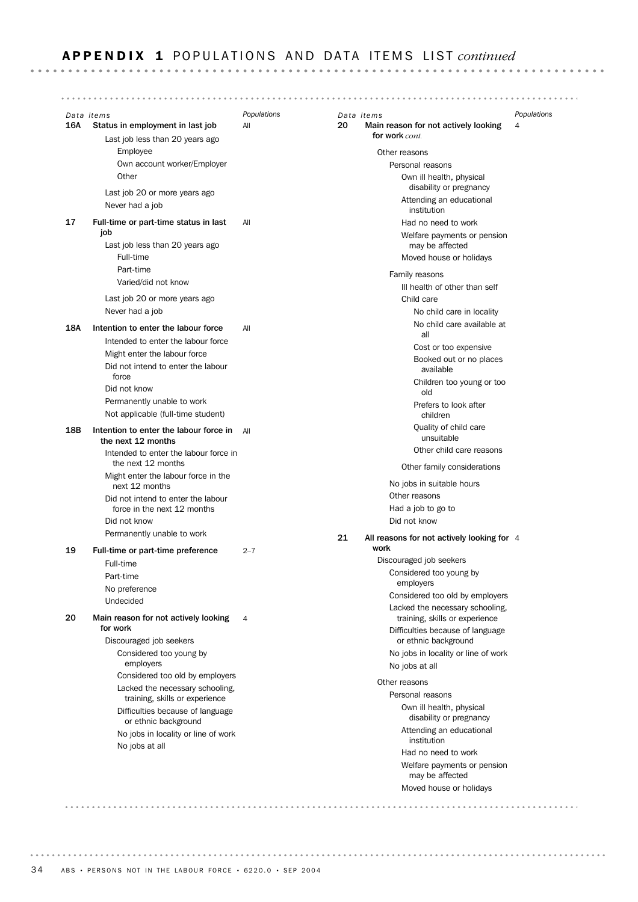## APPENDIX 1 POPULATIONS AND DATA ITEMS LIST *continued*

| Data items | | Populations |
|---|---|---|
| **16A** | **Status in employment in last job** | All |
| | Last job less than 20 years ago | |
| | Employee | |
| | Own account worker/Employer | |
| | Other | |
| | Last job 20 or more years ago | |
| | Never had a job | |
| **17** | **Full-time or part-time status in last job** | All |
| | Last job less than 20 years ago | |
| | Full-time | |
| | Part-time | |
| | Varied/did not know | |
| | Last job 20 or more years ago | |
| | Never had a job | |
| **18A** | **Intention to enter the labour force** | All |
| | Intended to enter the labour force | |
| | Might enter the labour force | |
| | Did not intend to enter the labour force | |
| | Did not know | |
| | Permanently unable to work | |
| | Not applicable (full-time student) | |
| **18B** | **Intention to enter the labour force in the next 12 months** | All |
| | Intended to enter the labour force in the next 12 months | |
| | Might enter the labour force in the next 12 months | |
| | Did not intend to enter the labour force in the next 12 months | |
| | Did not know | |
| | Permanently unable to work | |
| **19** | **Full-time or part-time preference** | 2–7 |
| | Full-time | |
| | Part-time | |
| | No preference | |
| | Undecided | |
| **20** | **Main reason for not actively looking for work** | 4 |
| | Discouraged job seekers | |
| | Considered too young by employers | |
| | Considered too old by employers | |
| | Lacked the necessary schooling, training, skills or experience | |
| | Difficulties because of language or ethnic background | |
| | No jobs in locality or line of work | |
| | No jobs at all | |
| **20** | **Main reason for not actively looking for work** *cont.* | 4 |
| | Other reasons | |
| | Personal reasons | |
| | Own ill health, physical disability or pregnancy | |
| | Attending an educational institution | |
| | Had no need to work | |
| | Welfare payments or pension may be affected | |
| | Moved house or holidays | |
| | Family reasons | |
| | Ill health of other than self | |
| | Child care | |
| | No child care in locality | |
| | No child care available at all | |
| | Cost or too expensive | |
| | Booked out or no places available | |
| | Children too young or too old | |
| | Prefers to look after children | |
| | Quality of child care unsuitable | |
| | Other child care reasons | |
| | Other family considerations | |
| | No jobs in suitable hours | |
| | Other reasons | |
| | Had a job to go to | |
| | Did not know | |
| **21** | **All reasons for not actively looking for work** | 4 |
| | Discouraged job seekers | |
| | Considered too young by employers | |
| | Considered too old by employers | |
| | Lacked the necessary schooling, training, skills or experience | |
| | Difficulties because of language or ethnic background | |
| | No jobs in locality or line of work | |
| | No jobs at all | |
| | Other reasons | |
| | Personal reasons | |
| | Own ill health, physical disability or pregnancy | |
| | Attending an educational institution | |
| | Had no need to work | |
| | Welfare payments or pension may be affected | |
| | Moved house or holidays | |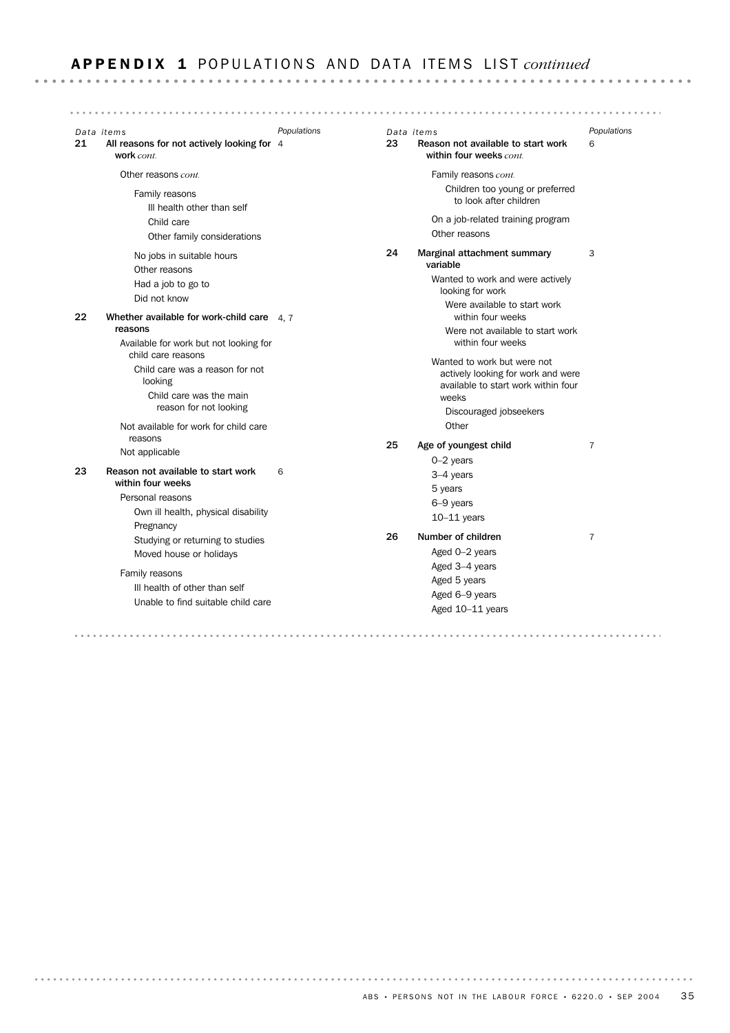## APPENDIX 1 POPULATIONS AND DATA ITEMS LIST *continued*

| | Data items | Populations |
|---|---|---|
| **21** | **All reasons for not actively looking for work** *cont.* | 4 |
| | Other reasons *cont.* | |
| | Family reasons | |
| | Ill health other than self | |
| | Child care | |
| | Other family considerations | |
| | No jobs in suitable hours | |
| | Other reasons | |
| | Had a job to go to | |
| | Did not know | |
| **22** | **Whether available for work-child care reasons** | 4, 7 |
| | Available for work but not looking for child care reasons | |
| | Child care was a reason for not looking | |
| | Child care was the main reason for not looking | |
| | Not available for work for child care reasons | |
| | Not applicable | |
| **23** | **Reason not available to start work within four weeks** | 6 |
| | Personal reasons | |
| | Own ill health, physical disability | |
| | Pregnancy | |
| | Studying or returning to studies | |
| | Moved house or holidays | |
| | Family reasons | |
| | Ill health of other than self | |
| | Unable to find suitable child care | |
| **23** | **Reason not available to start work within four weeks** *cont.* | 6 |
| | Family reasons *cont.* | |
| | Children too young or preferred to look after children | |
| | On a job-related training program | |
| | Other reasons | |
| **24** | **Marginal attachment summary variable** | 3 |
| | Wanted to work and were actively looking for work | |
| | Were available to start work within four weeks | |
| | Were not available to start work within four weeks | |
| | Wanted to work but were not actively looking for work and were available to start work within four weeks | |
| | Discouraged jobseekers | |
| | Other | |
| **25** | **Age of youngest child** | 7 |
| | 0–2 years | |
| | 3–4 years | |
| | 5 years | |
| | 6–9 years | |
| | 10–11 years | |
| **26** | **Number of children** | 7 |
| | Aged 0–2 years | |
| | Aged 3–4 years | |
| | Aged 5 years | |
| | Aged 6–9 years | |
| | Aged 10–11 years | |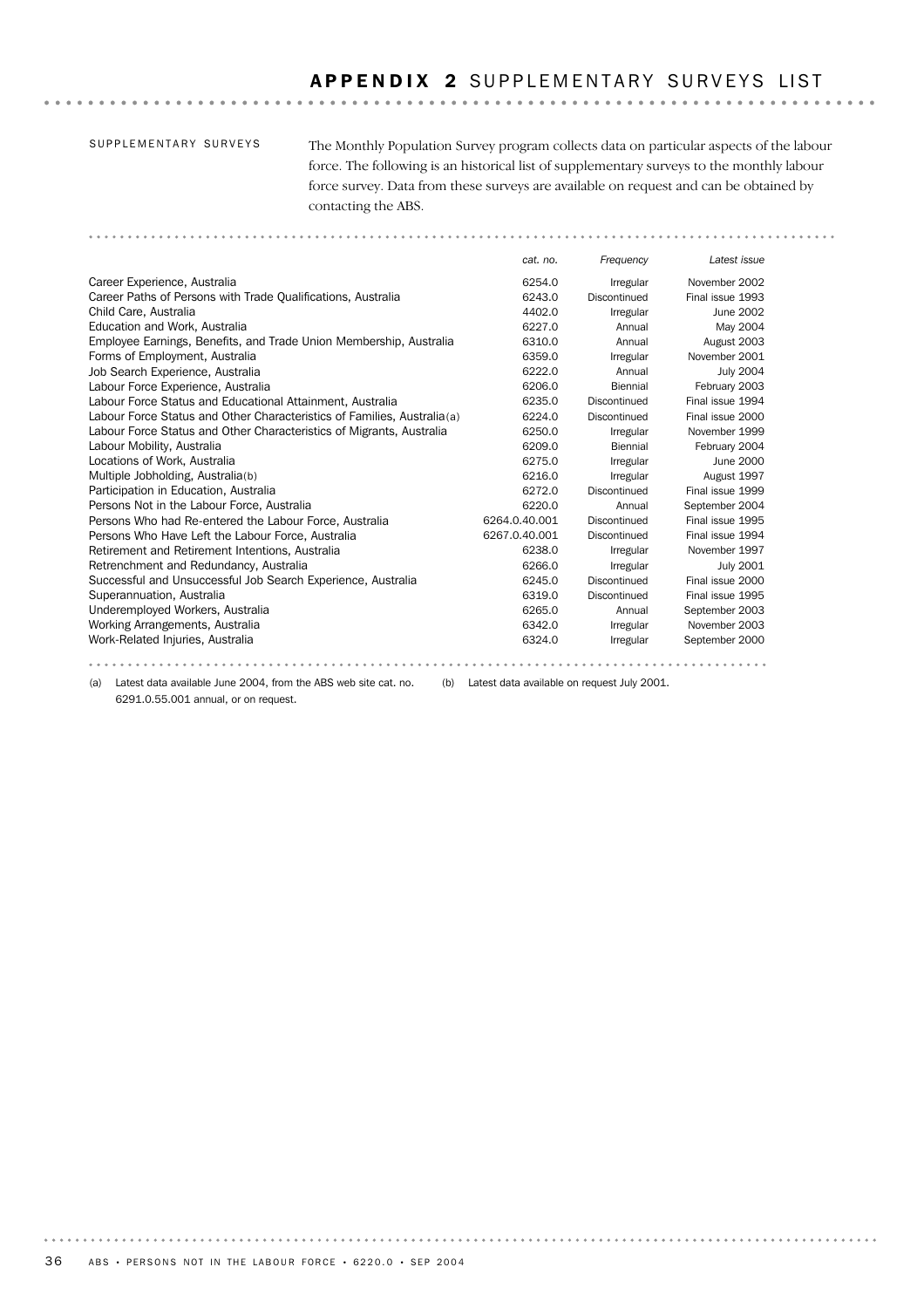# APPENDIX 2 SUPPLEMENTARY SURVEYS LIST

SUPPLEMENTARY SURVEYS

The Monthly Population Survey program collects data on particular aspects of the labour force. The following is an historical list of supplementary surveys to the monthly labour force survey. Data from these surveys are available on request and can be obtained by contacting the ABS.

| | *cat. no.* | *Frequency* | *Latest issue* |
|---|---|---|---|
| Career Experience, Australia | 6254.0 | Irregular | November 2002 |
| Career Paths of Persons with Trade Qualifications, Australia | 6243.0 | Discontinued | Final issue 1993 |
| Child Care, Australia | 4402.0 | Irregular | June 2002 |
| Education and Work, Australia | 6227.0 | Annual | May 2004 |
| Employee Earnings, Benefits, and Trade Union Membership, Australia | 6310.0 | Annual | August 2003 |
| Forms of Employment, Australia | 6359.0 | Irregular | November 2001 |
| Job Search Experience, Australia | 6222.0 | Annual | July 2004 |
| Labour Force Experience, Australia | 6206.0 | Biennial | February 2003 |
| Labour Force Status and Educational Attainment, Australia | 6235.0 | Discontinued | Final issue 1994 |
| Labour Force Status and Other Characteristics of Families, Australia (a) | 6224.0 | Discontinued | Final issue 2000 |
| Labour Force Status and Other Characteristics of Migrants, Australia | 6250.0 | Irregular | November 1999 |
| Labour Mobility, Australia | 6209.0 | Biennial | February 2004 |
| Locations of Work, Australia | 6275.0 | Irregular | June 2000 |
| Multiple Jobholding, Australia (b) | 6216.0 | Irregular | August 1997 |
| Participation in Education, Australia | 6272.0 | Discontinued | Final issue 1999 |
| Persons Not in the Labour Force, Australia | 6220.0 | Annual | September 2004 |
| Persons Who had Re-entered the Labour Force, Australia | 6264.0.40.001 | Discontinued | Final issue 1995 |
| Persons Who Have Left the Labour Force, Australia | 6267.0.40.001 | Discontinued | Final issue 1994 |
| Retirement and Retirement Intentions, Australia | 6238.0 | Irregular | November 1997 |
| Retrenchment and Redundancy, Australia | 6266.0 | Irregular | July 2001 |
| Successful and Unsuccessful Job Search Experience, Australia | 6245.0 | Discontinued | Final issue 2000 |
| Superannuation, Australia | 6319.0 | Discontinued | Final issue 1995 |
| Underemployed Workers, Australia | 6265.0 | Annual | September 2003 |
| Working Arrangements, Australia | 6342.0 | Irregular | November 2003 |
| Work-Related Injuries, Australia | 6324.0 | Irregular | September 2000 |

(a) Latest data available June 2004, from the ABS web site cat. no. 6291.0.55.001 annual, or on request.

(b) Latest data available on request July 2001.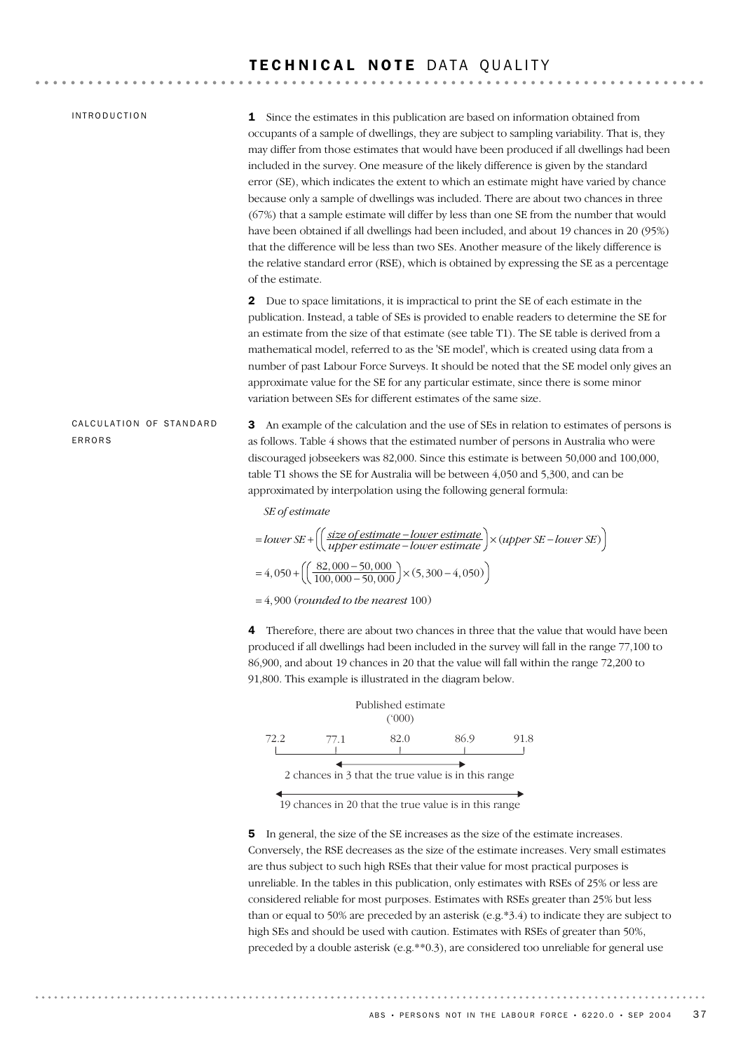# TECHNICAL NOTE DATA QUALITY

## INTRODUCTION

**1** Since the estimates in this publication are based on information obtained from occupants of a sample of dwellings, they are subject to sampling variability. That is, they may differ from those estimates that would have been produced if all dwellings had been included in the survey. One measure of the likely difference is given by the standard error (SE), which indicates the extent to which an estimate might have varied by chance because only a sample of dwellings was included. There are about two chances in three (67%) that a sample estimate will differ by less than one SE from the number that would have been obtained if all dwellings had been included, and about 19 chances in 20 (95%) that the difference will be less than two SEs. Another measure of the likely difference is the relative standard error (RSE), which is obtained by expressing the SE as a percentage of the estimate.

**2** Due to space limitations, it is impractical to print the SE of each estimate in the publication. Instead, a table of SEs is provided to enable readers to determine the SE for an estimate from the size of that estimate (see table T1). The SE table is derived from a mathematical model, referred to as the 'SE model', which is created using data from a number of past Labour Force Surveys. It should be noted that the SE model only gives an approximate value for the SE for any particular estimate, since there is some minor variation between SEs for different estimates of the same size.

## CALCULATION OF STANDARD ERRORS

**3** An example of the calculation and the use of SEs in relation to estimates of persons is as follows. Table 4 shows that the estimated number of persons in Australia who were discouraged jobseekers was 82,000. Since this estimate is between 50,000 and 100,000, table T1 shows the SE for Australia will be between 4,050 and 5,300, and can be approximated by interpolation using the following general formula:

*SE of estimate*

$$= lower\ SE + \left( \left( \frac{size\ of\ estimate - lower\ estimate}{upper\ estimate - lower\ estimate} \right) \times (upper\ SE - lower\ SE) \right)$$

$$= 4,050 + \left( \left( \frac{82,000 - 50,000}{100,000 - 50,000} \right) \times (5,300 - 4,050) \right)$$

$$= 4,900 \ (\textit{rounded to the nearest } 100)$$

**4** Therefore, there are about two chances in three that the value that would have been produced if all dwellings had been included in the survey will fall in the range 77,100 to 86,900, and about 19 chances in 20 that the value will fall within the range 72,200 to 91,800. This example is illustrated in the diagram below.

Published estimate
('000)

72.2 77.1 82.0 86.9 91.8

2 chances in 3 that the true value is in this range

19 chances in 20 that the true value is in this range

**5** In general, the size of the SE increases as the size of the estimate increases. Conversely, the RSE decreases as the size of the estimate increases. Very small estimates are thus subject to such high RSEs that their value for most practical purposes is unreliable. In the tables in this publication, only estimates with RSEs of 25% or less are considered reliable for most purposes. Estimates with RSEs greater than 25% but less than or equal to 50% are preceded by an asterisk (e.g.*3.4) to indicate they are subject to high SEs and should be used with caution. Estimates with RSEs of greater than 50%, preceded by a double asterisk (e.g.**0.3), are considered too unreliable for general use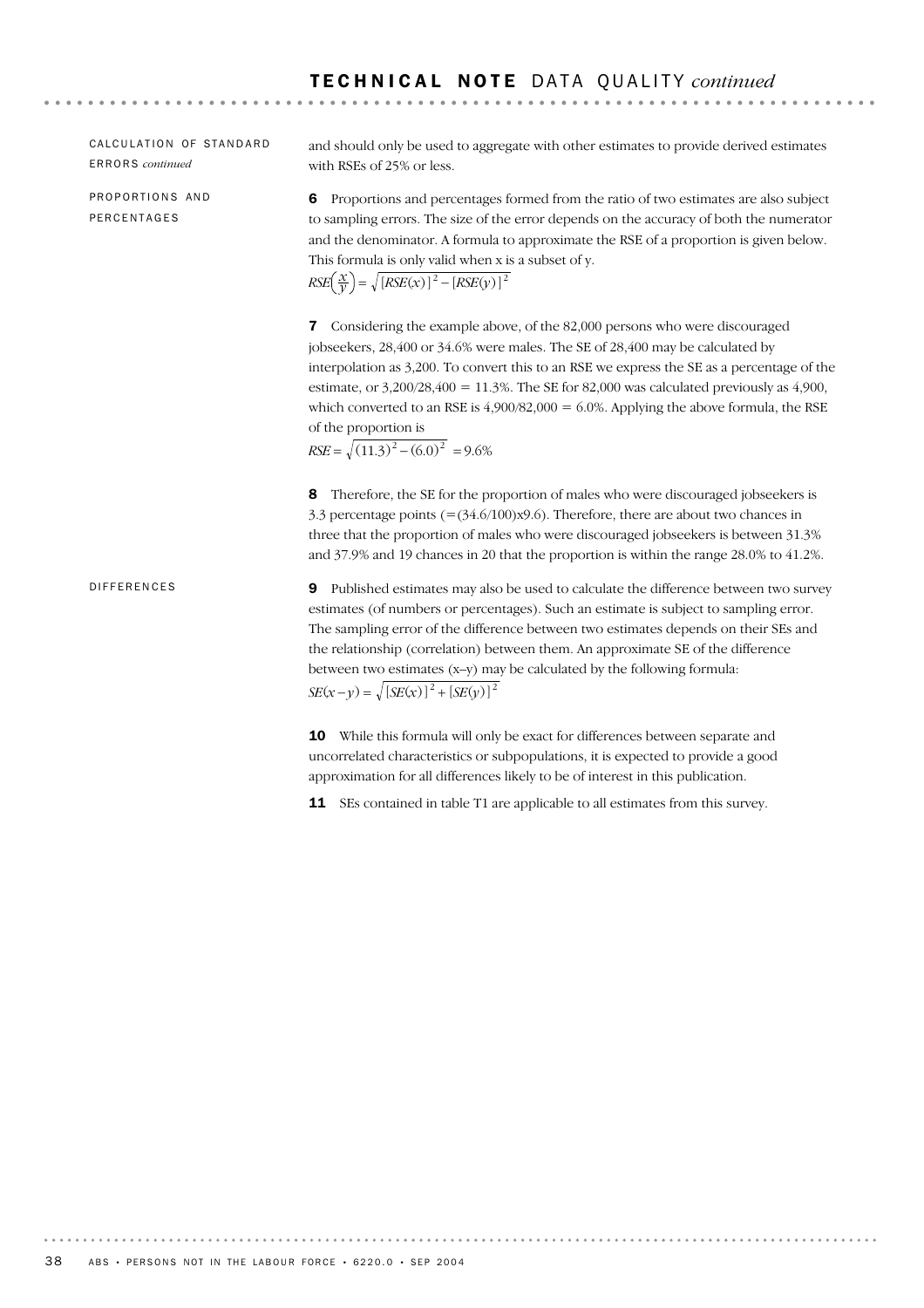## TECHNICAL NOTE DATA QUALITY *continued*

CALCULATION OF STANDARD ERRORS *continued*

and should only be used to aggregate with other estimates to provide derived estimates with RSEs of 25% or less.

### PROPORTIONS AND PERCENTAGES

**6** Proportions and percentages formed from the ratio of two estimates are also subject to sampling errors. The size of the error depends on the accuracy of both the numerator and the denominator. A formula to approximate the RSE of a proportion is given below. This formula is only valid when x is a subset of y.

$$RSE\left(\frac{x}{y}\right) = \sqrt{[RSE(x)]^2 - [RSE(y)]^2}$$

**7** Considering the example above, of the 82,000 persons who were discouraged jobseekers, 28,400 or 34.6% were males. The SE of 28,400 may be calculated by interpolation as 3,200. To convert this to an RSE we express the SE as a percentage of the estimate, or 3,200/28,400 = 11.3%. The SE for 82,000 was calculated previously as 4,900, which converted to an RSE is 4,900/82,000 = 6.0%. Applying the above formula, the RSE of the proportion is

$$RSE = \sqrt{(11.3)^2 - (6.0)^2} = 9.6\%$$

**8** Therefore, the SE for the proportion of males who were discouraged jobseekers is 3.3 percentage points (=(34.6/100)x9.6). Therefore, there are about two chances in three that the proportion of males who were discouraged jobseekers is between 31.3% and 37.9% and 19 chances in 20 that the proportion is within the range 28.0% to 41.2%.

### DIFFERENCES

**9** Published estimates may also be used to calculate the difference between two survey estimates (of numbers or percentages). Such an estimate is subject to sampling error. The sampling error of the difference between two estimates depends on their SEs and the relationship (correlation) between them. An approximate SE of the difference between two estimates (x–y) may be calculated by the following formula:

$$SE(x-y) = \sqrt{[SE(x)]^2 + [SE(y)]^2}$$

**10** While this formula will only be exact for differences between separate and uncorrelated characteristics or subpopulations, it is expected to provide a good approximation for all differences likely to be of interest in this publication.

**11** SEs contained in table T1 are applicable to all estimates from this survey.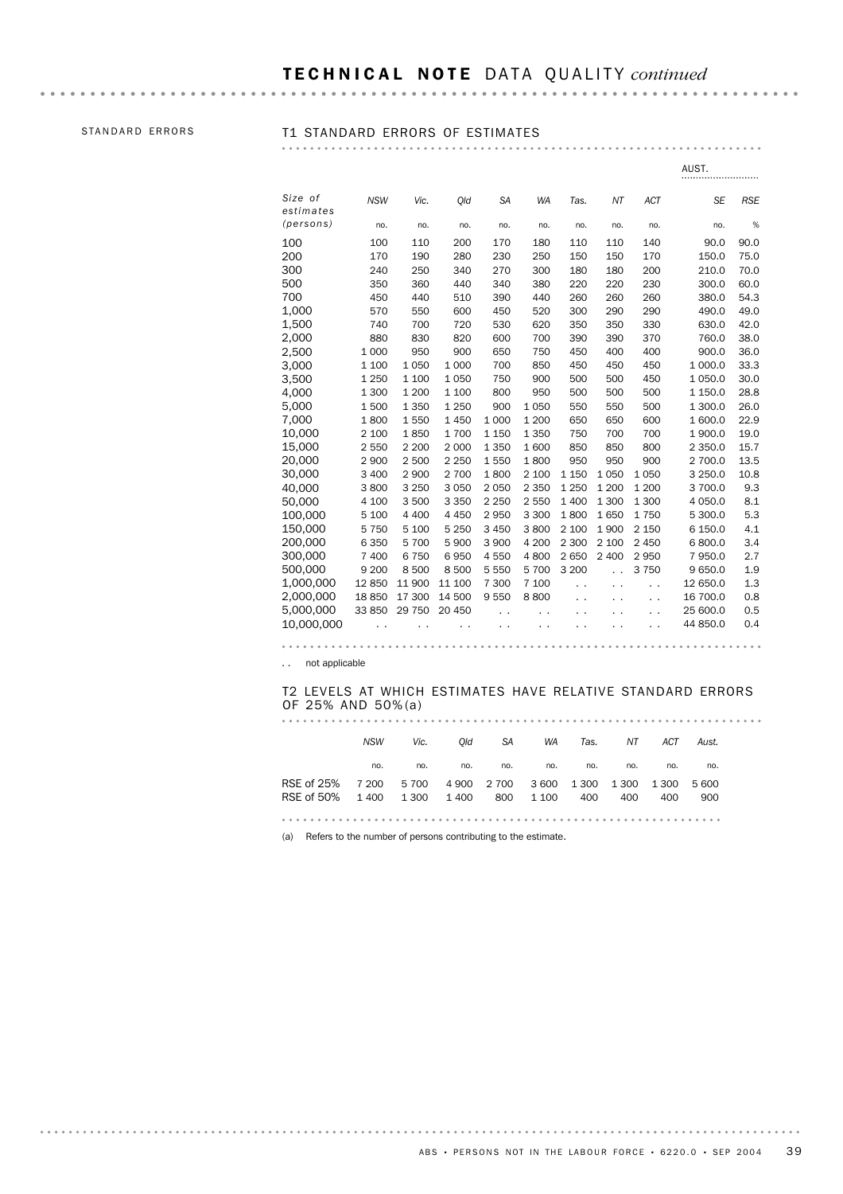## TECHNICAL NOTE DATA QUALITY *continued*

STANDARD ERRORS

### T1 STANDARD ERRORS OF ESTIMATES

| *Size of estimates (persons)* | *NSW* | *Vic.* | *Qld* | *SA* | *WA* | *Tas.* | *NT* | *ACT* | AUST. *SE* | AUST. *RSE* |
|---|---|---|---|---|---|---|---|---|---|---|
| | no. | no. | no. | no. | no. | no. | no. | no. | no. | % |
| 100 | 100 | 110 | 200 | 170 | 180 | 110 | 110 | 140 | 90.0 | 90.0 |
| 200 | 170 | 190 | 280 | 230 | 250 | 150 | 150 | 170 | 150.0 | 75.0 |
| 300 | 240 | 250 | 340 | 270 | 300 | 180 | 180 | 200 | 210.0 | 70.0 |
| 500 | 350 | 360 | 440 | 340 | 380 | 220 | 220 | 230 | 300.0 | 60.0 |
| 700 | 450 | 440 | 510 | 390 | 440 | 260 | 260 | 260 | 380.0 | 54.3 |
| 1,000 | 570 | 550 | 600 | 450 | 520 | 300 | 290 | 290 | 490.0 | 49.0 |
| 1,500 | 740 | 700 | 720 | 530 | 620 | 350 | 350 | 330 | 630.0 | 42.0 |
| 2,000 | 880 | 830 | 820 | 600 | 700 | 390 | 390 | 370 | 760.0 | 38.0 |
| 2,500 | 1 000 | 950 | 900 | 650 | 750 | 450 | 400 | 400 | 900.0 | 36.0 |
| 3,000 | 1 100 | 1 050 | 1 000 | 700 | 850 | 450 | 450 | 450 | 1 000.0 | 33.3 |
| 3,500 | 1 250 | 1 100 | 1 050 | 750 | 900 | 500 | 500 | 450 | 1 050.0 | 30.0 |
| 4,000 | 1 300 | 1 200 | 1 100 | 800 | 950 | 500 | 500 | 500 | 1 150.0 | 28.8 |
| 5,000 | 1 500 | 1 350 | 1 250 | 900 | 1 050 | 550 | 550 | 500 | 1 300.0 | 26.0 |
| 7,000 | 1 800 | 1 550 | 1 450 | 1 000 | 1 200 | 650 | 650 | 600 | 1 600.0 | 22.9 |
| 10,000 | 2 100 | 1 850 | 1 700 | 1 150 | 1 350 | 750 | 700 | 700 | 1 900.0 | 19.0 |
| 15,000 | 2 550 | 2 200 | 2 000 | 1 350 | 1 600 | 850 | 850 | 800 | 2 350.0 | 15.7 |
| 20,000 | 2 900 | 2 500 | 2 250 | 1 550 | 1 800 | 950 | 950 | 900 | 2 700.0 | 13.5 |
| 30,000 | 3 400 | 2 900 | 2 700 | 1 800 | 2 100 | 1 150 | 1 050 | 1 050 | 3 250.0 | 10.8 |
| 40,000 | 3 800 | 3 250 | 3 050 | 2 050 | 2 350 | 1 250 | 1 200 | 1 200 | 3 700.0 | 9.3 |
| 50,000 | 4 100 | 3 500 | 3 350 | 2 250 | 2 550 | 1 400 | 1 300 | 1 300 | 4 050.0 | 8.1 |
| 100,000 | 5 100 | 4 400 | 4 450 | 2 950 | 3 300 | 1 800 | 1 650 | 1 750 | 5 300.0 | 5.3 |
| 150,000 | 5 750 | 5 100 | 5 250 | 3 450 | 3 800 | 2 100 | 1 900 | 2 150 | 6 150.0 | 4.1 |
| 200,000 | 6 350 | 5 700 | 5 900 | 3 900 | 4 200 | 2 300 | 2 100 | 2 450 | 6 800.0 | 3.4 |
| 300,000 | 7 400 | 6 750 | 6 950 | 4 550 | 4 800 | 2 650 | 2 400 | 2 950 | 7 950.0 | 2.7 |
| 500,000 | 9 200 | 8 500 | 8 500 | 5 550 | 5 700 | 3 200 | . . | 3 750 | 9 650.0 | 1.9 |
| 1,000,000 | 12 850 | 11 900 | 11 100 | 7 300 | 7 100 | . . | . . | . . | 12 650.0 | 1.3 |
| 2,000,000 | 18 850 | 17 300 | 14 500 | 9 550 | 8 800 | . . | . . | . . | 16 700.0 | 0.8 |
| 5,000,000 | 33 850 | 29 750 | 20 450 | . . | . . | . . | . . | . . | 25 600.0 | 0.5 |
| 10,000,000 | . . | . . | . . | . . | . . | . . | . . | . . | 44 850.0 | 0.4 |

. . not applicable

### T2 LEVELS AT WHICH ESTIMATES HAVE RELATIVE STANDARD ERRORS OF 25% AND 50%(a)

| | *NSW* | *Vic.* | *Qld* | *SA* | *WA* | *Tas.* | *NT* | *ACT* | *Aust.* |
|---|---|---|---|---|---|---|---|---|---|
| | no. | no. | no. | no. | no. | no. | no. | no. | no. |
| RSE of 25% | 7 200 | 5 700 | 4 900 | 2 700 | 3 600 | 1 300 | 1 300 | 1 300 | 5 600 |
| RSE of 50% | 1 400 | 1 300 | 1 400 | 800 | 1 100 | 400 | 400 | 400 | 900 |

(a) Refers to the number of persons contributing to the estimate.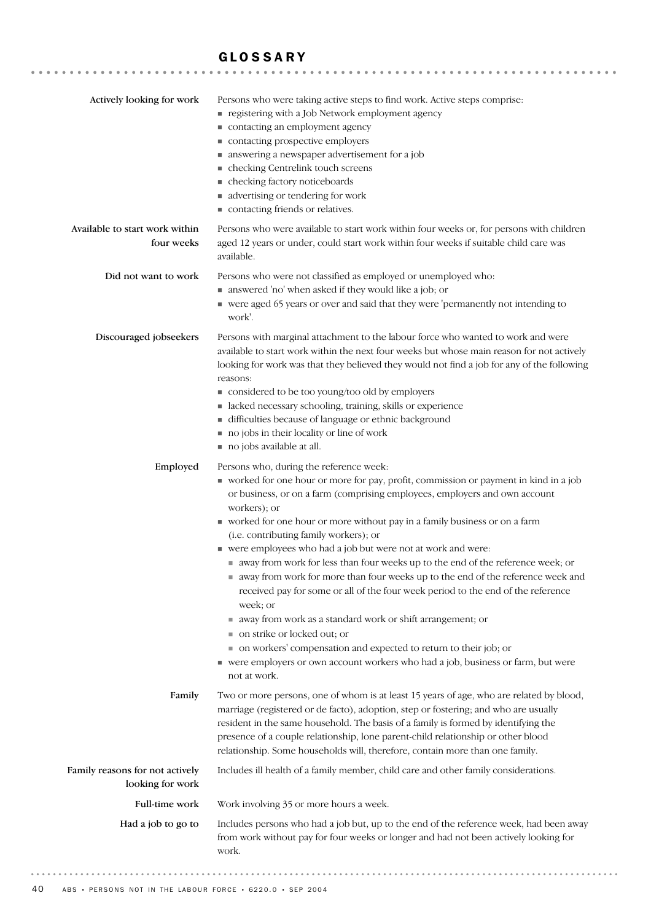# GLOSSARY

**Actively looking for work**

Persons who were taking active steps to find work. Active steps comprise:

- registering with a Job Network employment agency
- contacting an employment agency
- contacting prospective employers
- answering a newspaper advertisement for a job
- checking Centrelink touch screens
- checking factory noticeboards
- advertising or tendering for work
- contacting friends or relatives.

**Available to start work within four weeks**

Persons who were available to start work within four weeks or, for persons with children aged 12 years or under, could start work within four weeks if suitable child care was available.

**Did not want to work**

Persons who were not classified as employed or unemployed who:

- answered 'no' when asked if they would like a job; or
- were aged 65 years or over and said that they were 'permanently not intending to work'.

**Discouraged jobseekers**

Persons with marginal attachment to the labour force who wanted to work and were available to start work within the next four weeks but whose main reason for not actively looking for work was that they believed they would not find a job for any of the following reasons:

- considered to be too young/too old by employers
- lacked necessary schooling, training, skills or experience
- difficulties because of language or ethnic background
- no jobs in their locality or line of work
- no jobs available at all.

**Employed**

Persons who, during the reference week:

- worked for one hour or more for pay, profit, commission or payment in kind in a job or business, or on a farm (comprising employees, employers and own account workers); or
- worked for one hour or more without pay in a family business or on a farm (i.e. contributing family workers); or
- were employees who had a job but were not at work and were:
  - away from work for less than four weeks up to the end of the reference week; or
  - away from work for more than four weeks up to the end of the reference week and received pay for some or all of the four week period to the end of the reference week; or
  - away from work as a standard work or shift arrangement; or
  - on strike or locked out; or
  - on workers' compensation and expected to return to their job; or
- were employers or own account workers who had a job, business or farm, but were not at work.

**Family**

Two or more persons, one of whom is at least 15 years of age, who are related by blood, marriage (registered or de facto), adoption, step or fostering; and who are usually resident in the same household. The basis of a family is formed by identifying the presence of a couple relationship, lone parent-child relationship or other blood relationship. Some households will, therefore, contain more than one family.

**Family reasons for not actively looking for work**

Includes ill health of a family member, child care and other family considerations.

**Full-time work**

Work involving 35 or more hours a week.

**Had a job to go to**

Includes persons who had a job but, up to the end of the reference week, had been away from work without pay for four weeks or longer and had not been actively looking for work.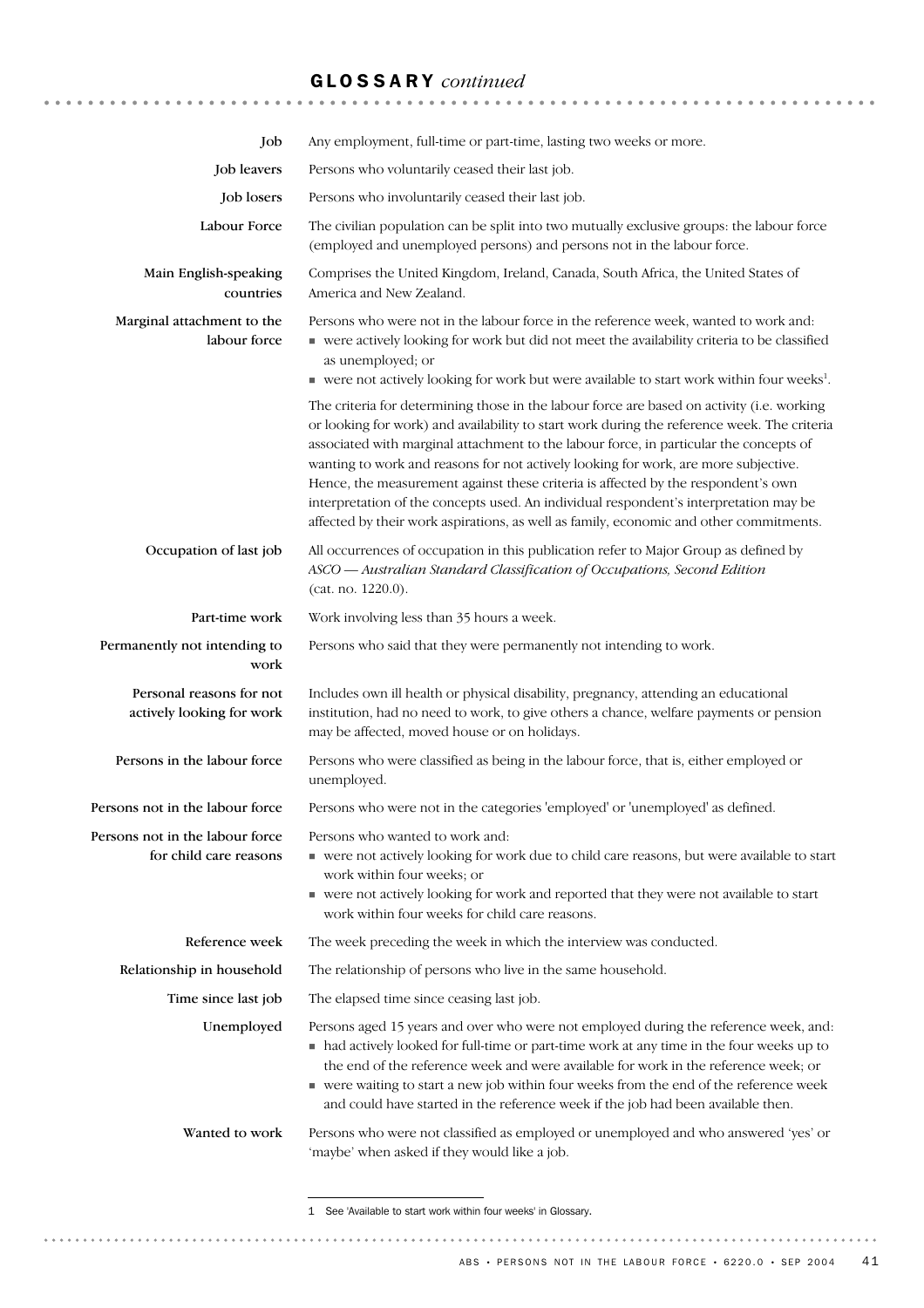## GLOSSARY *continued*

**Job** Any employment, full-time or part-time, lasting two weeks or more.

**Job leavers** Persons who voluntarily ceased their last job.

**Job losers** Persons who involuntarily ceased their last job.

**Labour Force** The civilian population can be split into two mutually exclusive groups: the labour force (employed and unemployed persons) and persons not in the labour force.

**Main English-speaking countries** Comprises the United Kingdom, Ireland, Canada, South Africa, the United States of America and New Zealand.

**Marginal attachment to the labour force** Persons who were not in the labour force in the reference week, wanted to work and:

- were actively looking for work but did not meet the availability criteria to be classified as unemployed; or
- were not actively looking for work but were available to start work within four weeks[1].

The criteria for determining those in the labour force are based on activity (i.e. working or looking for work) and availability to start work during the reference week. The criteria associated with marginal attachment to the labour force, in particular the concepts of wanting to work and reasons for not actively looking for work, are more subjective. Hence, the measurement against these criteria is affected by the respondent's own interpretation of the concepts used. An individual respondent's interpretation may be affected by their work aspirations, as well as family, economic and other commitments.

**Occupation of last job** All occurrences of occupation in this publication refer to Major Group as defined by *ASCO — Australian Standard Classification of Occupations, Second Edition* (cat. no. 1220.0).

**Part-time work** Work involving less than 35 hours a week.

**Permanently not intending to work** Persons who said that they were permanently not intending to work.

**Personal reasons for not actively looking for work** Includes own ill health or physical disability, pregnancy, attending an educational institution, had no need to work, to give others a chance, welfare payments or pension may be affected, moved house or on holidays.

**Persons in the labour force** Persons who were classified as being in the labour force, that is, either employed or unemployed.

**Persons not in the labour force** Persons who were not in the categories 'employed' or 'unemployed' as defined.

**Persons not in the labour force for child care reasons** Persons who wanted to work and:

- were not actively looking for work due to child care reasons, but were available to start work within four weeks; or
- were not actively looking for work and reported that they were not available to start work within four weeks for child care reasons.

**Reference week** The week preceding the week in which the interview was conducted.

**Relationship in household** The relationship of persons who live in the same household.

**Time since last job** The elapsed time since ceasing last job.

**Unemployed** Persons aged 15 years and over who were not employed during the reference week, and:

- had actively looked for full-time or part-time work at any time in the four weeks up to the end of the reference week and were available for work in the reference week; or
- were waiting to start a new job within four weeks from the end of the reference week and could have started in the reference week if the job had been available then.

**Wanted to work** Persons who were not classified as employed or unemployed and who answered 'yes' or 'maybe' when asked if they would like a job.

---

1 See 'Available to start work within four weeks' in Glossary.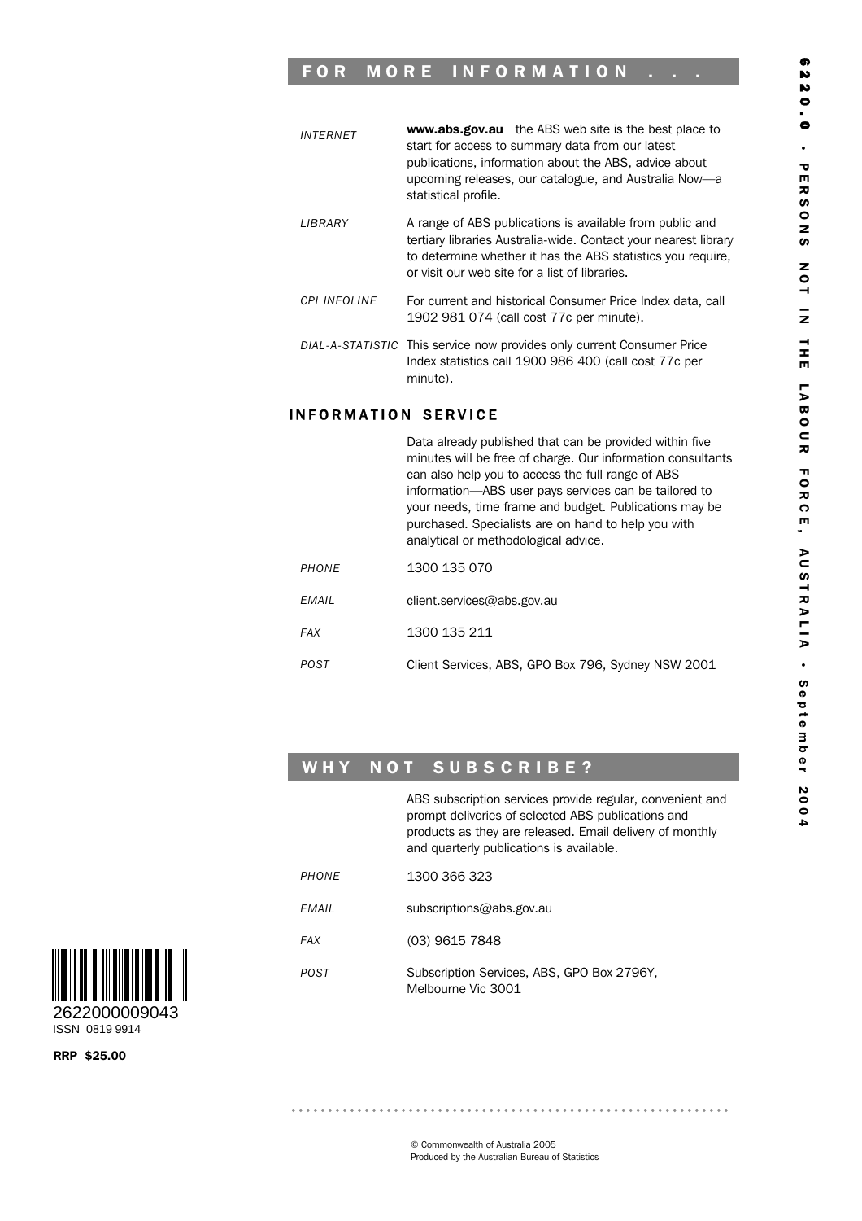## FOR MORE INFORMATION . . .

| | |
|---|---|
| *INTERNET* | **www.abs.gov.au** the ABS web site is the best place to start for access to summary data from our latest publications, information about the ABS, advice about upcoming releases, our catalogue, and Australia Now—a statistical profile. |
| *LIBRARY* | A range of ABS publications is available from public and tertiary libraries Australia-wide. Contact your nearest library to determine whether it has the ABS statistics you require, or visit our web site for a list of libraries. |
| *CPI INFOLINE* | For current and historical Consumer Price Index data, call 1902 981 074 (call cost 77c per minute). |
| *DIAL-A-STATISTIC* | This service now provides only current Consumer Price Index statistics call 1900 986 400 (call cost 77c per minute). |

### INFORMATION SERVICE

Data already published that can be provided within five minutes will be free of charge. Our information consultants can also help you to access the full range of ABS information—ABS user pays services can be tailored to your needs, time frame and budget. Publications may be purchased. Specialists are on hand to help you with analytical or methodological advice.

| | |
|---|---|
| *PHONE* | 1300 135 070 |
| *EMAIL* | client.services@abs.gov.au |
| *FAX* | 1300 135 211 |
| *POST* | Client Services, ABS, GPO Box 796, Sydney NSW 2001 |

## WHY NOT SUBSCRIBE?

ABS subscription services provide regular, convenient and prompt deliveries of selected ABS publications and products as they are released. Email delivery of monthly and quarterly publications is available.

| | |
|---|---|
| *PHONE* | 1300 366 323 |
| *EMAIL* | subscriptions@abs.gov.au |
| *FAX* | (03) 9615 7848 |
| *POST* | Subscription Services, ABS, GPO Box 2796Y, Melbourne Vic 3001 |

2622000009043

ISSN 0819 9914

**RRP $25.00**

© Commonwealth of Australia 2005
Produced by the Australian Bureau of Statistics